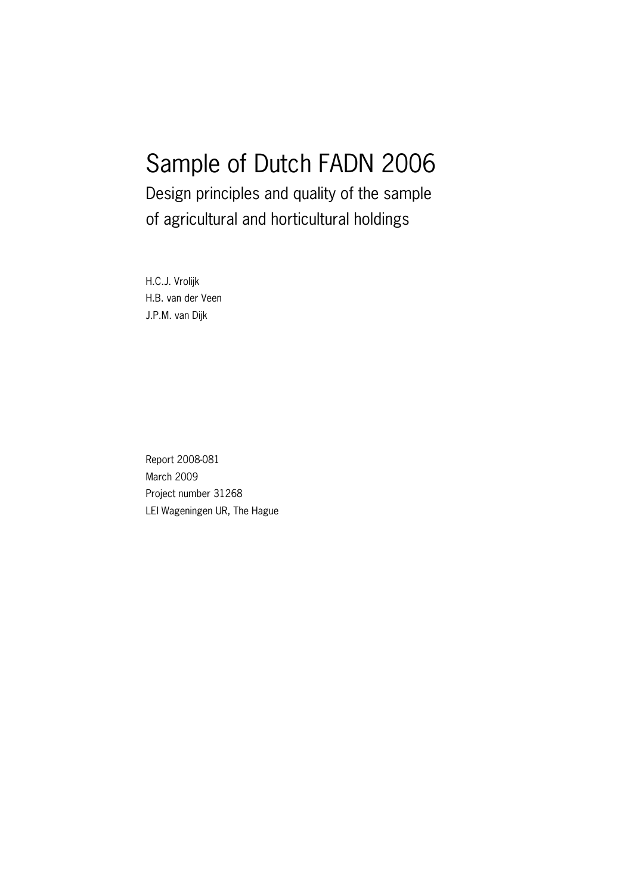# Sample of Dutch FADN 2006

## Design principles and quality of the sample of agricultural and horticultural holdings

H.C.J. Vrolijk
H.B. van der Veen
J.P.M. van Dijk

Report 2008-081
March 2009
Project number 31268
LEI Wageningen UR, The Hague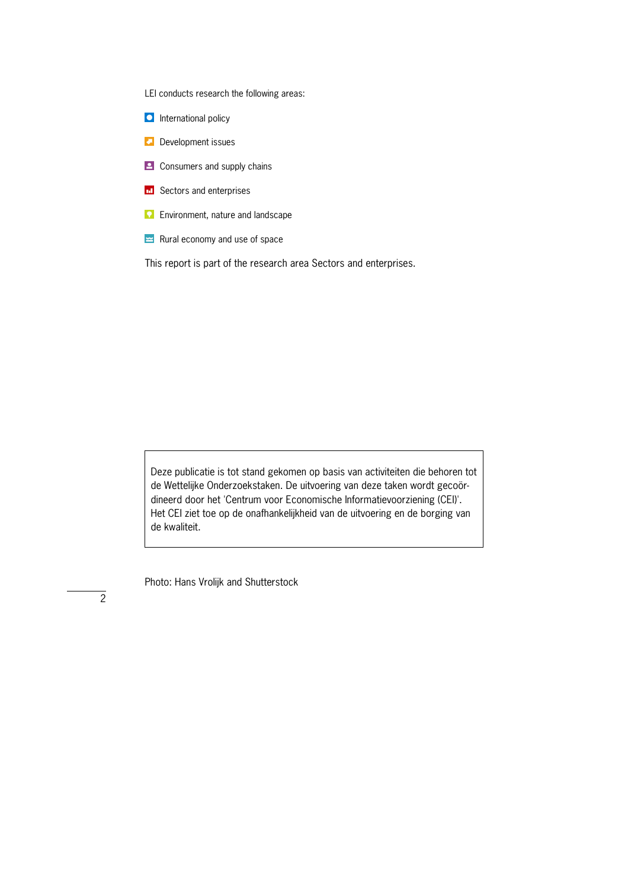LEI conducts research the following areas:

- International policy
- Development issues
- Consumers and supply chains
- Sectors and enterprises
- Environment, nature and landscape
- Rural economy and use of space

This report is part of the research area Sectors and enterprises.

Deze publicatie is tot stand gekomen op basis van activiteiten die behoren tot de Wettelijke Onderzoekstaken. De uitvoering van deze taken wordt gecoördineerd door het 'Centrum voor Economische Informatievoorziening (CEI)'. Het CEI ziet toe op de onafhankelijkheid van de uitvoering en de borging van de kwaliteit.

Photo: Hans Vrolijk and Shutterstock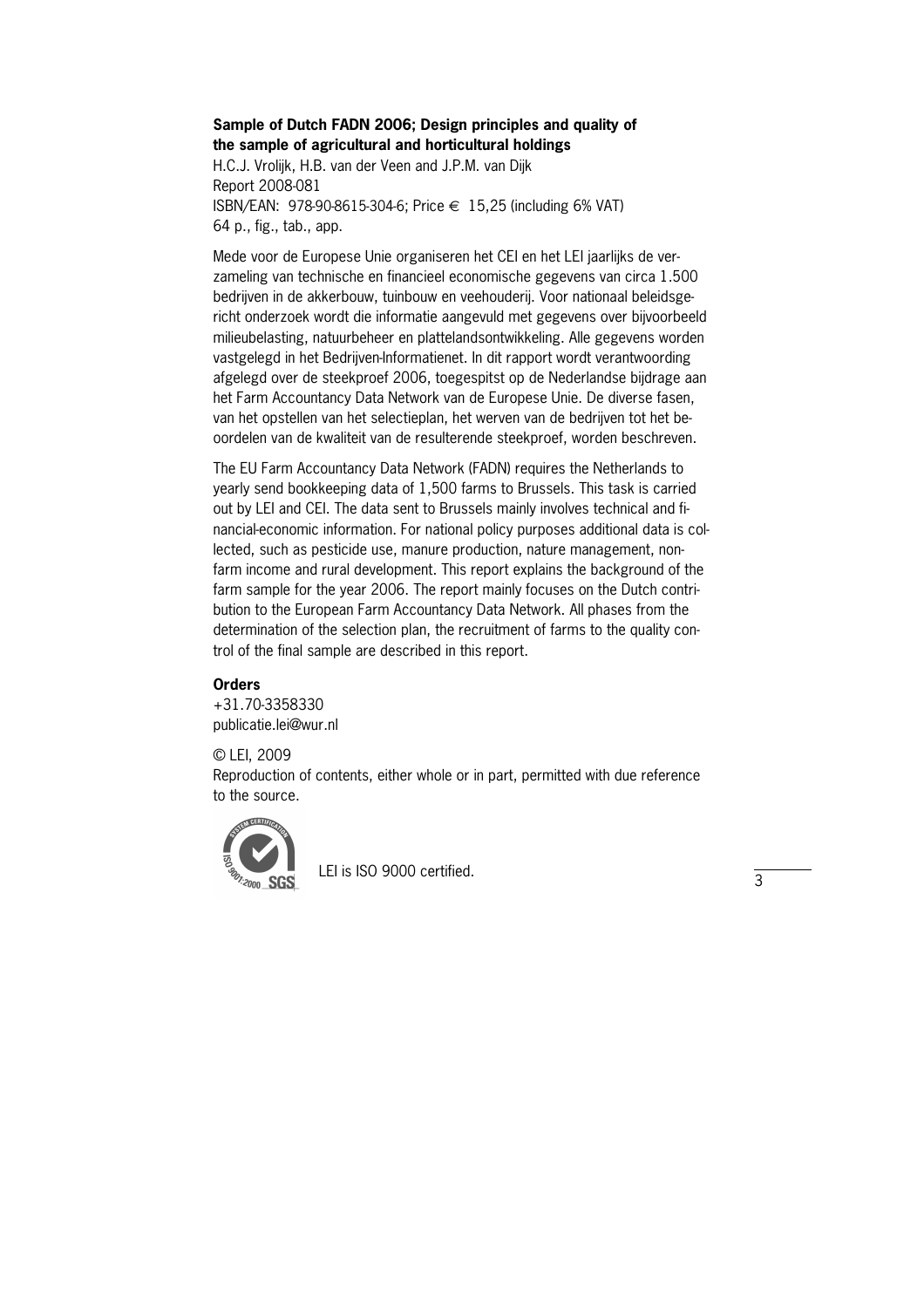**Sample of Dutch FADN 2006; Design principles and quality of the sample of agricultural and horticultural holdings**

H.C.J. Vrolijk, H.B. van der Veen and J.P.M. van Dijk
Report 2008-081
ISBN/EAN: 978-90-8615-304-6; Price € 15,25 (including 6% VAT)
64 p., fig., tab., app.

Mede voor de Europese Unie organiseren het CEI en het LEI jaarlijks de verzameling van technische en financieel economische gegevens van circa 1.500 bedrijven in de akkerbouw, tuinbouw en veehouderij. Voor nationaal beleidsgericht onderzoek wordt die informatie aangevuld met gegevens over bijvoorbeeld milieubelasting, natuurbeheer en plattelandsontwikkeling. Alle gegevens worden vastgelegd in het Bedrijven-Informatienet. In dit rapport wordt verantwoording afgelegd over de steekproef 2006, toegespitst op de Nederlandse bijdrage aan het Farm Accountancy Data Network van de Europese Unie. De diverse fasen, van het opstellen van het selectieplan, het werven van de bedrijven tot het beoordelen van de kwaliteit van de resulterende steekproef, worden beschreven.

The EU Farm Accountancy Data Network (FADN) requires the Netherlands to yearly send bookkeeping data of 1,500 farms to Brussels. This task is carried out by LEI and CEI. The data sent to Brussels mainly involves technical and financial-economic information. For national policy purposes additional data is collected, such as pesticide use, manure production, nature management, non-farm income and rural development. This report explains the background of the farm sample for the year 2006. The report mainly focuses on the Dutch contribution to the European Farm Accountancy Data Network. All phases from the determination of the selection plan, the recruitment of farms to the quality control of the final sample are described in this report.

**Orders**
+31.70-3358330
publicatie.lei@wur.nl

© LEI, 2009
Reproduction of contents, either whole or in part, permitted with due reference to the source.

LEI is ISO 9000 certified.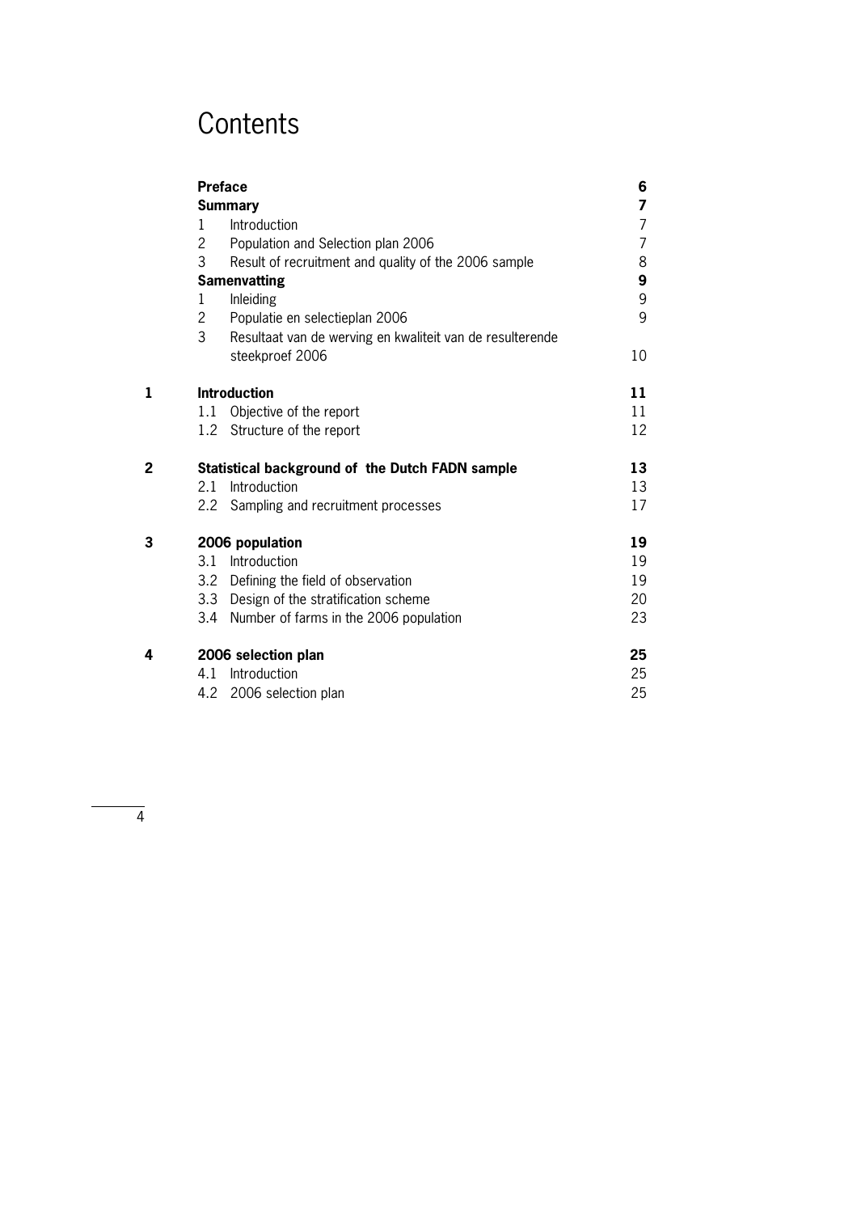# Contents

| | | |
|---|---|---|
| | **Preface** | **6** |
| | **Summary** | **7** |
| | 1 Introduction | 7 |
| | 2 Population and Selection plan 2006 | 7 |
| | 3 Result of recruitment and quality of the 2006 sample | 8 |
| | **Samenvatting** | **9** |
| | 1 Inleiding | 9 |
| | 2 Populatie en selectieplan 2006 | 9 |
| | 3 Resultaat van de werving en kwaliteit van de resulterende steekproef 2006 | 10 |
| **1** | **Introduction** | **11** |
| | 1.1 Objective of the report | 11 |
| | 1.2 Structure of the report | 12 |
| **2** | **Statistical background of the Dutch FADN sample** | **13** |
| | 2.1 Introduction | 13 |
| | 2.2 Sampling and recruitment processes | 17 |
| **3** | **2006 population** | **19** |
| | 3.1 Introduction | 19 |
| | 3.2 Defining the field of observation | 19 |
| | 3.3 Design of the stratification scheme | 20 |
| | 3.4 Number of farms in the 2006 population | 23 |
| **4** | **2006 selection plan** | **25** |
| | 4.1 Introduction | 25 |
| | 4.2 2006 selection plan | 25 |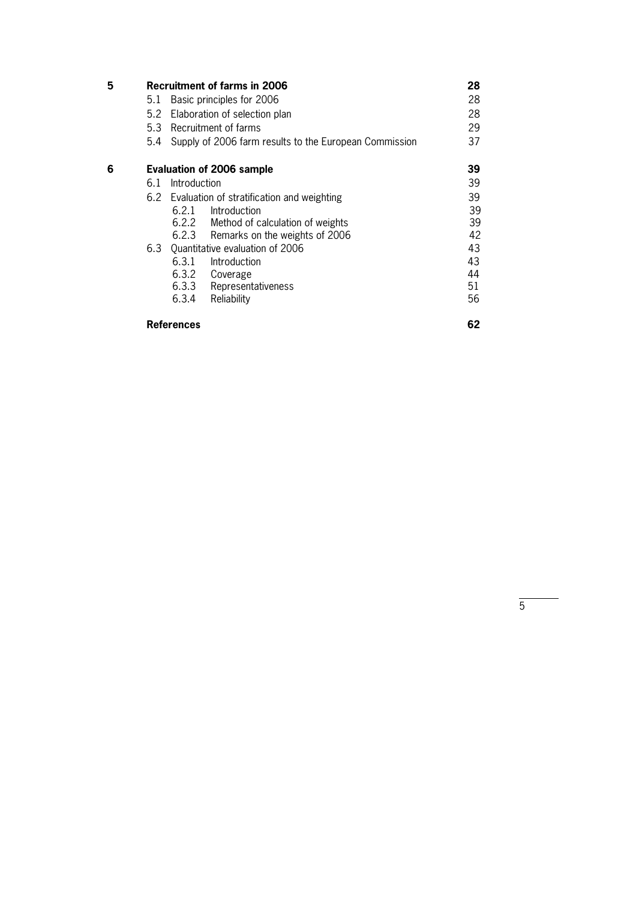| | | | |
|---|---|---|---|
| **5** | **Recruitment of farms in 2006** | | **28** |
| | 5.1 | Basic principles for 2006 | 28 |
| | 5.2 | Elaboration of selection plan | 28 |
| | 5.3 | Recruitment of farms | 29 |
| | 5.4 | Supply of 2006 farm results to the European Commission | 37 |
| **6** | **Evaluation of 2006 sample** | | **39** |
| | 6.1 | Introduction | 39 |
| | 6.2 | Evaluation of stratification and weighting | 39 |
| | | 6.2.1 Introduction | 39 |
| | | 6.2.2 Method of calculation of weights | 39 |
| | | 6.2.3 Remarks on the weights of 2006 | 42 |
| | 6.3 | Quantitative evaluation of 2006 | 43 |
| | | 6.3.1 Introduction | 43 |
| | | 6.3.2 Coverage | 44 |
| | | 6.3.3 Representativeness | 51 |
| | | 6.3.4 Reliability | 56 |
| | **References** | | **62** |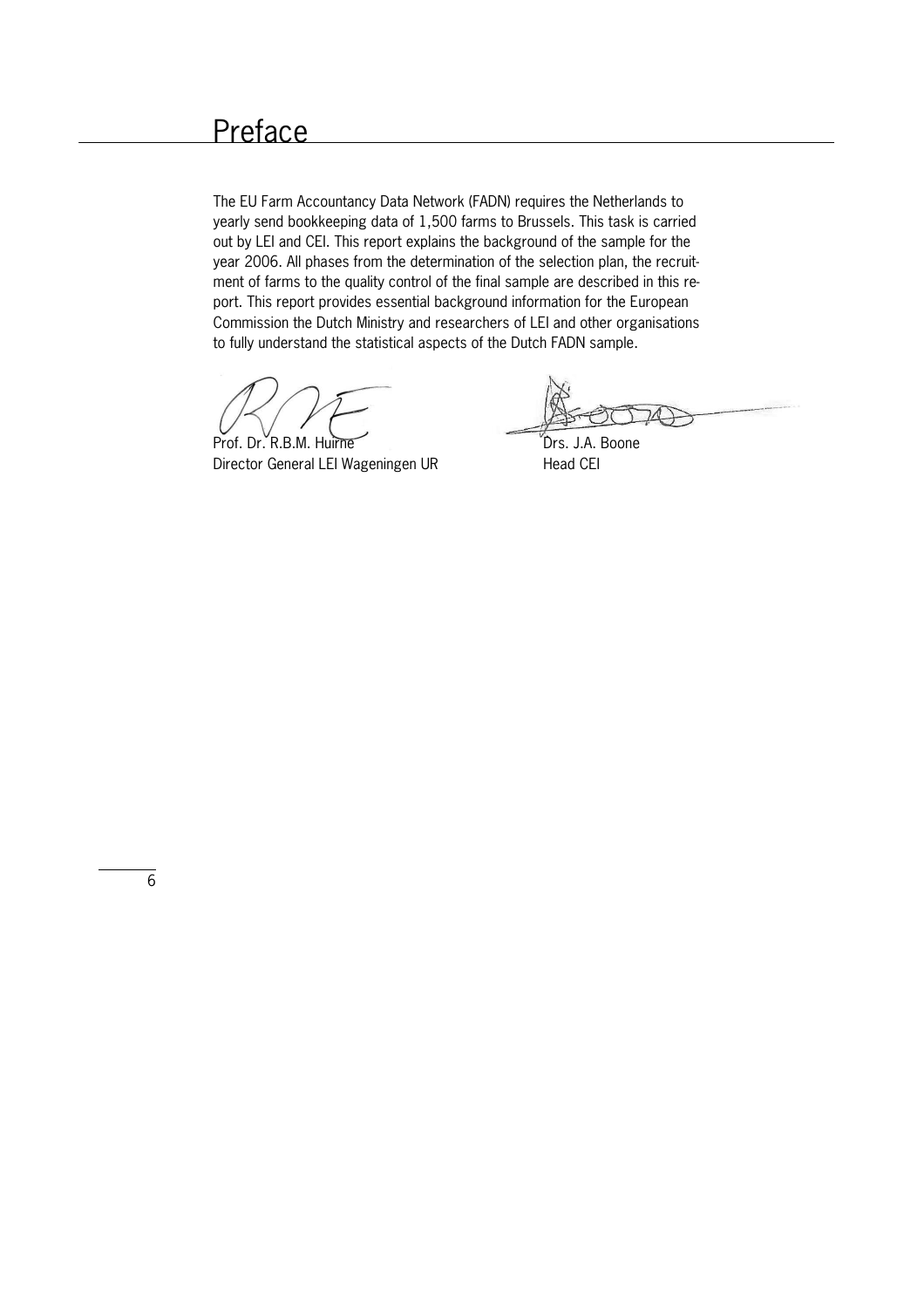# Preface

The EU Farm Accountancy Data Network (FADN) requires the Netherlands to yearly send bookkeeping data of 1,500 farms to Brussels. This task is carried out by LEI and CEI. This report explains the background of the sample for the year 2006. All phases from the determination of the selection plan, the recruitment of farms to the quality control of the final sample are described in this report. This report provides essential background information for the European Commission the Dutch Ministry and researchers of LEI and other organisations to fully understand the statistical aspects of the Dutch FADN sample.

Prof. Dr. R.B.M. Huirne
Director General LEI Wageningen UR

Drs. J.A. Boone
Head CEI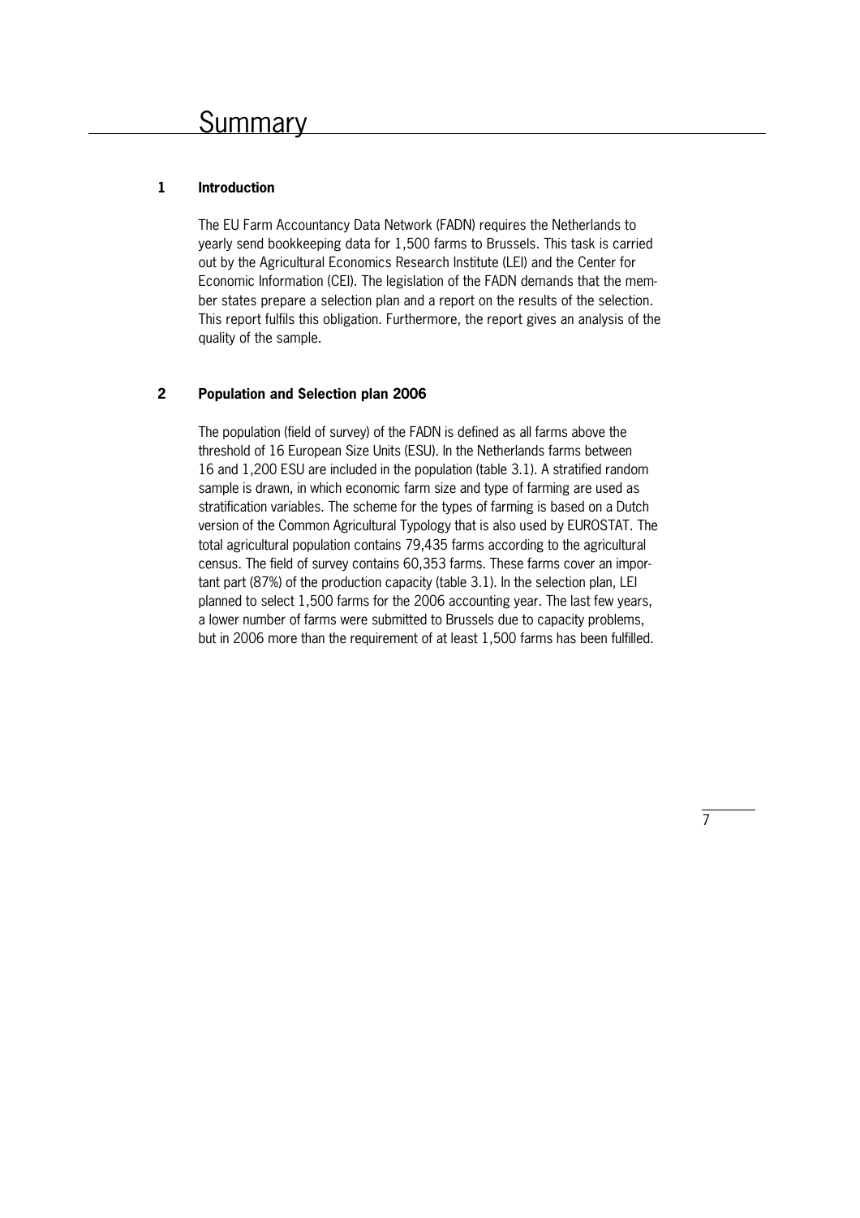# Summary

## 1 Introduction

The EU Farm Accountancy Data Network (FADN) requires the Netherlands to yearly send bookkeeping data for 1,500 farms to Brussels. This task is carried out by the Agricultural Economics Research Institute (LEI) and the Center for Economic Information (CEI). The legislation of the FADN demands that the member states prepare a selection plan and a report on the results of the selection. This report fulfils this obligation. Furthermore, the report gives an analysis of the quality of the sample.

## 2 Population and Selection plan 2006

The population (field of survey) of the FADN is defined as all farms above the threshold of 16 European Size Units (ESU). In the Netherlands farms between 16 and 1,200 ESU are included in the population (table 3.1). A stratified random sample is drawn, in which economic farm size and type of farming are used as stratification variables. The scheme for the types of farming is based on a Dutch version of the Common Agricultural Typology that is also used by EUROSTAT. The total agricultural population contains 79,435 farms according to the agricultural census. The field of survey contains 60,353 farms. These farms cover an important part (87%) of the production capacity (table 3.1). In the selection plan, LEI planned to select 1,500 farms for the 2006 accounting year. The last few years, a lower number of farms were submitted to Brussels due to capacity problems, but in 2006 more than the requirement of at least 1,500 farms has been fulfilled.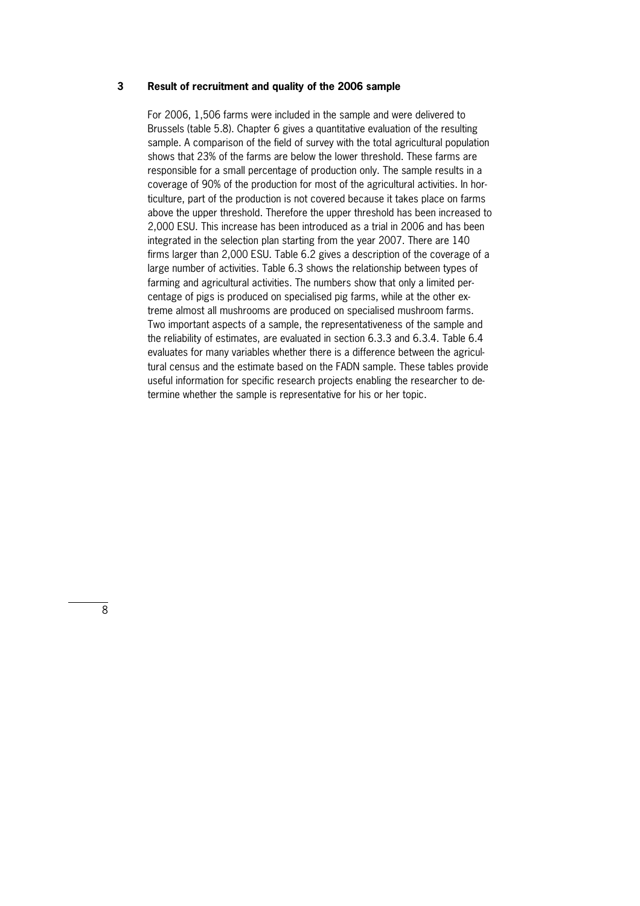# 3 Result of recruitment and quality of the 2006 sample

For 2006, 1,506 farms were included in the sample and were delivered to Brussels (table 5.8). Chapter 6 gives a quantitative evaluation of the resulting sample. A comparison of the field of survey with the total agricultural population shows that 23% of the farms are below the lower threshold. These farms are responsible for a small percentage of production only. The sample results in a coverage of 90% of the production for most of the agricultural activities. In horticulture, part of the production is not covered because it takes place on farms above the upper threshold. Therefore the upper threshold has been increased to 2,000 ESU. This increase has been introduced as a trial in 2006 and has been integrated in the selection plan starting from the year 2007. There are 140 firms larger than 2,000 ESU. Table 6.2 gives a description of the coverage of a large number of activities. Table 6.3 shows the relationship between types of farming and agricultural activities. The numbers show that only a limited percentage of pigs is produced on specialised pig farms, while at the other extreme almost all mushrooms are produced on specialised mushroom farms. Two important aspects of a sample, the representativeness of the sample and the reliability of estimates, are evaluated in section 6.3.3 and 6.3.4. Table 6.4 evaluates for many variables whether there is a difference between the agricultural census and the estimate based on the FADN sample. These tables provide useful information for specific research projects enabling the researcher to determine whether the sample is representative for his or her topic.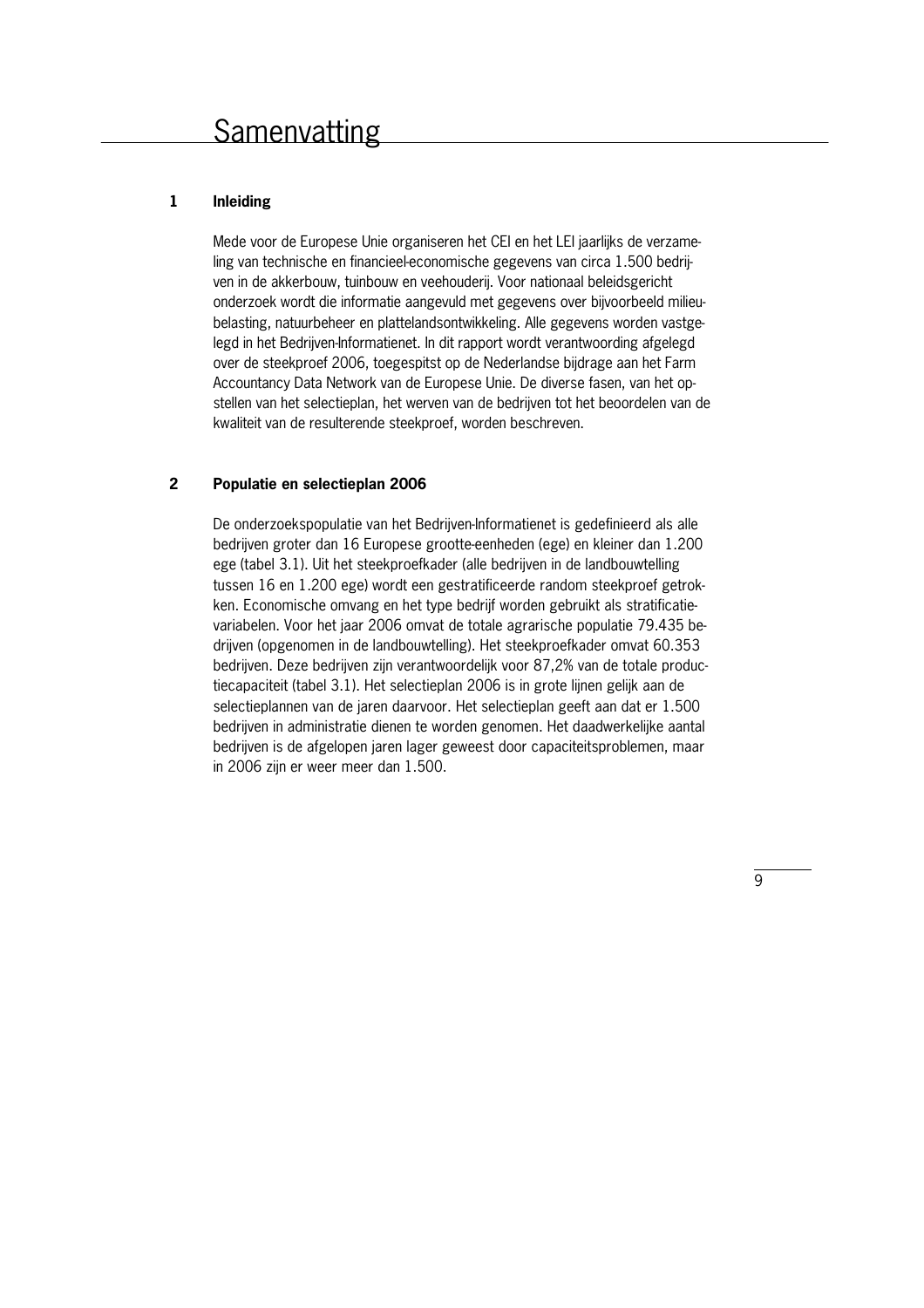# Samenvatting

## 1 Inleiding

Mede voor de Europese Unie organiseren het CEI en het LEI jaarlijks de verzameling van technische en financieel-economische gegevens van circa 1.500 bedrijven in de akkerbouw, tuinbouw en veehouderij. Voor nationaal beleidsgericht onderzoek wordt die informatie aangevuld met gegevens over bijvoorbeeld milieubelasting, natuurbeheer en plattelandsontwikkeling. Alle gegevens worden vastgelegd in het Bedrijven-Informatienet. In dit rapport wordt verantwoording afgelegd over de steekproef 2006, toegespitst op de Nederlandse bijdrage aan het Farm Accountancy Data Network van de Europese Unie. De diverse fasen, van het opstellen van het selectieplan, het werven van de bedrijven tot het beoordelen van de kwaliteit van de resulterende steekproef, worden beschreven.

## 2 Populatie en selectieplan 2006

De onderzoekspopulatie van het Bedrijven-Informatienet is gedefinieerd als alle bedrijven groter dan 16 Europese grootte-eenheden (ege) en kleiner dan 1.200 ege (tabel 3.1). Uit het steekproefkader (alle bedrijven in de landbouwtelling tussen 16 en 1.200 ege) wordt een gestratificeerde random steekproef getrokken. Economische omvang en het type bedrijf worden gebruikt als stratificatievariabelen. Voor het jaar 2006 omvat de totale agrarische populatie 79.435 bedrijven (opgenomen in de landbouwtelling). Het steekproefkader omvat 60.353 bedrijven. Deze bedrijven zijn verantwoordelijk voor 87,2% van de totale productiecapaciteit (tabel 3.1). Het selectieplan 2006 is in grote lijnen gelijk aan de selectieplannen van de jaren daarvoor. Het selectieplan geeft aan dat er 1.500 bedrijven in administratie dienen te worden genomen. Het daadwerkelijke aantal bedrijven is de afgelopen jaren lager geweest door capaciteitsproblemen, maar in 2006 zijn er weer meer dan 1.500.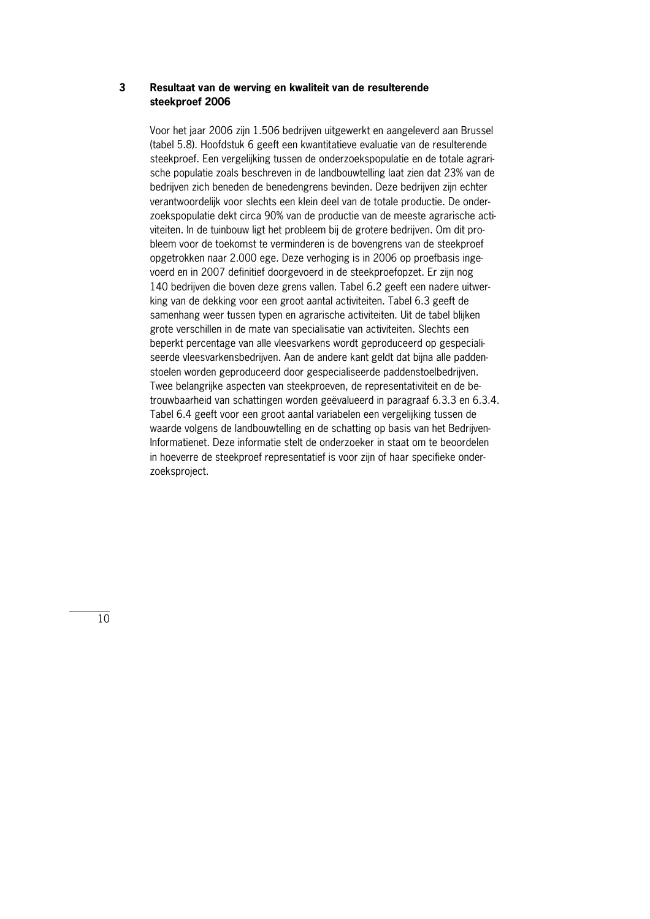## 3 Resultaat van de werving en kwaliteit van de resulterende steekproef 2006

Voor het jaar 2006 zijn 1.506 bedrijven uitgewerkt en aangeleverd aan Brussel (tabel 5.8). Hoofdstuk 6 geeft een kwantitatieve evaluatie van de resulterende steekproef. Een vergelijking tussen de onderzoekspopulatie en de totale agrarische populatie zoals beschreven in de landbouwtelling laat zien dat 23% van de bedrijven zich beneden de benedengrens bevinden. Deze bedrijven zijn echter verantwoordelijk voor slechts een klein deel van de totale productie. De onderzoekspopulatie dekt circa 90% van de productie van de meeste agrarische activiteiten. In de tuinbouw ligt het probleem bij de grotere bedrijven. Om dit probleem voor de toekomst te verminderen is de bovengrens van de steekproef opgetrokken naar 2.000 ege. Deze verhoging is in 2006 op proefbasis ingevoerd en in 2007 definitief doorgevoerd in de steekproefopzet. Er zijn nog 140 bedrijven die boven deze grens vallen. Tabel 6.2 geeft een nadere uitwerking van de dekking voor een groot aantal activiteiten. Tabel 6.3 geeft de samenhang weer tussen typen en agrarische activiteiten. Uit de tabel blijken grote verschillen in de mate van specialisatie van activiteiten. Slechts een beperkt percentage van alle vleesvarkens wordt geproduceerd op gespecialiseerde vleesvarkensbedrijven. Aan de andere kant geldt dat bijna alle paddenstoelen worden geproduceerd door gespecialiseerde paddenstoelbedrijven. Twee belangrijke aspecten van steekproeven, de representativiteit en de betrouwbaarheid van schattingen worden geëvalueerd in paragraaf 6.3.3 en 6.3.4. Tabel 6.4 geeft voor een groot aantal variabelen een vergelijking tussen de waarde volgens de landbouwtelling en de schatting op basis van het Bedrijven-Informatienet. Deze informatie stelt de onderzoeker in staat om te beoordelen in hoeverre de steekproef representatief is voor zijn of haar specifieke onderzoeksproject.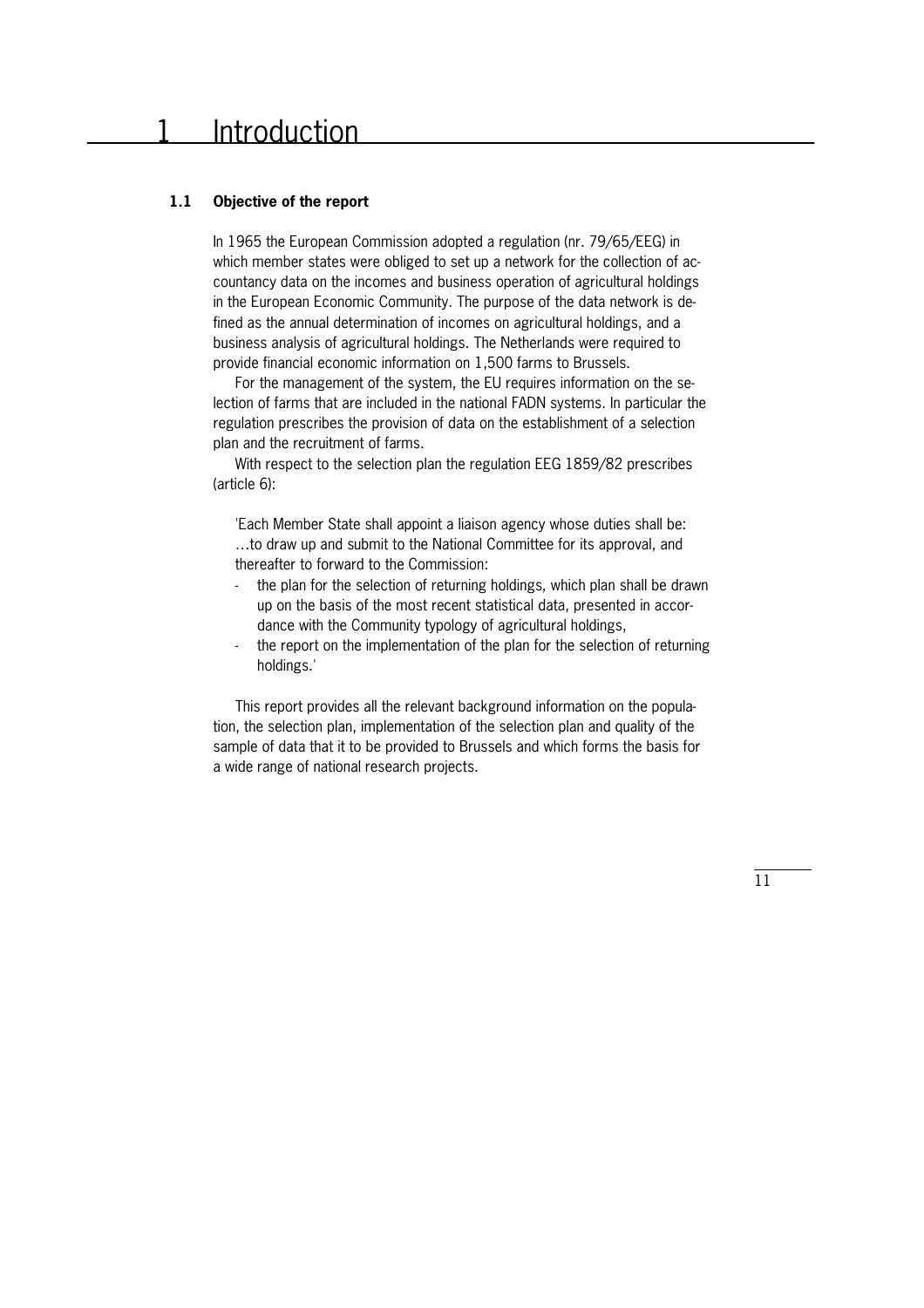# 1 Introduction

## 1.1 Objective of the report

In 1965 the European Commission adopted a regulation (nr. 79/65/EEG) in which member states were obliged to set up a network for the collection of accountancy data on the incomes and business operation of agricultural holdings in the European Economic Community. The purpose of the data network is defined as the annual determination of incomes on agricultural holdings, and a business analysis of agricultural holdings. The Netherlands were required to provide financial economic information on 1,500 farms to Brussels.

For the management of the system, the EU requires information on the selection of farms that are included in the national FADN systems. In particular the regulation prescribes the provision of data on the establishment of a selection plan and the recruitment of farms.

With respect to the selection plan the regulation EEG 1859/82 prescribes (article 6):

'Each Member State shall appoint a liaison agency whose duties shall be: …to draw up and submit to the National Committee for its approval, and thereafter to forward to the Commission:

- the plan for the selection of returning holdings, which plan shall be drawn up on the basis of the most recent statistical data, presented in accordance with the Community typology of agricultural holdings,
- the report on the implementation of the plan for the selection of returning holdings.'

This report provides all the relevant background information on the population, the selection plan, implementation of the selection plan and quality of the sample of data that it to be provided to Brussels and which forms the basis for a wide range of national research projects.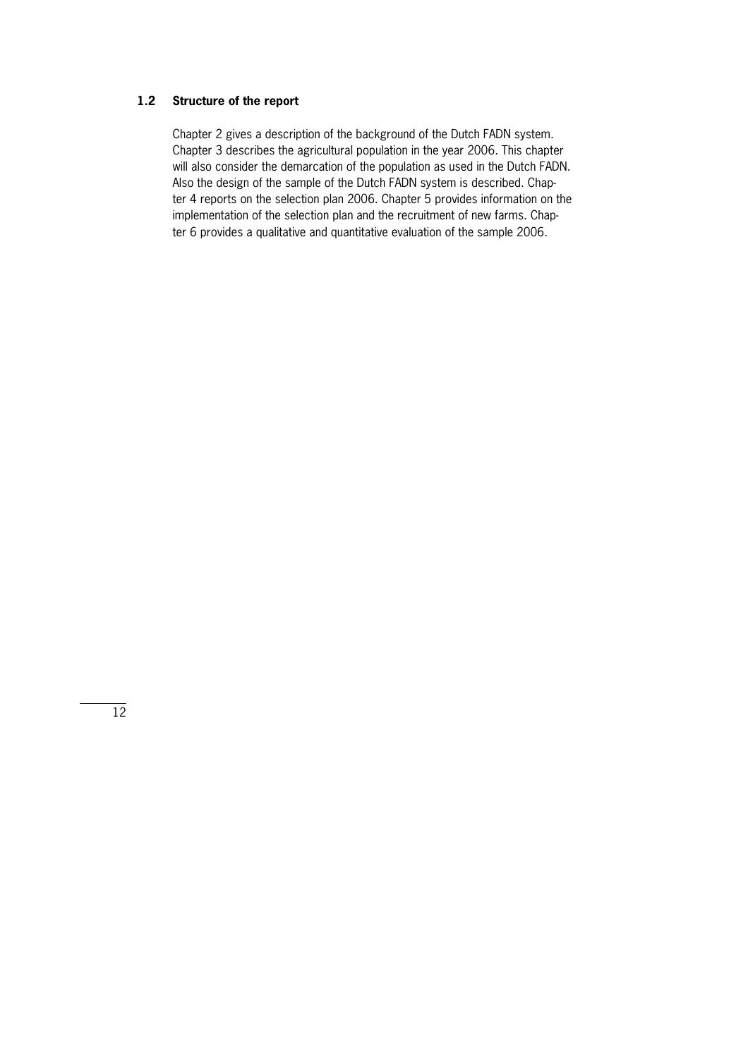## 1.2 Structure of the report

Chapter 2 gives a description of the background of the Dutch FADN system. Chapter 3 describes the agricultural population in the year 2006. This chapter will also consider the demarcation of the population as used in the Dutch FADN. Also the design of the sample of the Dutch FADN system is described. Chapter 4 reports on the selection plan 2006. Chapter 5 provides information on the implementation of the selection plan and the recruitment of new farms. Chapter 6 provides a qualitative and quantitative evaluation of the sample 2006.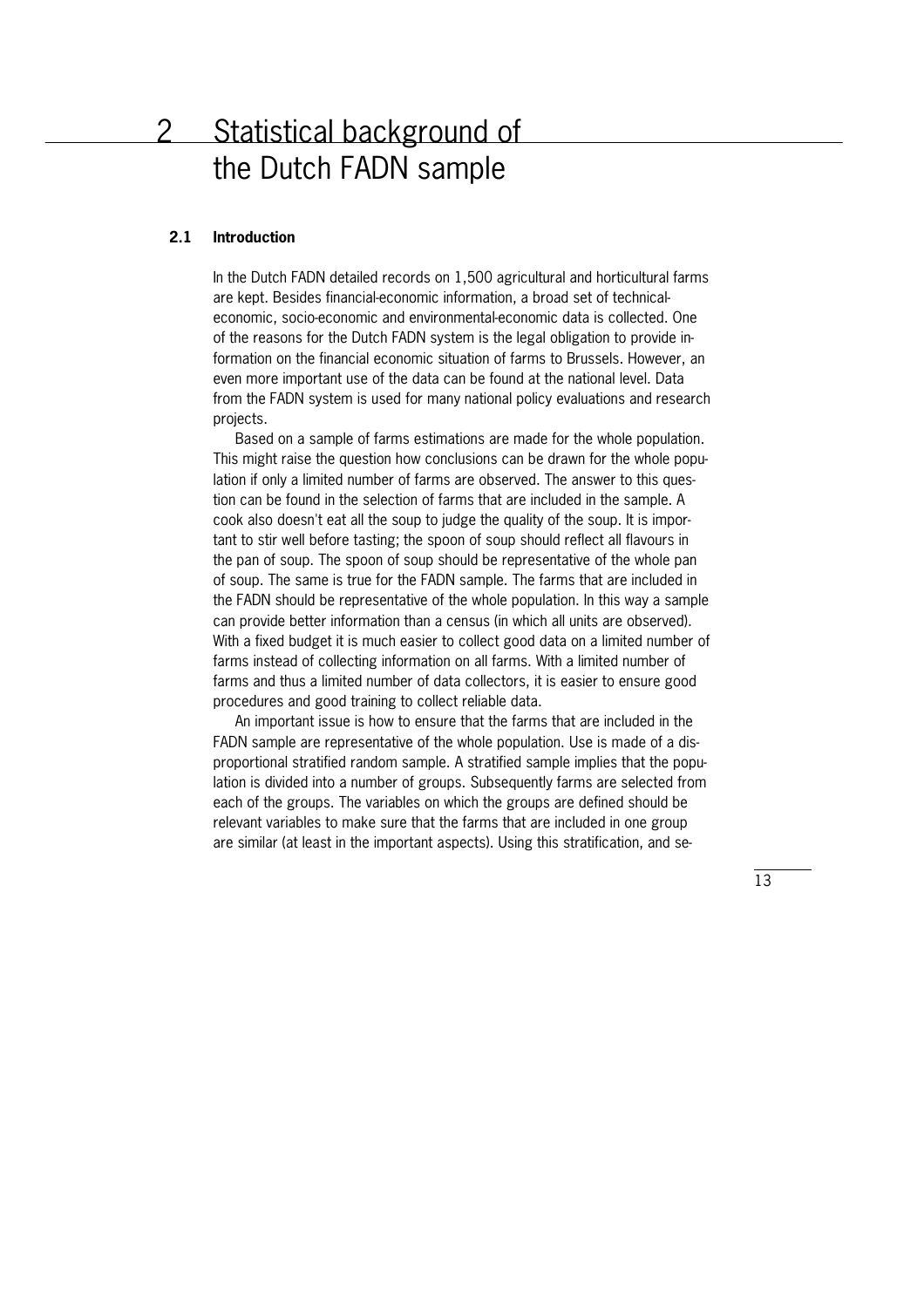# 2 Statistical background of the Dutch FADN sample

## 2.1 Introduction

In the Dutch FADN detailed records on 1,500 agricultural and horticultural farms are kept. Besides financial-economic information, a broad set of technical-economic, socio-economic and environmental-economic data is collected. One of the reasons for the Dutch FADN system is the legal obligation to provide information on the financial economic situation of farms to Brussels. However, an even more important use of the data can be found at the national level. Data from the FADN system is used for many national policy evaluations and research projects.

Based on a sample of farms estimations are made for the whole population. This might raise the question how conclusions can be drawn for the whole population if only a limited number of farms are observed. The answer to this question can be found in the selection of farms that are included in the sample. A cook also doesn't eat all the soup to judge the quality of the soup. It is important to stir well before tasting; the spoon of soup should reflect all flavours in the pan of soup. The spoon of soup should be representative of the whole pan of soup. The same is true for the FADN sample. The farms that are included in the FADN should be representative of the whole population. In this way a sample can provide better information than a census (in which all units are observed). With a fixed budget it is much easier to collect good data on a limited number of farms instead of collecting information on all farms. With a limited number of farms and thus a limited number of data collectors, it is easier to ensure good procedures and good training to collect reliable data.

An important issue is how to ensure that the farms that are included in the FADN sample are representative of the whole population. Use is made of a disproportional stratified random sample. A stratified sample implies that the population is divided into a number of groups. Subsequently farms are selected from each of the groups. The variables on which the groups are defined should be relevant variables to make sure that the farms that are included in one group are similar (at least in the important aspects). Using this stratification, and se-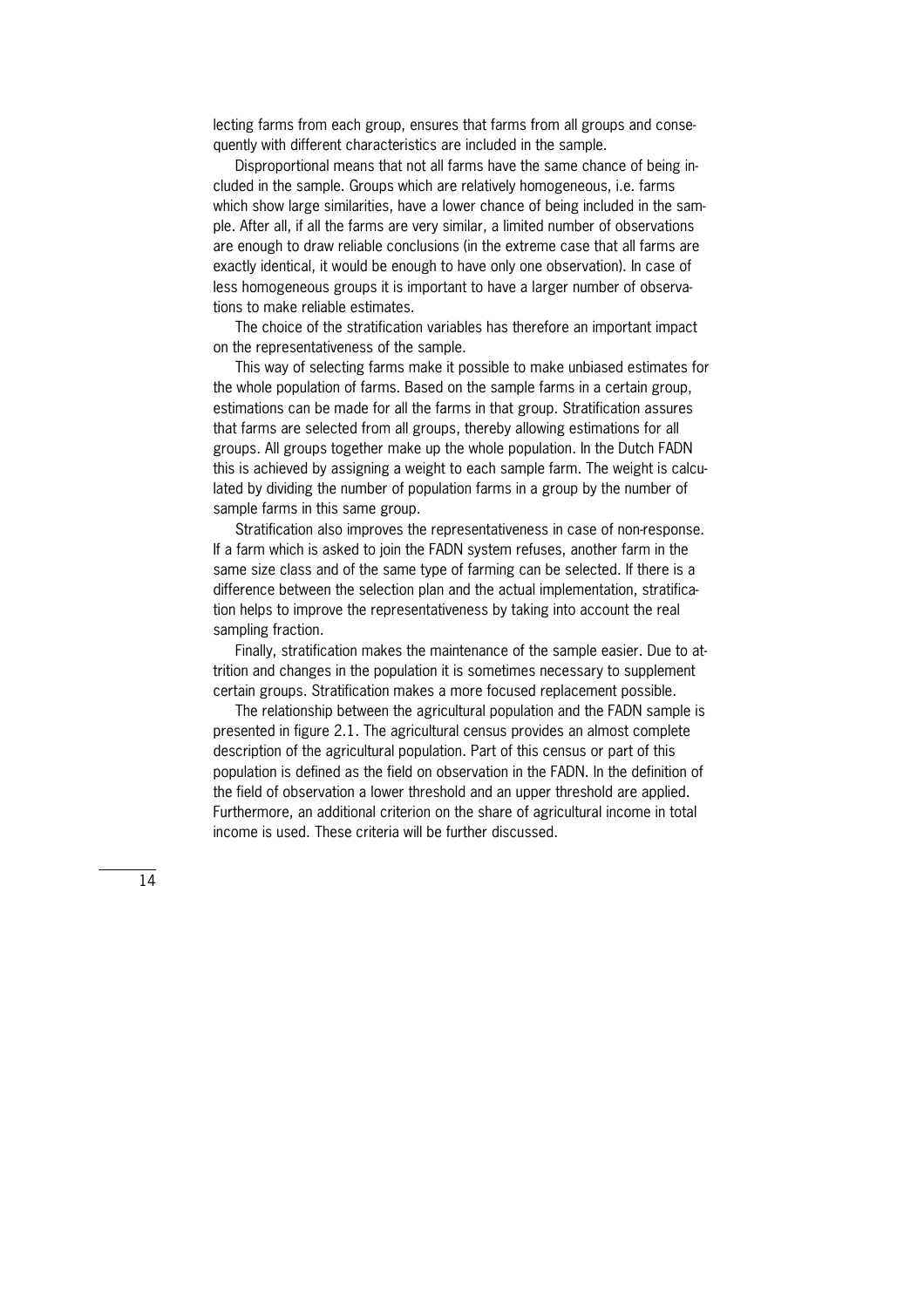lecting farms from each group, ensures that farms from all groups and consequently with different characteristics are included in the sample.

Disproportional means that not all farms have the same chance of being included in the sample. Groups which are relatively homogeneous, i.e. farms which show large similarities, have a lower chance of being included in the sample. After all, if all the farms are very similar, a limited number of observations are enough to draw reliable conclusions (in the extreme case that all farms are exactly identical, it would be enough to have only one observation). In case of less homogeneous groups it is important to have a larger number of observations to make reliable estimates.

The choice of the stratification variables has therefore an important impact on the representativeness of the sample.

This way of selecting farms make it possible to make unbiased estimates for the whole population of farms. Based on the sample farms in a certain group, estimations can be made for all the farms in that group. Stratification assures that farms are selected from all groups, thereby allowing estimations for all groups. All groups together make up the whole population. In the Dutch FADN this is achieved by assigning a weight to each sample farm. The weight is calculated by dividing the number of population farms in a group by the number of sample farms in this same group.

Stratification also improves the representativeness in case of non-response. If a farm which is asked to join the FADN system refuses, another farm in the same size class and of the same type of farming can be selected. If there is a difference between the selection plan and the actual implementation, stratification helps to improve the representativeness by taking into account the real sampling fraction.

Finally, stratification makes the maintenance of the sample easier. Due to attrition and changes in the population it is sometimes necessary to supplement certain groups. Stratification makes a more focused replacement possible.

The relationship between the agricultural population and the FADN sample is presented in figure 2.1. The agricultural census provides an almost complete description of the agricultural population. Part of this census or part of this population is defined as the field on observation in the FADN. In the definition of the field of observation a lower threshold and an upper threshold are applied. Furthermore, an additional criterion on the share of agricultural income in total income is used. These criteria will be further discussed.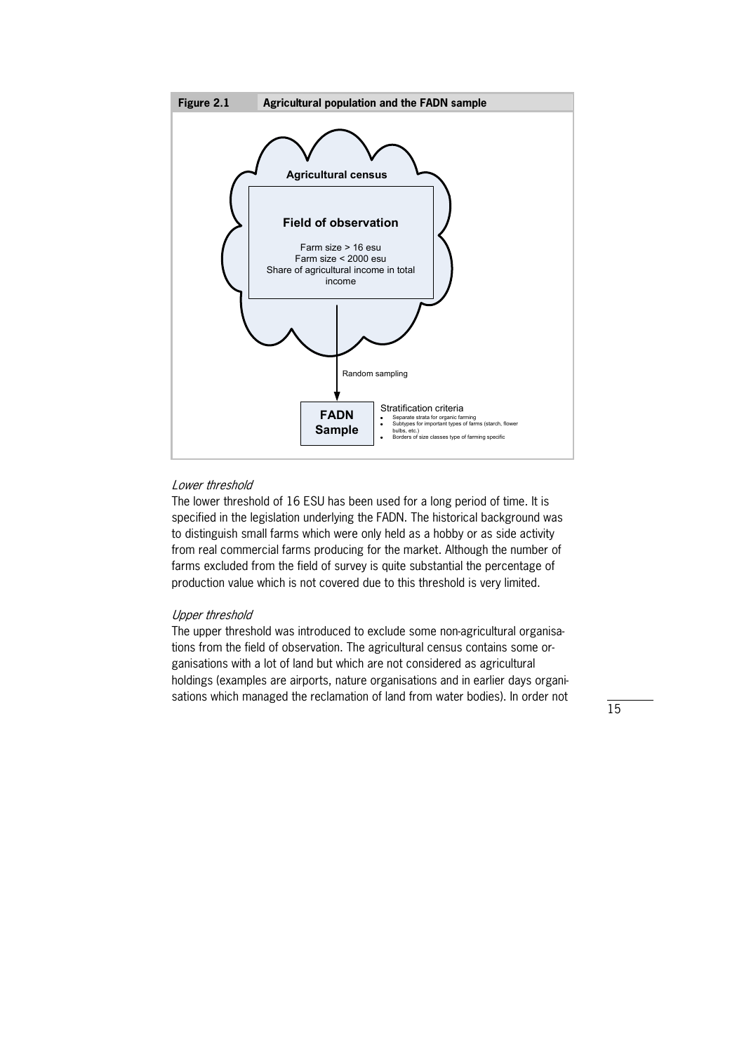**Figure 2.1** **Agricultural population and the FADN sample**

Agricultural census

**Field of observation**

Farm size > 16 esu
Farm size < 2000 esu
Share of agricultural income in total income

Random sampling

**FADN Sample**

Stratification criteria

- Separate strata for organic farming
- Subtypes for important types of farms (starch, flower bulbs, etc.)
- Borders of size classes type of farming specific

*Lower threshold*

The lower threshold of 16 ESU has been used for a long period of time. It is specified in the legislation underlying the FADN. The historical background was to distinguish small farms which were only held as a hobby or as side activity from real commercial farms producing for the market. Although the number of farms excluded from the field of survey is quite substantial the percentage of production value which is not covered due to this threshold is very limited.

*Upper threshold*

The upper threshold was introduced to exclude some non-agricultural organisations from the field of observation. The agricultural census contains some organisations with a lot of land but which are not considered as agricultural holdings (examples are airports, nature organisations and in earlier days organisations which managed the reclamation of land from water bodies). In order not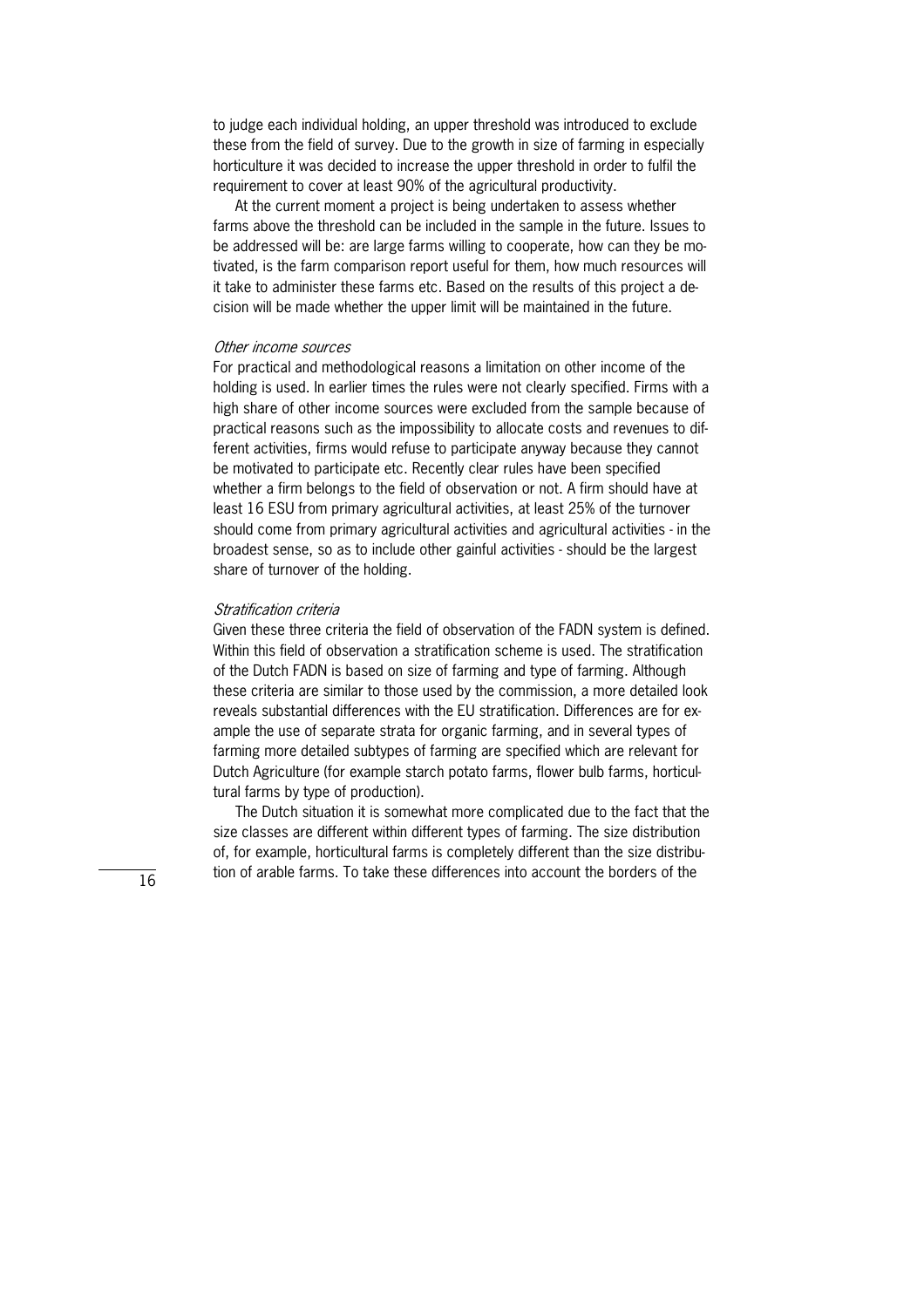to judge each individual holding, an upper threshold was introduced to exclude these from the field of survey. Due to the growth in size of farming in especially horticulture it was decided to increase the upper threshold in order to fulfil the requirement to cover at least 90% of the agricultural productivity.

At the current moment a project is being undertaken to assess whether farms above the threshold can be included in the sample in the future. Issues to be addressed will be: are large farms willing to cooperate, how can they be motivated, is the farm comparison report useful for them, how much resources will it take to administer these farms etc. Based on the results of this project a decision will be made whether the upper limit will be maintained in the future.

*Other income sources*

For practical and methodological reasons a limitation on other income of the holding is used. In earlier times the rules were not clearly specified. Firms with a high share of other income sources were excluded from the sample because of practical reasons such as the impossibility to allocate costs and revenues to different activities, firms would refuse to participate anyway because they cannot be motivated to participate etc. Recently clear rules have been specified whether a firm belongs to the field of observation or not. A firm should have at least 16 ESU from primary agricultural activities, at least 25% of the turnover should come from primary agricultural activities and agricultural activities - in the broadest sense, so as to include other gainful activities - should be the largest share of turnover of the holding.

*Stratification criteria*

Given these three criteria the field of observation of the FADN system is defined. Within this field of observation a stratification scheme is used. The stratification of the Dutch FADN is based on size of farming and type of farming. Although these criteria are similar to those used by the commission, a more detailed look reveals substantial differences with the EU stratification. Differences are for example the use of separate strata for organic farming, and in several types of farming more detailed subtypes of farming are specified which are relevant for Dutch Agriculture (for example starch potato farms, flower bulb farms, horticultural farms by type of production).

The Dutch situation it is somewhat more complicated due to the fact that the size classes are different within different types of farming. The size distribution of, for example, horticultural farms is completely different than the size distribution of arable farms. To take these differences into account the borders of the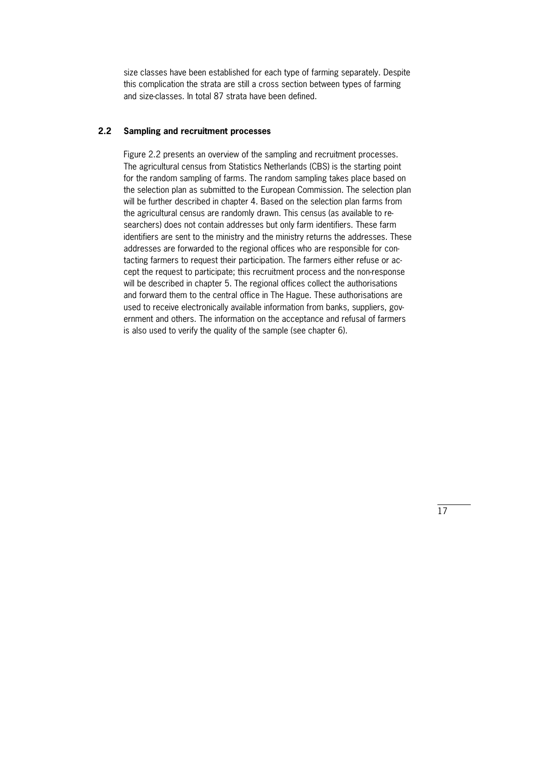size classes have been established for each type of farming separately. Despite this complication the strata are still a cross section between types of farming and size-classes. In total 87 strata have been defined.

## 2.2 Sampling and recruitment processes

Figure 2.2 presents an overview of the sampling and recruitment processes. The agricultural census from Statistics Netherlands (CBS) is the starting point for the random sampling of farms. The random sampling takes place based on the selection plan as submitted to the European Commission. The selection plan will be further described in chapter 4. Based on the selection plan farms from the agricultural census are randomly drawn. This census (as available to researchers) does not contain addresses but only farm identifiers. These farm identifiers are sent to the ministry and the ministry returns the addresses. These addresses are forwarded to the regional offices who are responsible for contacting farmers to request their participation. The farmers either refuse or accept the request to participate; this recruitment process and the non-response will be described in chapter 5. The regional offices collect the authorisations and forward them to the central office in The Hague. These authorisations are used to receive electronically available information from banks, suppliers, government and others. The information on the acceptance and refusal of farmers is also used to verify the quality of the sample (see chapter 6).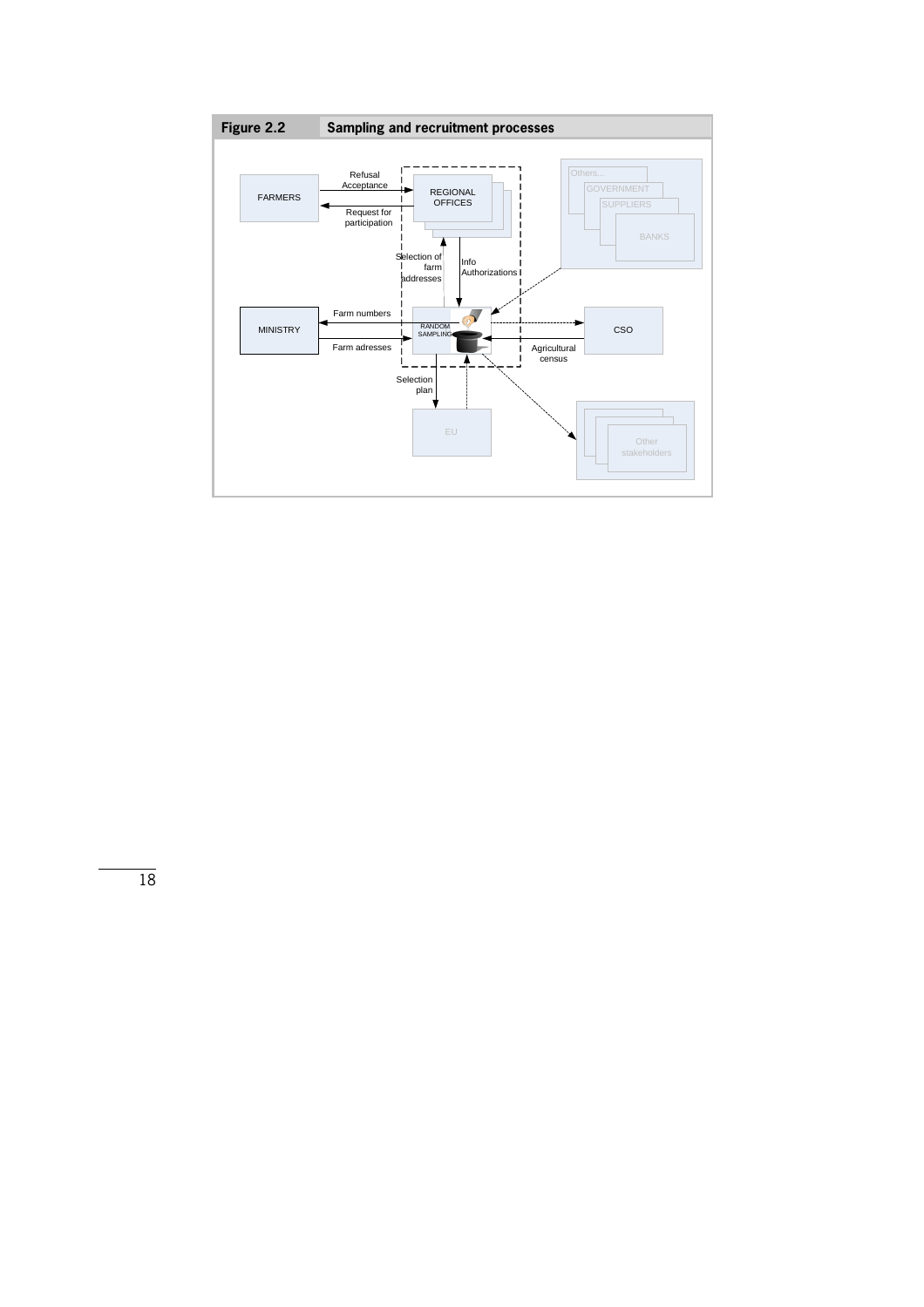**Figure 2.2 Sampling and recruitment processes**

FARMERS

Refusal
Acceptance

Request for participation

REGIONAL OFFICES

Others...
GOVERNMENT
SUPPLIERS
BANKS

Selection of farm addresses

Info
Authorizations

MINISTRY

Farm numbers

Farm adresses

RANDOM SAMPLING

CSO

Agricultural census

Selection plan

EU

Other stakeholders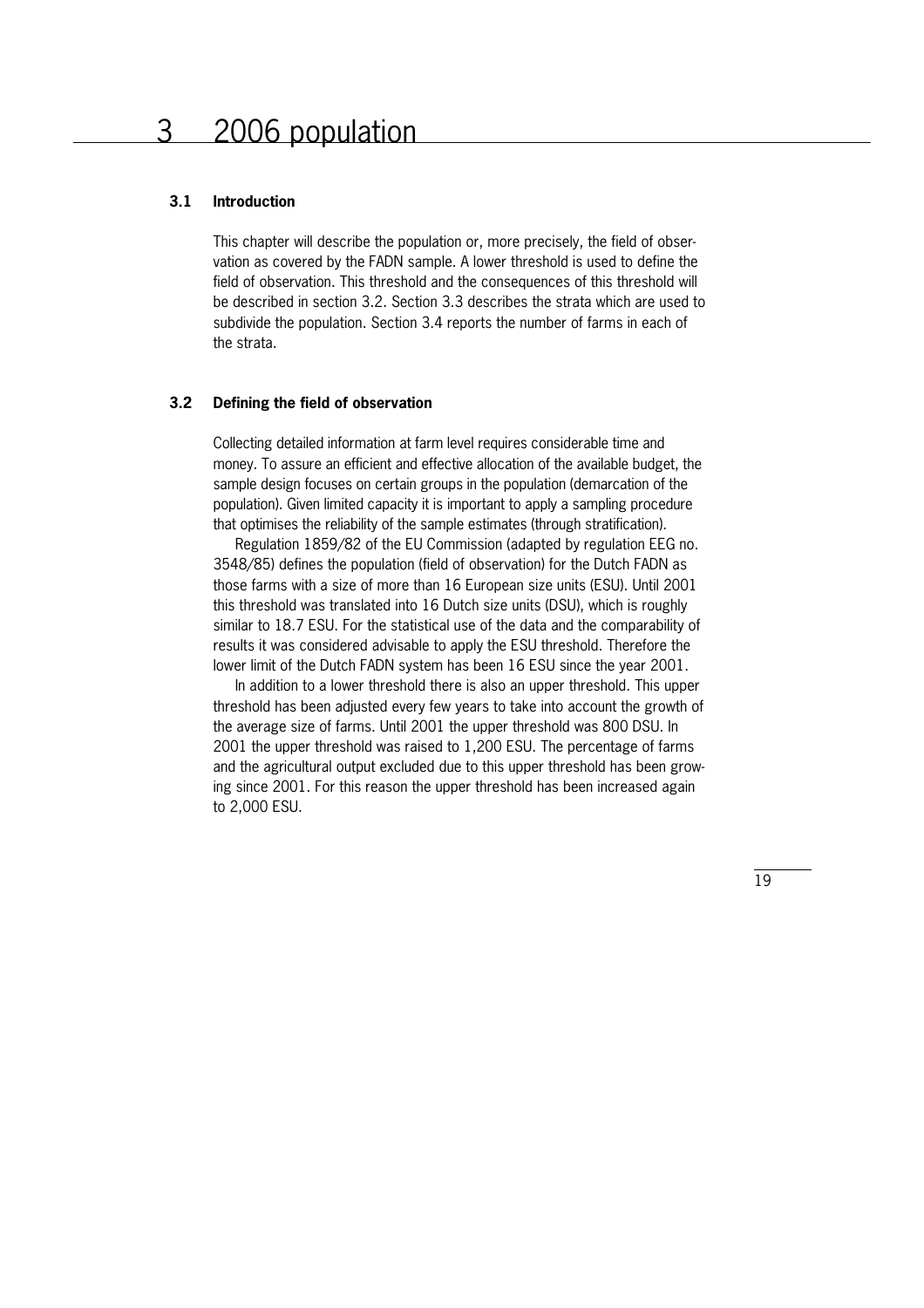# 3 2006 population

## 3.1 Introduction

This chapter will describe the population or, more precisely, the field of observation as covered by the FADN sample. A lower threshold is used to define the field of observation. This threshold and the consequences of this threshold will be described in section 3.2. Section 3.3 describes the strata which are used to subdivide the population. Section 3.4 reports the number of farms in each of the strata.

## 3.2 Defining the field of observation

Collecting detailed information at farm level requires considerable time and money. To assure an efficient and effective allocation of the available budget, the sample design focuses on certain groups in the population (demarcation of the population). Given limited capacity it is important to apply a sampling procedure that optimises the reliability of the sample estimates (through stratification).

Regulation 1859/82 of the EU Commission (adapted by regulation EEG no. 3548/85) defines the population (field of observation) for the Dutch FADN as those farms with a size of more than 16 European size units (ESU). Until 2001 this threshold was translated into 16 Dutch size units (DSU), which is roughly similar to 18.7 ESU. For the statistical use of the data and the comparability of results it was considered advisable to apply the ESU threshold. Therefore the lower limit of the Dutch FADN system has been 16 ESU since the year 2001.

In addition to a lower threshold there is also an upper threshold. This upper threshold has been adjusted every few years to take into account the growth of the average size of farms. Until 2001 the upper threshold was 800 DSU. In 2001 the upper threshold was raised to 1,200 ESU. The percentage of farms and the agricultural output excluded due to this upper threshold has been growing since 2001. For this reason the upper threshold has been increased again to 2,000 ESU.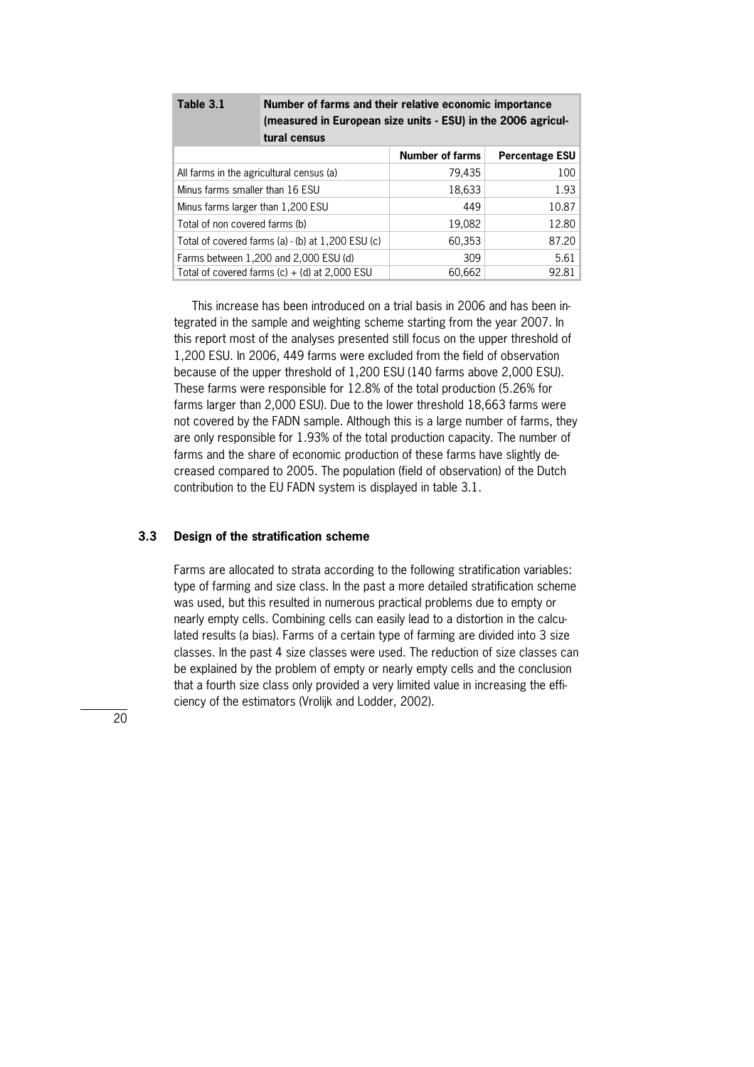**Table 3.1** **Number of farms and their relative economic importance (measured in European size units - ESU) in the 2006 agricultural census**

| | Number of farms | Percentage ESU |
|---|---|---|
| All farms in the agricultural census (a) | 79,435 | 100 |
| Minus farms smaller than 16 ESU | 18,633 | 1.93 |
| Minus farms larger than 1,200 ESU | 449 | 10.87 |
| Total of non covered farms (b) | 19,082 | 12.80 |
| Total of covered farms (a) - (b) at 1,200 ESU (c) | 60,353 | 87.20 |
| Farms between 1,200 and 2,000 ESU (d) | 309 | 5.61 |
| Total of covered farms (c) + (d) at 2,000 ESU | 60,662 | 92.81 |

This increase has been introduced on a trial basis in 2006 and has been integrated in the sample and weighting scheme starting from the year 2007. In this report most of the analyses presented still focus on the upper threshold of 1,200 ESU. In 2006, 449 farms were excluded from the field of observation because of the upper threshold of 1,200 ESU (140 farms above 2,000 ESU). These farms were responsible for 12.8% of the total production (5.26% for farms larger than 2,000 ESU). Due to the lower threshold 18,663 farms were not covered by the FADN sample. Although this is a large number of farms, they are only responsible for 1.93% of the total production capacity. The number of farms and the share of economic production of these farms have slightly decreased compared to 2005. The population (field of observation) of the Dutch contribution to the EU FADN system is displayed in table 3.1.

### 3.3 Design of the stratification scheme

Farms are allocated to strata according to the following stratification variables: type of farming and size class. In the past a more detailed stratification scheme was used, but this resulted in numerous practical problems due to empty or nearly empty cells. Combining cells can easily lead to a distortion in the calculated results (a bias). Farms of a certain type of farming are divided into 3 size classes. In the past 4 size classes were used. The reduction of size classes can be explained by the problem of empty or nearly empty cells and the conclusion that a fourth size class only provided a very limited value in increasing the efficiency of the estimators (Vrolijk and Lodder, 2002).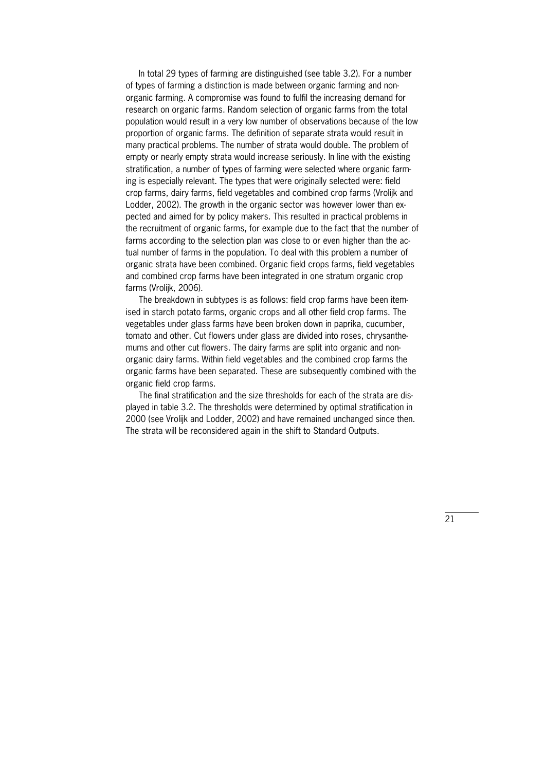In total 29 types of farming are distinguished (see table 3.2). For a number of types of farming a distinction is made between organic farming and non-organic farming. A compromise was found to fulfil the increasing demand for research on organic farms. Random selection of organic farms from the total population would result in a very low number of observations because of the low proportion of organic farms. The definition of separate strata would result in many practical problems. The number of strata would double. The problem of empty or nearly empty strata would increase seriously. In line with the existing stratification, a number of types of farming were selected where organic farming is especially relevant. The types that were originally selected were: field crop farms, dairy farms, field vegetables and combined crop farms (Vrolijk and Lodder, 2002). The growth in the organic sector was however lower than expected and aimed for by policy makers. This resulted in practical problems in the recruitment of organic farms, for example due to the fact that the number of farms according to the selection plan was close to or even higher than the actual number of farms in the population. To deal with this problem a number of organic strata have been combined. Organic field crops farms, field vegetables and combined crop farms have been integrated in one stratum organic crop farms (Vrolijk, 2006).

The breakdown in subtypes is as follows: field crop farms have been itemised in starch potato farms, organic crops and all other field crop farms. The vegetables under glass farms have been broken down in paprika, cucumber, tomato and other. Cut flowers under glass are divided into roses, chrysanthemums and other cut flowers. The dairy farms are split into organic and non-organic dairy farms. Within field vegetables and the combined crop farms the organic farms have been separated. These are subsequently combined with the organic field crop farms.

The final stratification and the size thresholds for each of the strata are displayed in table 3.2. The thresholds were determined by optimal stratification in 2000 (see Vrolijk and Lodder, 2002) and have remained unchanged since then. The strata will be reconsidered again in the shift to Standard Outputs.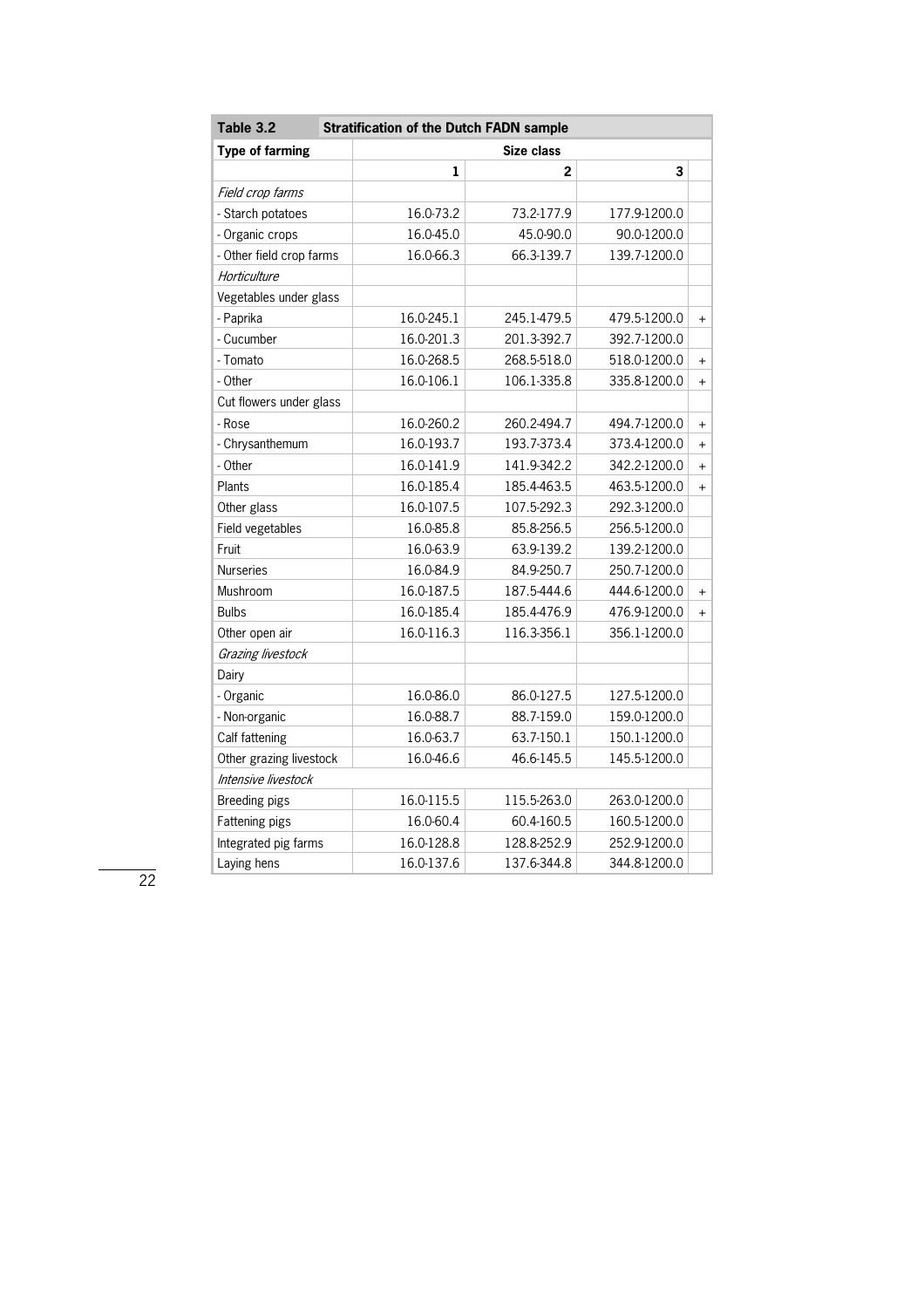| Table 3.2 | Stratification of the Dutch FADN sample | | | |
|---|---|---|---|---|
| **Type of farming** | **Size class** | | | |
| | **1** | **2** | **3** | |
| *Field crop farms* | | | | |
| - Starch potatoes | 16.0-73.2 | 73.2-177.9 | 177.9-1200.0 | |
| - Organic crops | 16.0-45.0 | 45.0-90.0 | 90.0-1200.0 | |
| - Other field crop farms | 16.0-66.3 | 66.3-139.7 | 139.7-1200.0 | |
| *Horticulture* | | | | |
| Vegetables under glass | | | | |
| - Paprika | 16.0-245.1 | 245.1-479.5 | 479.5-1200.0 | + |
| - Cucumber | 16.0-201.3 | 201.3-392.7 | 392.7-1200.0 | |
| - Tomato | 16.0-268.5 | 268.5-518.0 | 518.0-1200.0 | + |
| - Other | 16.0-106.1 | 106.1-335.8 | 335.8-1200.0 | + |
| Cut flowers under glass | | | | |
| - Rose | 16.0-260.2 | 260.2-494.7 | 494.7-1200.0 | + |
| - Chrysanthemum | 16.0-193.7 | 193.7-373.4 | 373.4-1200.0 | + |
| - Other | 16.0-141.9 | 141.9-342.2 | 342.2-1200.0 | + |
| Plants | 16.0-185.4 | 185.4-463.5 | 463.5-1200.0 | + |
| Other glass | 16.0-107.5 | 107.5-292.3 | 292.3-1200.0 | |
| Field vegetables | 16.0-85.8 | 85.8-256.5 | 256.5-1200.0 | |
| Fruit | 16.0-63.9 | 63.9-139.2 | 139.2-1200.0 | |
| Nurseries | 16.0-84.9 | 84.9-250.7 | 250.7-1200.0 | |
| Mushroom | 16.0-187.5 | 187.5-444.6 | 444.6-1200.0 | + |
| Bulbs | 16.0-185.4 | 185.4-476.9 | 476.9-1200.0 | + |
| Other open air | 16.0-116.3 | 116.3-356.1 | 356.1-1200.0 | |
| *Grazing livestock* | | | | |
| Dairy | | | | |
| - Organic | 16.0-86.0 | 86.0-127.5 | 127.5-1200.0 | |
| - Non-organic | 16.0-88.7 | 88.7-159.0 | 159.0-1200.0 | |
| Calf fattening | 16.0-63.7 | 63.7-150.1 | 150.1-1200.0 | |
| Other grazing livestock | 16.0-46.6 | 46.6-145.5 | 145.5-1200.0 | |
| *Intensive livestock* | | | | |
| Breeding pigs | 16.0-115.5 | 115.5-263.0 | 263.0-1200.0 | |
| Fattening pigs | 16.0-60.4 | 60.4-160.5 | 160.5-1200.0 | |
| Integrated pig farms | 16.0-128.8 | 128.8-252.9 | 252.9-1200.0 | |
| Laying hens | 16.0-137.6 | 137.6-344.8 | 344.8-1200.0 | |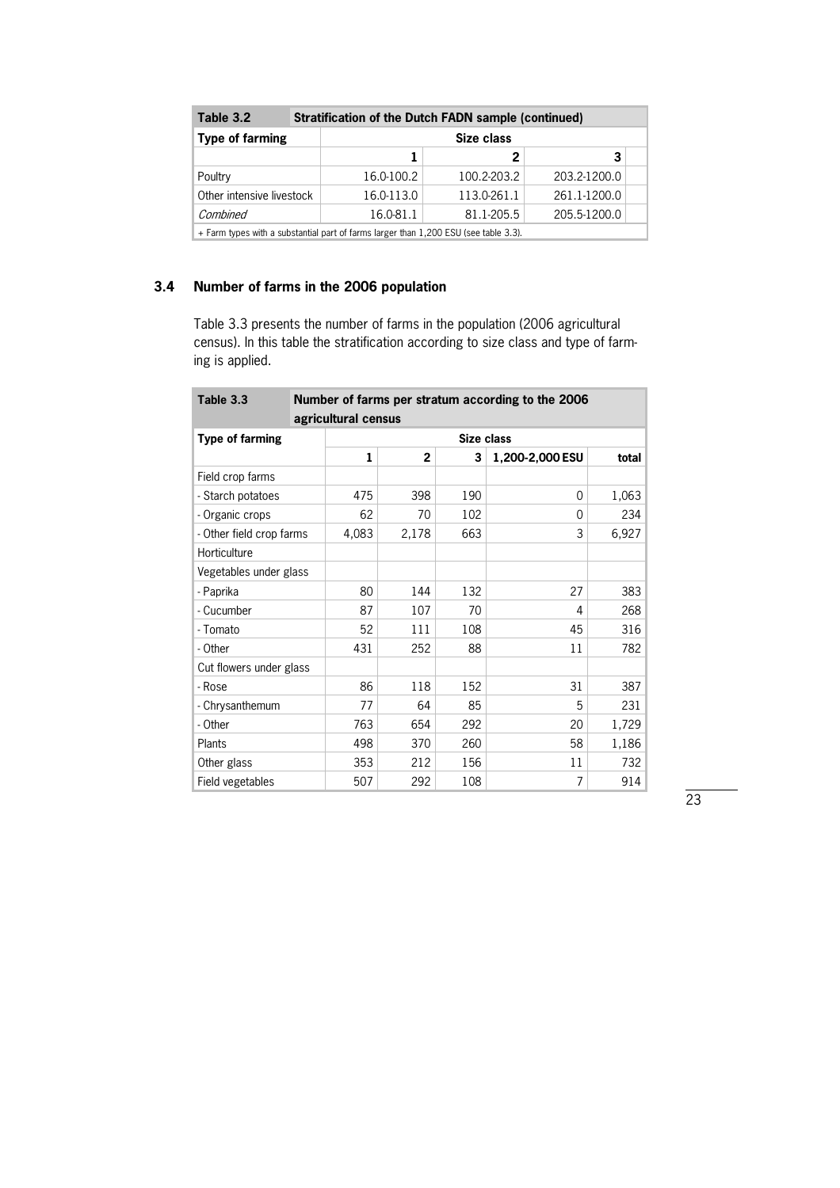| Table 3.2 | Stratification of the Dutch FADN sample (continued) | | |
|---|---|---|---|
| **Type of farming** | **Size class** | | |
| | **1** | **2** | **3** |
| Poultry | 16.0-100.2 | 100.2-203.2 | 203.2-1200.0 |
| Other intensive livestock | 16.0-113.0 | 113.0-261.1 | 261.1-1200.0 |
| *Combined* | 16.0-81.1 | 81.1-205.5 | 205.5-1200.0 |

+ Farm types with a substantial part of farms larger than 1,200 ESU (see table 3.3).

## 3.4 Number of farms in the 2006 population

Table 3.3 presents the number of farms in the population (2006 agricultural census). In this table the stratification according to size class and type of farming is applied.

| Table 3.3 | Number of farms per stratum according to the 2006 agricultural census | | | | |
|---|---|---|---|---|---|
| **Type of farming** | **Size class** | | | | |
| | **1** | **2** | **3** | **1,200-2,000 ESU** | **total** |
| Field crop farms | | | | | |
| - Starch potatoes | 475 | 398 | 190 | 0 | 1,063 |
| - Organic crops | 62 | 70 | 102 | 0 | 234 |
| - Other field crop farms | 4,083 | 2,178 | 663 | 3 | 6,927 |
| Horticulture | | | | | |
| Vegetables under glass | | | | | |
| - Paprika | 80 | 144 | 132 | 27 | 383 |
| - Cucumber | 87 | 107 | 70 | 4 | 268 |
| - Tomato | 52 | 111 | 108 | 45 | 316 |
| - Other | 431 | 252 | 88 | 11 | 782 |
| Cut flowers under glass | | | | | |
| - Rose | 86 | 118 | 152 | 31 | 387 |
| - Chrysanthemum | 77 | 64 | 85 | 5 | 231 |
| - Other | 763 | 654 | 292 | 20 | 1,729 |
| Plants | 498 | 370 | 260 | 58 | 1,186 |
| Other glass | 353 | 212 | 156 | 11 | 732 |
| Field vegetables | 507 | 292 | 108 | 7 | 914 |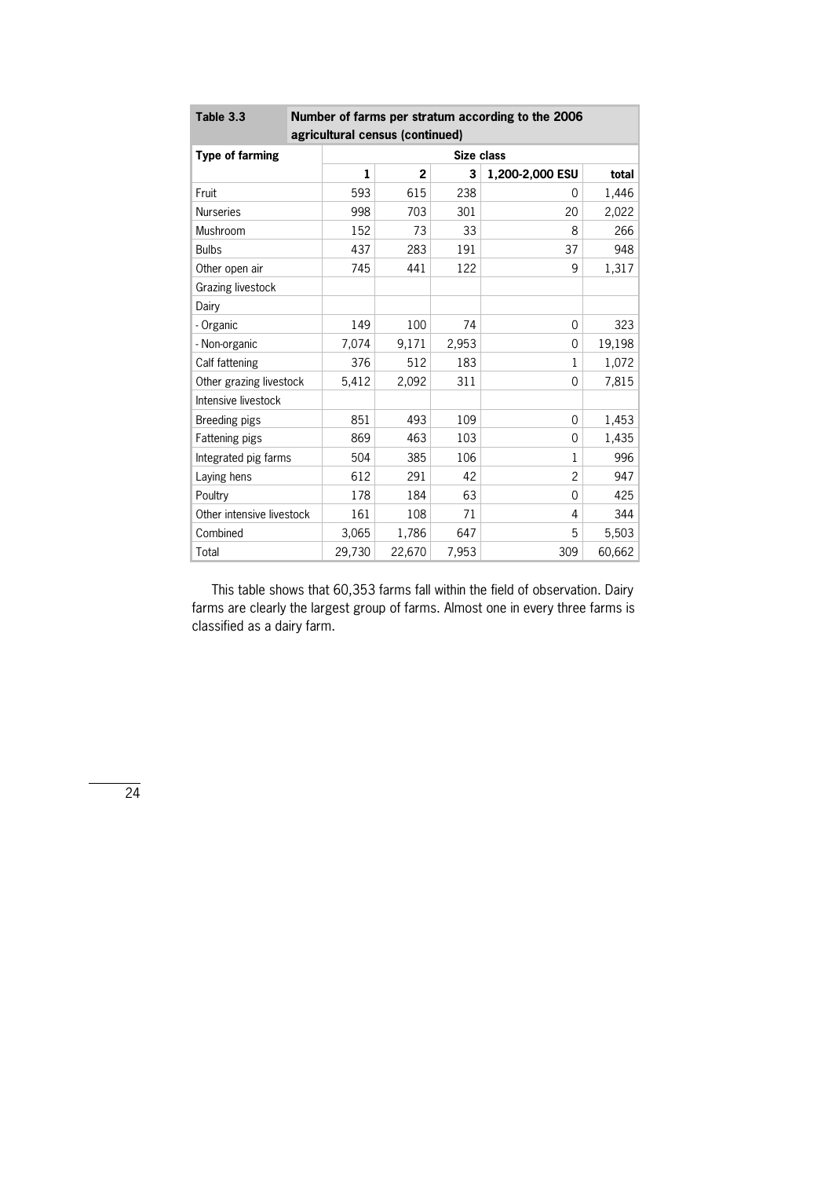| Table 3.3 | Number of farms per stratum according to the 2006 agricultural census (continued) | | | | |
|---|---|---|---|---|---|
| **Type of farming** | **Size class** | | | | |
| | **1** | **2** | **3** | **1,200-2,000 ESU** | **total** |
| Fruit | 593 | 615 | 238 | 0 | 1,446 |
| Nurseries | 998 | 703 | 301 | 20 | 2,022 |
| Mushroom | 152 | 73 | 33 | 8 | 266 |
| Bulbs | 437 | 283 | 191 | 37 | 948 |
| Other open air | 745 | 441 | 122 | 9 | 1,317 |
| Grazing livestock | | | | | |
| Dairy | | | | | |
| - Organic | 149 | 100 | 74 | 0 | 323 |
| - Non-organic | 7,074 | 9,171 | 2,953 | 0 | 19,198 |
| Calf fattening | 376 | 512 | 183 | 1 | 1,072 |
| Other grazing livestock | 5,412 | 2,092 | 311 | 0 | 7,815 |
| Intensive livestock | | | | | |
| Breeding pigs | 851 | 493 | 109 | 0 | 1,453 |
| Fattening pigs | 869 | 463 | 103 | 0 | 1,435 |
| Integrated pig farms | 504 | 385 | 106 | 1 | 996 |
| Laying hens | 612 | 291 | 42 | 2 | 947 |
| Poultry | 178 | 184 | 63 | 0 | 425 |
| Other intensive livestock | 161 | 108 | 71 | 4 | 344 |
| Combined | 3,065 | 1,786 | 647 | 5 | 5,503 |
| Total | 29,730 | 22,670 | 7,953 | 309 | 60,662 |

This table shows that 60,353 farms fall within the field of observation. Dairy farms are clearly the largest group of farms. Almost one in every three farms is classified as a dairy farm.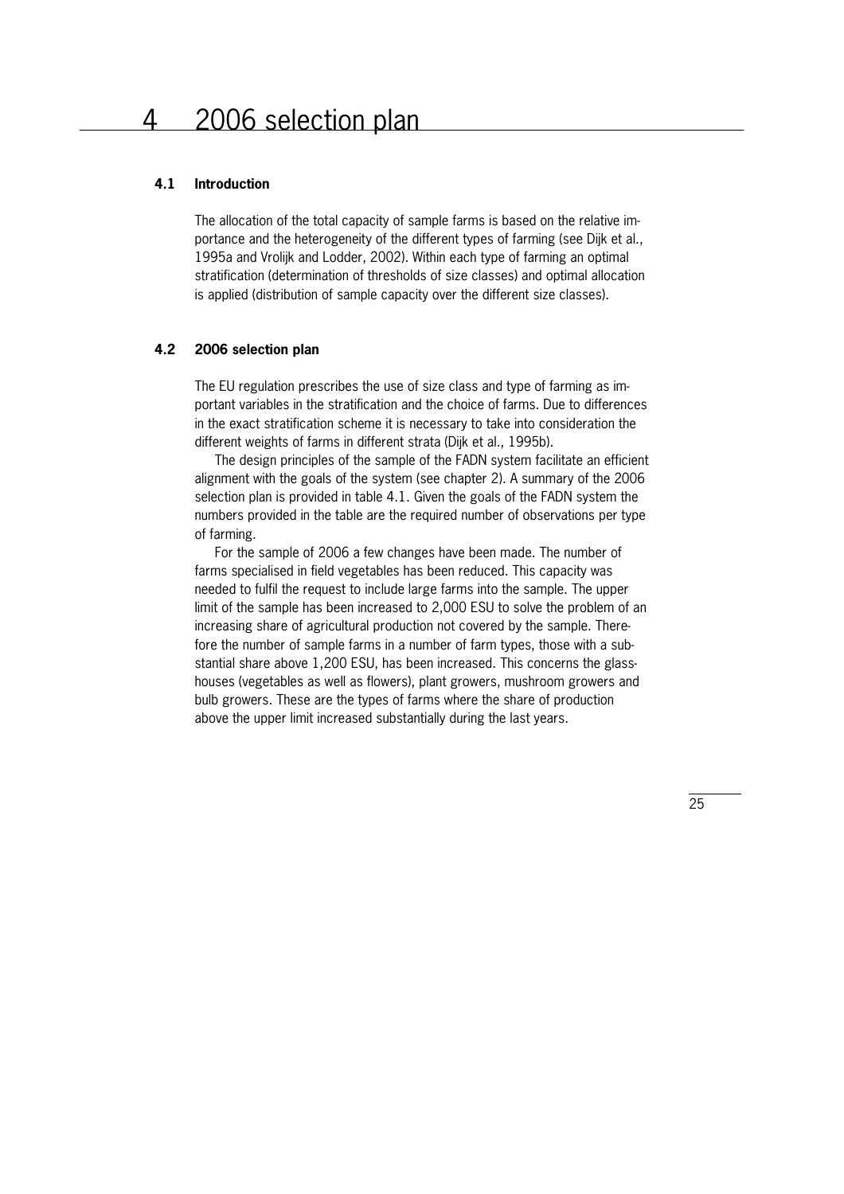# 4 2006 selection plan

## 4.1 Introduction

The allocation of the total capacity of sample farms is based on the relative importance and the heterogeneity of the different types of farming (see Dijk et al., 1995a and Vrolijk and Lodder, 2002). Within each type of farming an optimal stratification (determination of thresholds of size classes) and optimal allocation is applied (distribution of sample capacity over the different size classes).

## 4.2 2006 selection plan

The EU regulation prescribes the use of size class and type of farming as important variables in the stratification and the choice of farms. Due to differences in the exact stratification scheme it is necessary to take into consideration the different weights of farms in different strata (Dijk et al., 1995b).

The design principles of the sample of the FADN system facilitate an efficient alignment with the goals of the system (see chapter 2). A summary of the 2006 selection plan is provided in table 4.1. Given the goals of the FADN system the numbers provided in the table are the required number of observations per type of farming.

For the sample of 2006 a few changes have been made. The number of farms specialised in field vegetables has been reduced. This capacity was needed to fulfil the request to include large farms into the sample. The upper limit of the sample has been increased to 2,000 ESU to solve the problem of an increasing share of agricultural production not covered by the sample. Therefore the number of sample farms in a number of farm types, those with a substantial share above 1,200 ESU, has been increased. This concerns the glasshouses (vegetables as well as flowers), plant growers, mushroom growers and bulb growers. These are the types of farms where the share of production above the upper limit increased substantially during the last years.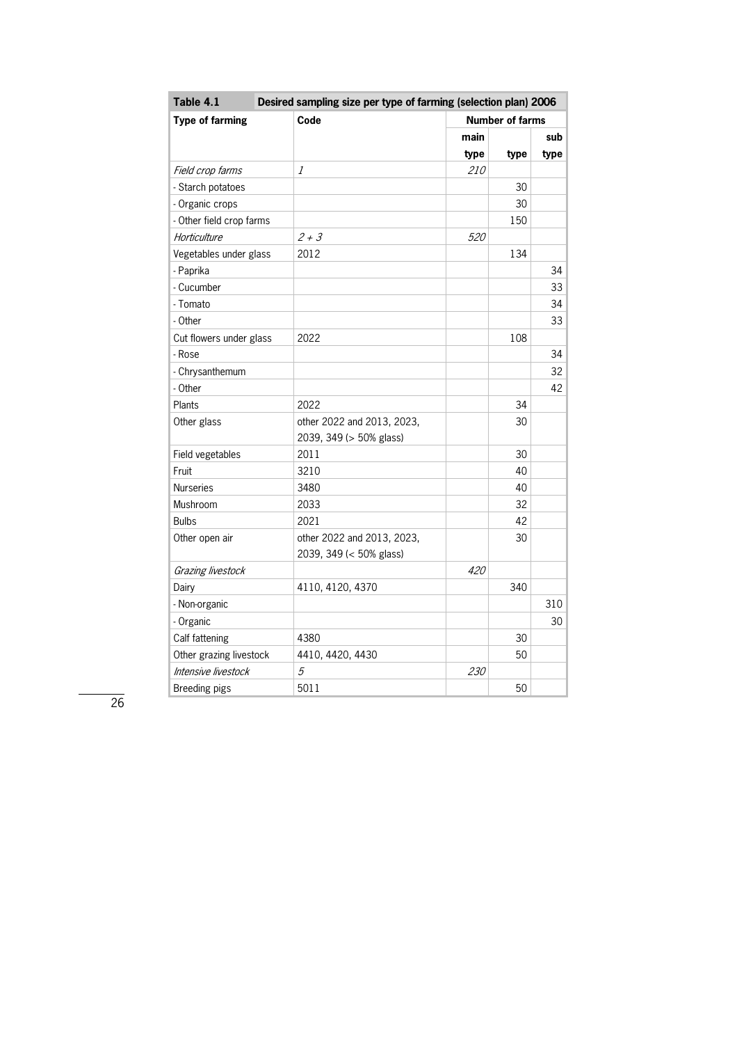| Table 4.1 | Desired sampling size per type of farming (selection plan) 2006 | | | |
|---|---|---|---|---|
| **Type of farming** | **Code** | **Number of farms** | | |
| | | **main type** | **type** | **sub type** |
| *Field crop farms* | *1* | *210* | | |
| - Starch potatoes | | | 30 | |
| - Organic crops | | | 30 | |
| - Other field crop farms | | | 150 | |
| *Horticulture* | *2 + 3* | *520* | | |
| Vegetables under glass | 2012 | | 134 | |
| - Paprika | | | | 34 |
| - Cucumber | | | | 33 |
| - Tomato | | | | 34 |
| - Other | | | | 33 |
| Cut flowers under glass | 2022 | | 108 | |
| - Rose | | | | 34 |
| - Chrysanthemum | | | | 32 |
| - Other | | | | 42 |
| Plants | 2022 | | 34 | |
| Other glass | other 2022 and 2013, 2023, 2039, 349 (> 50% glass) | | 30 | |
| Field vegetables | 2011 | | 30 | |
| Fruit | 3210 | | 40 | |
| Nurseries | 3480 | | 40 | |
| Mushroom | 2033 | | 32 | |
| Bulbs | 2021 | | 42 | |
| Other open air | other 2022 and 2013, 2023, 2039, 349 (< 50% glass) | | 30 | |
| *Grazing livestock* | | *420* | | |
| Dairy | 4110, 4120, 4370 | | 340 | |
| - Non-organic | | | | 310 |
| - Organic | | | | 30 |
| Calf fattening | 4380 | | 30 | |
| Other grazing livestock | 4410, 4420, 4430 | | 50 | |
| *Intensive livestock* | *5* | *230* | | |
| Breeding pigs | 5011 | | 50 | |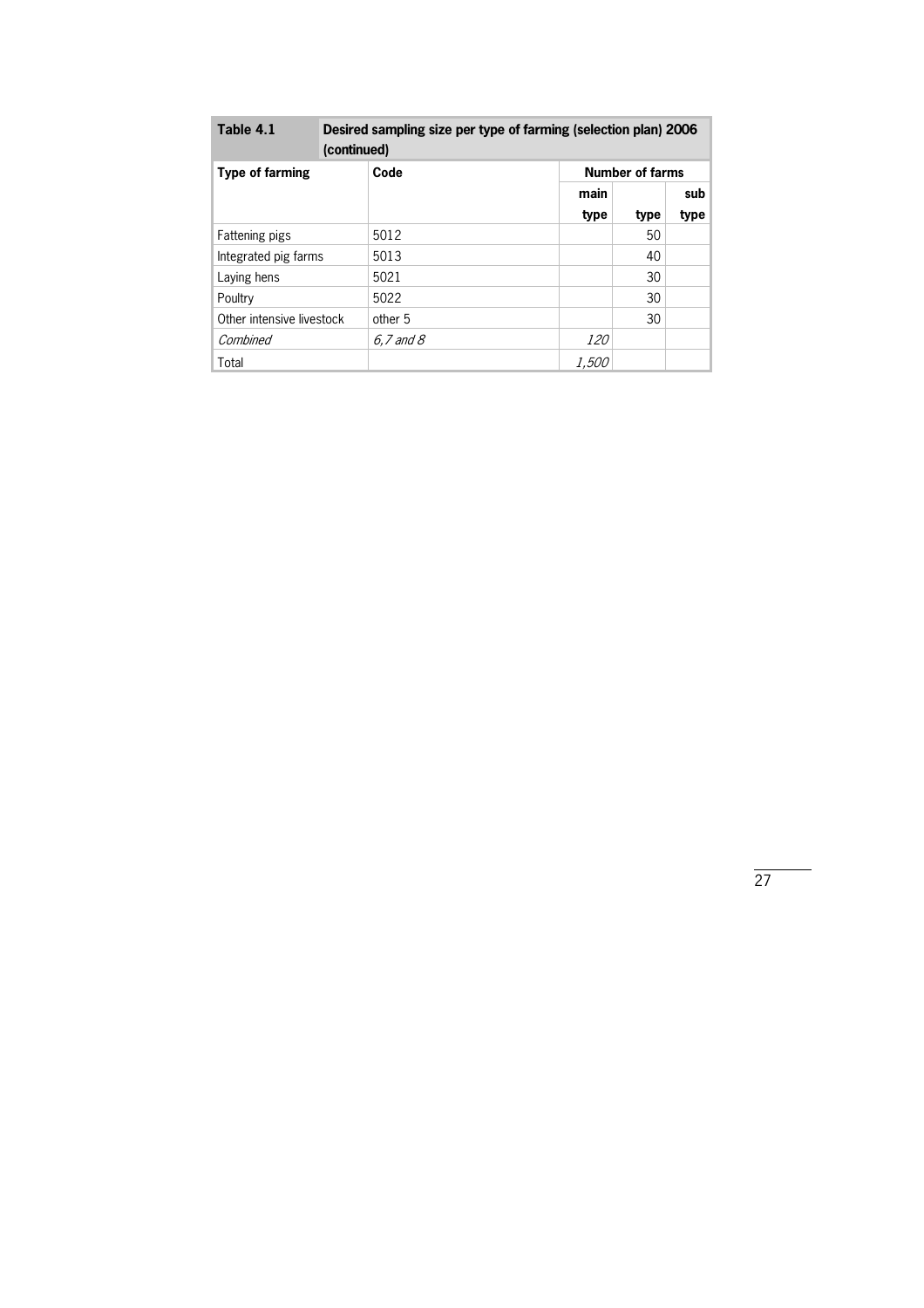**Table 4.1 Desired sampling size per type of farming (selection plan) 2006 (continued)**

| Type of farming | Code | Number of farms | | |
|---|---|---|---|---|
| | | main type | type | sub type |
| Fattening pigs | 5012 | | 50 | |
| Integrated pig farms | 5013 | | 40 | |
| Laying hens | 5021 | | 30 | |
| Poultry | 5022 | | 30 | |
| Other intensive livestock | other 5 | | 30 | |
| *Combined* | *6,7 and 8* | *120* | | |
| Total | | *1,500* | | |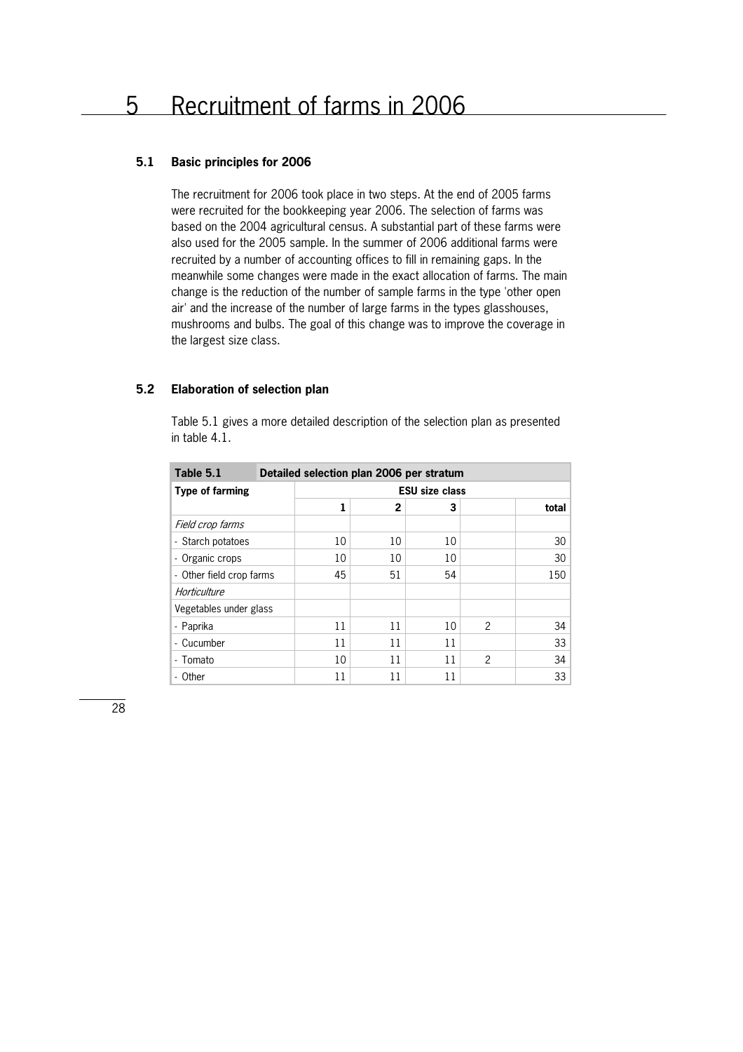# 5 Recruitment of farms in 2006

### 5.1 Basic principles for 2006

The recruitment for 2006 took place in two steps. At the end of 2005 farms were recruited for the bookkeeping year 2006. The selection of farms was based on the 2004 agricultural census. A substantial part of these farms were also used for the 2005 sample. In the summer of 2006 additional farms were recruited by a number of accounting offices to fill in remaining gaps. In the meanwhile some changes were made in the exact allocation of farms. The main change is the reduction of the number of sample farms in the type 'other open air' and the increase of the number of large farms in the types glasshouses, mushrooms and bulbs. The goal of this change was to improve the coverage in the largest size class.

### 5.2 Elaboration of selection plan

Table 5.1 gives a more detailed description of the selection plan as presented in table 4.1.

| Table 5.1 | Detailed selection plan 2006 per stratum | | | | |
|---|---|---|---|---|---|
| **Type of farming** | **ESU size class** | | | | |
| | **1** | **2** | **3** | | **total** |
| *Field crop farms* | | | | | |
| - Starch potatoes | 10 | 10 | 10 | | 30 |
| - Organic crops | 10 | 10 | 10 | | 30 |
| - Other field crop farms | 45 | 51 | 54 | | 150 |
| *Horticulture* | | | | | |
| Vegetables under glass | | | | | |
| - Paprika | 11 | 11 | 10 | 2 | 34 |
| - Cucumber | 11 | 11 | 11 | | 33 |
| - Tomato | 10 | 11 | 11 | 2 | 34 |
| - Other | 11 | 11 | 11 | | 33 |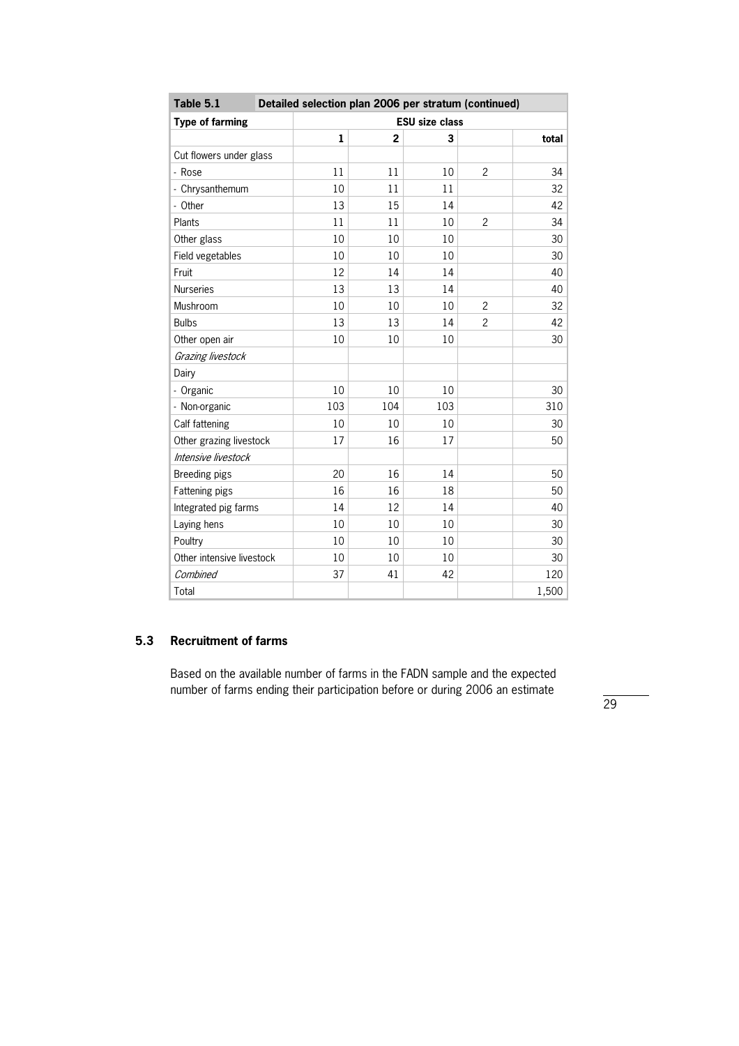| Table 5.1 | Detailed selection plan 2006 per stratum (continued) | | | | |
|---|---|---|---|---|---|
| **Type of farming** | **ESU size class** | | | | |
| | **1** | **2** | **3** | | **total** |
| Cut flowers under glass | | | | | |
| - Rose | 11 | 11 | 10 | 2 | 34 |
| - Chrysanthemum | 10 | 11 | 11 | | 32 |
| - Other | 13 | 15 | 14 | | 42 |
| Plants | 11 | 11 | 10 | 2 | 34 |
| Other glass | 10 | 10 | 10 | | 30 |
| Field vegetables | 10 | 10 | 10 | | 30 |
| Fruit | 12 | 14 | 14 | | 40 |
| Nurseries | 13 | 13 | 14 | | 40 |
| Mushroom | 10 | 10 | 10 | 2 | 32 |
| Bulbs | 13 | 13 | 14 | 2 | 42 |
| Other open air | 10 | 10 | 10 | | 30 |
| *Grazing livestock* | | | | | |
| Dairy | | | | | |
| - Organic | 10 | 10 | 10 | | 30 |
| - Non-organic | 103 | 104 | 103 | | 310 |
| Calf fattening | 10 | 10 | 10 | | 30 |
| Other grazing livestock | 17 | 16 | 17 | | 50 |
| *Intensive livestock* | | | | | |
| Breeding pigs | 20 | 16 | 14 | | 50 |
| Fattening pigs | 16 | 16 | 18 | | 50 |
| Integrated pig farms | 14 | 12 | 14 | | 40 |
| Laying hens | 10 | 10 | 10 | | 30 |
| Poultry | 10 | 10 | 10 | | 30 |
| Other intensive livestock | 10 | 10 | 10 | | 30 |
| *Combined* | 37 | 41 | 42 | | 120 |
| Total | | | | | 1,500 |

### 5.3 Recruitment of farms

Based on the available number of farms in the FADN sample and the expected number of farms ending their participation before or during 2006 an estimate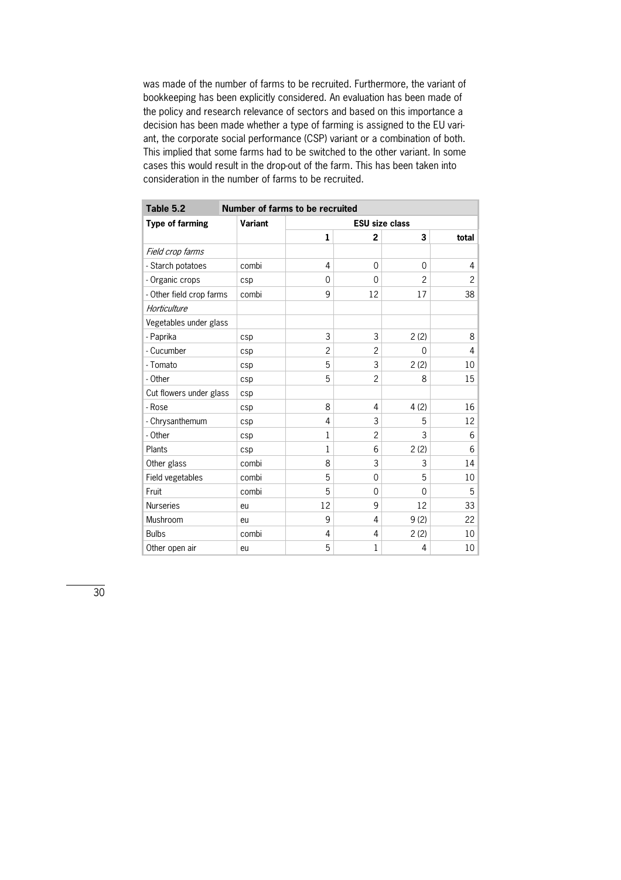was made of the number of farms to be recruited. Furthermore, the variant of bookkeeping has been explicitly considered. An evaluation has been made of the policy and research relevance of sectors and based on this importance a decision has been made whether a type of farming is assigned to the EU variant, the corporate social performance (CSP) variant or a combination of both. This implied that some farms had to be switched to the other variant. In some cases this would result in the drop-out of the farm. This has been taken into consideration in the number of farms to be recruited.

**Table 5.2 Number of farms to be recruited**

| Type of farming | Variant | ESU size class | | | |
|---|---|---|---|---|---|
| | | 1 | 2 | 3 | total |
| *Field crop farms* | | | | | |
| - Starch potatoes | combi | 4 | 0 | 0 | 4 |
| - Organic crops | csp | 0 | 0 | 2 | 2 |
| - Other field crop farms | combi | 9 | 12 | 17 | 38 |
| *Horticulture* | | | | | |
| Vegetables under glass | | | | | |
| - Paprika | csp | 3 | 3 | 2 (2) | 8 |
| - Cucumber | csp | 2 | 2 | 0 | 4 |
| - Tomato | csp | 5 | 3 | 2 (2) | 10 |
| - Other | csp | 5 | 2 | 8 | 15 |
| Cut flowers under glass | csp | | | | |
| - Rose | csp | 8 | 4 | 4 (2) | 16 |
| - Chrysanthemum | csp | 4 | 3 | 5 | 12 |
| - Other | csp | 1 | 2 | 3 | 6 |
| Plants | csp | 1 | 6 | 2 (2) | 6 |
| Other glass | combi | 8 | 3 | 3 | 14 |
| Field vegetables | combi | 5 | 0 | 5 | 10 |
| Fruit | combi | 5 | 0 | 0 | 5 |
| Nurseries | eu | 12 | 9 | 12 | 33 |
| Mushroom | eu | 9 | 4 | 9 (2) | 22 |
| Bulbs | combi | 4 | 4 | 2 (2) | 10 |
| Other open air | eu | 5 | 1 | 4 | 10 |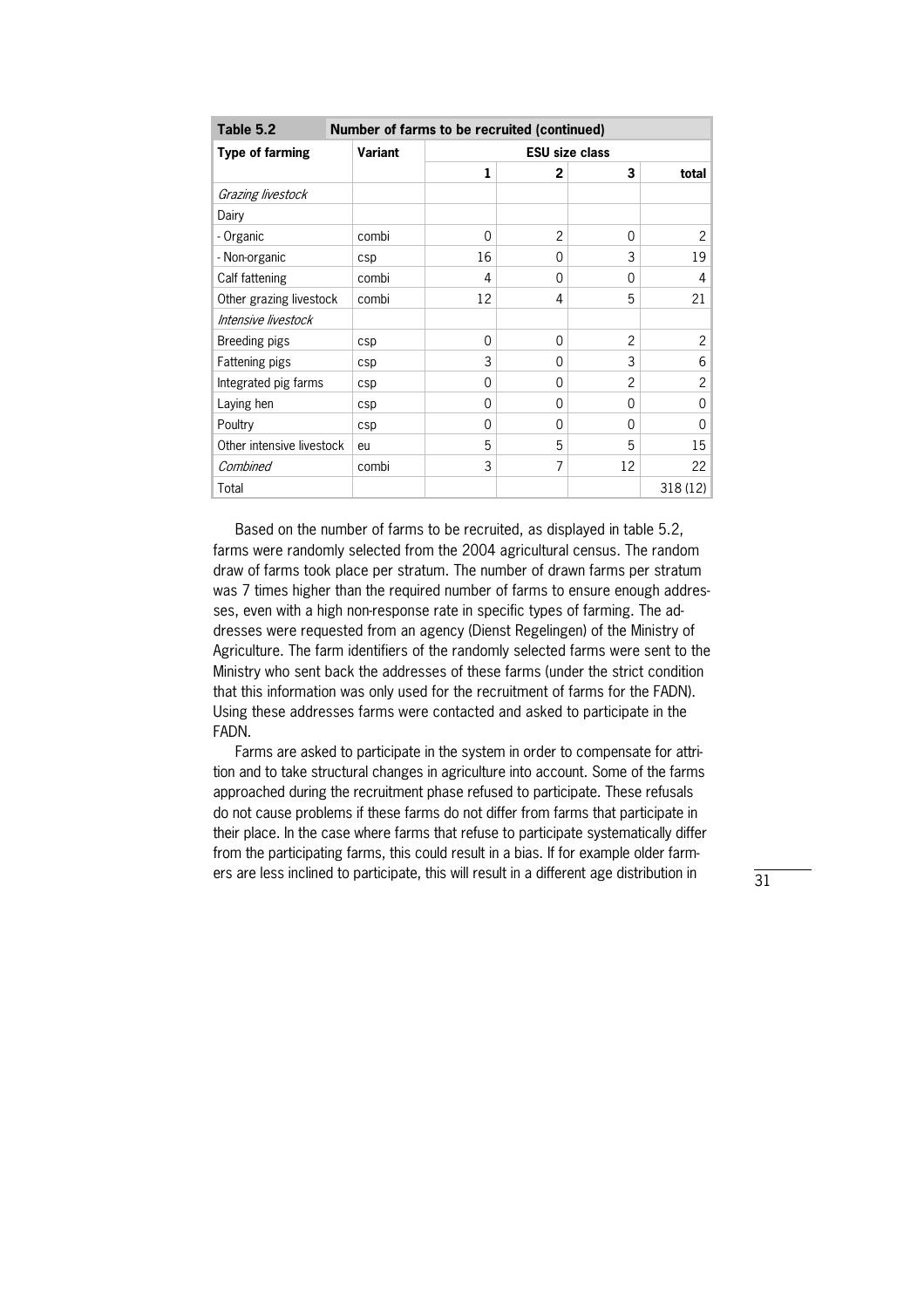| **Table 5.2** | **Number of farms to be recruited (continued)** | | | | |
|---|---|---|---|---|---|
| **Type of farming** | **Variant** | **ESU size class** | | | |
| | | **1** | **2** | **3** | **total** |
| *Grazing livestock* | | | | | |
| Dairy | | | | | |
| - Organic | combi | 0 | 2 | 0 | 2 |
| - Non-organic | csp | 16 | 0 | 3 | 19 |
| Calf fattening | combi | 4 | 0 | 0 | 4 |
| Other grazing livestock | combi | 12 | 4 | 5 | 21 |
| *Intensive livestock* | | | | | |
| Breeding pigs | csp | 0 | 0 | 2 | 2 |
| Fattening pigs | csp | 3 | 0 | 3 | 6 |
| Integrated pig farms | csp | 0 | 0 | 2 | 2 |
| Laying hen | csp | 0 | 0 | 0 | 0 |
| Poultry | csp | 0 | 0 | 0 | 0 |
| Other intensive livestock | eu | 5 | 5 | 5 | 15 |
| *Combined* | combi | 3 | 7 | 12 | 22 |
| Total | | | | | 318 (12) |

Based on the number of farms to be recruited, as displayed in table 5.2, farms were randomly selected from the 2004 agricultural census. The random draw of farms took place per stratum. The number of drawn farms per stratum was 7 times higher than the required number of farms to ensure enough addresses, even with a high non-response rate in specific types of farming. The addresses were requested from an agency (Dienst Regelingen) of the Ministry of Agriculture. The farm identifiers of the randomly selected farms were sent to the Ministry who sent back the addresses of these farms (under the strict condition that this information was only used for the recruitment of farms for the FADN). Using these addresses farms were contacted and asked to participate in the FADN.

Farms are asked to participate in the system in order to compensate for attrition and to take structural changes in agriculture into account. Some of the farms approached during the recruitment phase refused to participate. These refusals do not cause problems if these farms do not differ from farms that participate in their place. In the case where farms that refuse to participate systematically differ from the participating farms, this could result in a bias. If for example older farmers are less inclined to participate, this will result in a different age distribution in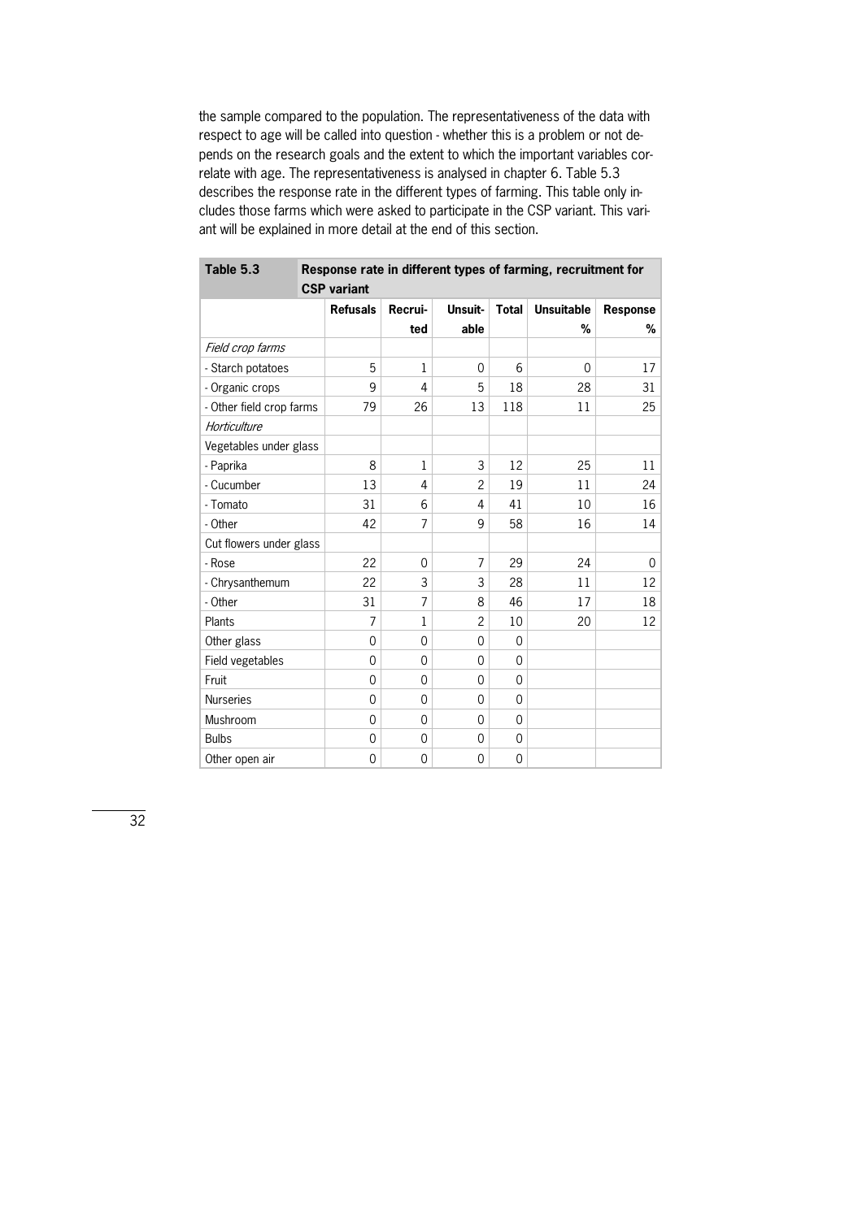the sample compared to the population. The representativeness of the data with respect to age will be called into question - whether this is a problem or not depends on the research goals and the extent to which the important variables correlate with age. The representativeness is analysed in chapter 6. Table 5.3 describes the response rate in the different types of farming. This table only includes those farms which were asked to participate in the CSP variant. This variant will be explained in more detail at the end of this section.

**Table 5.3 Response rate in different types of farming, recruitment for CSP variant**

| | Refusals | Recruited | Unsuitable | Total | Unsuitable % | Response % |
|---|---|---|---|---|---|---|
| *Field crop farms* | | | | | | |
| - Starch potatoes | 5 | 1 | 0 | 6 | 0 | 17 |
| - Organic crops | 9 | 4 | 5 | 18 | 28 | 31 |
| - Other field crop farms | 79 | 26 | 13 | 118 | 11 | 25 |
| *Horticulture* | | | | | | |
| Vegetables under glass | | | | | | |
| - Paprika | 8 | 1 | 3 | 12 | 25 | 11 |
| - Cucumber | 13 | 4 | 2 | 19 | 11 | 24 |
| - Tomato | 31 | 6 | 4 | 41 | 10 | 16 |
| - Other | 42 | 7 | 9 | 58 | 16 | 14 |
| Cut flowers under glass | | | | | | |
| - Rose | 22 | 0 | 7 | 29 | 24 | 0 |
| - Chrysanthemum | 22 | 3 | 3 | 28 | 11 | 12 |
| - Other | 31 | 7 | 8 | 46 | 17 | 18 |
| Plants | 7 | 1 | 2 | 10 | 20 | 12 |
| Other glass | 0 | 0 | 0 | 0 | | |
| Field vegetables | 0 | 0 | 0 | 0 | | |
| Fruit | 0 | 0 | 0 | 0 | | |
| Nurseries | 0 | 0 | 0 | 0 | | |
| Mushroom | 0 | 0 | 0 | 0 | | |
| Bulbs | 0 | 0 | 0 | 0 | | |
| Other open air | 0 | 0 | 0 | 0 | | |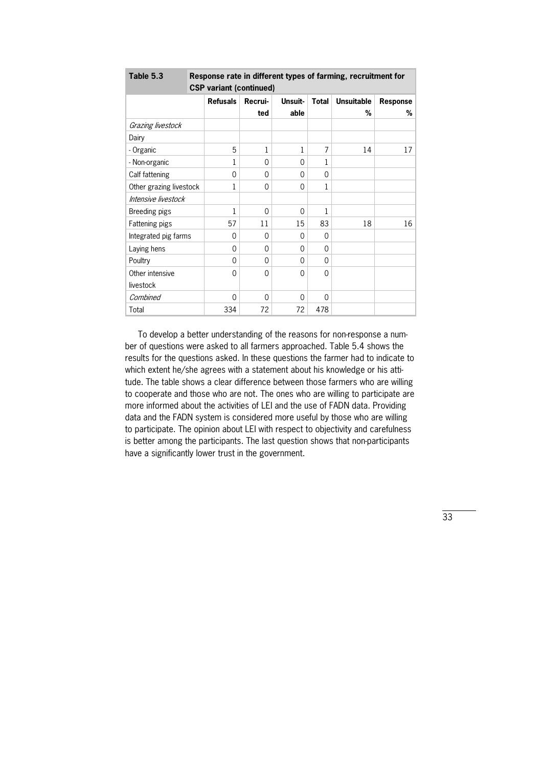| **Table 5.3** | **Response rate in different types of farming, recruitment for CSP variant (continued)** | | | | | |
|---|---|---|---|---|---|---|
| | **Refusals** | **Recrui-ted** | **Unsuit-able** | **Total** | **Unsuitable %** | **Response %** |
| *Grazing livestock* | | | | | | |
| Dairy | | | | | | |
| - Organic | 5 | 1 | 1 | 7 | 14 | 17 |
| - Non-organic | 1 | 0 | 0 | 1 | | |
| Calf fattening | 0 | 0 | 0 | 0 | | |
| Other grazing livestock | 1 | 0 | 0 | 1 | | |
| *Intensive livestock* | | | | | | |
| Breeding pigs | 1 | 0 | 0 | 1 | | |
| Fattening pigs | 57 | 11 | 15 | 83 | 18 | 16 |
| Integrated pig farms | 0 | 0 | 0 | 0 | | |
| Laying hens | 0 | 0 | 0 | 0 | | |
| Poultry | 0 | 0 | 0 | 0 | | |
| Other intensive livestock | 0 | 0 | 0 | 0 | | |
| *Combined* | 0 | 0 | 0 | 0 | | |
| Total | 334 | 72 | 72 | 478 | | |

To develop a better understanding of the reasons for non-response a number of questions were asked to all farmers approached. Table 5.4 shows the results for the questions asked. In these questions the farmer had to indicate to which extent he/she agrees with a statement about his knowledge or his attitude. The table shows a clear difference between those farmers who are willing to cooperate and those who are not. The ones who are willing to participate are more informed about the activities of LEI and the use of FADN data. Providing data and the FADN system is considered more useful by those who are willing to participate. The opinion about LEI with respect to objectivity and carefulness is better among the participants. The last question shows that non-participants have a significantly lower trust in the government.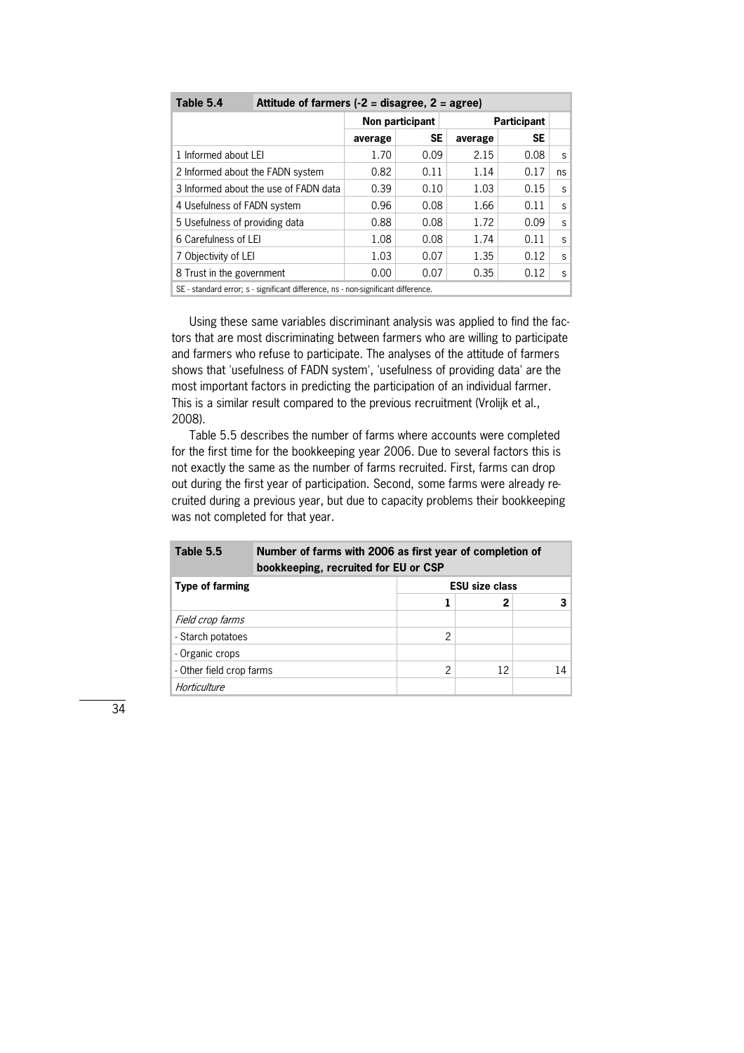**Table 5.4 Attitude of farmers (-2 = disagree, 2 = agree)**

| | Non participant | | Participant | | |
|---|---|---|---|---|---|
| | average | SE | average | SE | |
| 1 Informed about LEI | 1.70 | 0.09 | 2.15 | 0.08 | s |
| 2 Informed about the FADN system | 0.82 | 0.11 | 1.14 | 0.17 | ns |
| 3 Informed about the use of FADN data | 0.39 | 0.10 | 1.03 | 0.15 | s |
| 4 Usefulness of FADN system | 0.96 | 0.08 | 1.66 | 0.11 | s |
| 5 Usefulness of providing data | 0.88 | 0.08 | 1.72 | 0.09 | s |
| 6 Carefulness of LEI | 1.08 | 0.08 | 1.74 | 0.11 | s |
| 7 Objectivity of LEI | 1.03 | 0.07 | 1.35 | 0.12 | s |
| 8 Trust in the government | 0.00 | 0.07 | 0.35 | 0.12 | s |

SE - standard error; s - significant difference, ns - non-significant difference.

Using these same variables discriminant analysis was applied to find the factors that are most discriminating between farmers who are willing to participate and farmers who refuse to participate. The analyses of the attitude of farmers shows that 'usefulness of FADN system', 'usefulness of providing data' are the most important factors in predicting the participation of an individual farmer. This is a similar result compared to the previous recruitment (Vrolijk et al., 2008).

Table 5.5 describes the number of farms where accounts were completed for the first time for the bookkeeping year 2006. Due to several factors this is not exactly the same as the number of farms recruited. First, farms can drop out during the first year of participation. Second, some farms were already recruited during a previous year, but due to capacity problems their bookkeeping was not completed for that year.

**Table 5.5 Number of farms with 2006 as first year of completion of bookkeeping, recruited for EU or CSP**

| Type of farming | ESU size class | | |
|---|---|---|---|
| | 1 | 2 | 3 |
| *Field crop farms* | | | |
| - Starch potatoes | 2 | | |
| - Organic crops | | | |
| - Other field crop farms | 2 | 12 | 14 |
| *Horticulture* | | | |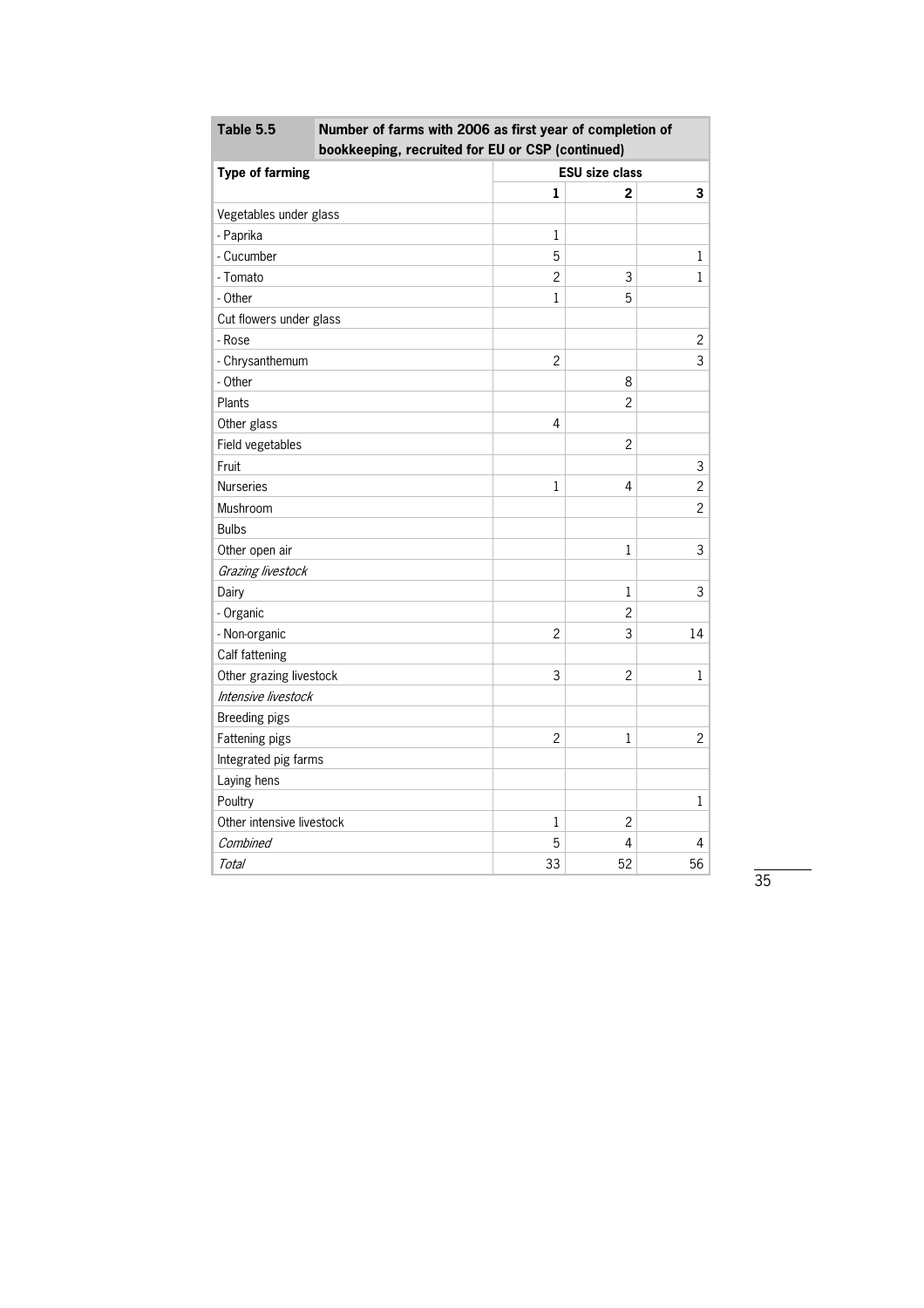**Table 5.5 Number of farms with 2006 as first year of completion of bookkeeping, recruited for EU or CSP (continued)**

| Type of farming | ESU size class | | |
|---|---|---|---|
| | 1 | 2 | 3 |
| Vegetables under glass | | | |
| - Paprika | 1 | | |
| - Cucumber | 5 | | 1 |
| - Tomato | 2 | 3 | 1 |
| - Other | 1 | 5 | |
| Cut flowers under glass | | | |
| - Rose | | | 2 |
| - Chrysanthemum | 2 | | 3 |
| - Other | | 8 | |
| Plants | | 2 | |
| Other glass | 4 | | |
| Field vegetables | | 2 | |
| Fruit | | | 3 |
| Nurseries | 1 | 4 | 2 |
| Mushroom | | | 2 |
| Bulbs | | | |
| Other open air | | 1 | 3 |
| *Grazing livestock* | | | |
| Dairy | | 1 | 3 |
| - Organic | | 2 | |
| - Non-organic | 2 | 3 | 14 |
| Calf fattening | | | |
| Other grazing livestock | 3 | 2 | 1 |
| *Intensive livestock* | | | |
| Breeding pigs | | | |
| Fattening pigs | 2 | 1 | 2 |
| Integrated pig farms | | | |
| Laying hens | | | |
| Poultry | | | 1 |
| Other intensive livestock | 1 | 2 | |
| *Combined* | 5 | 4 | 4 |
| *Total* | 33 | 52 | 56 |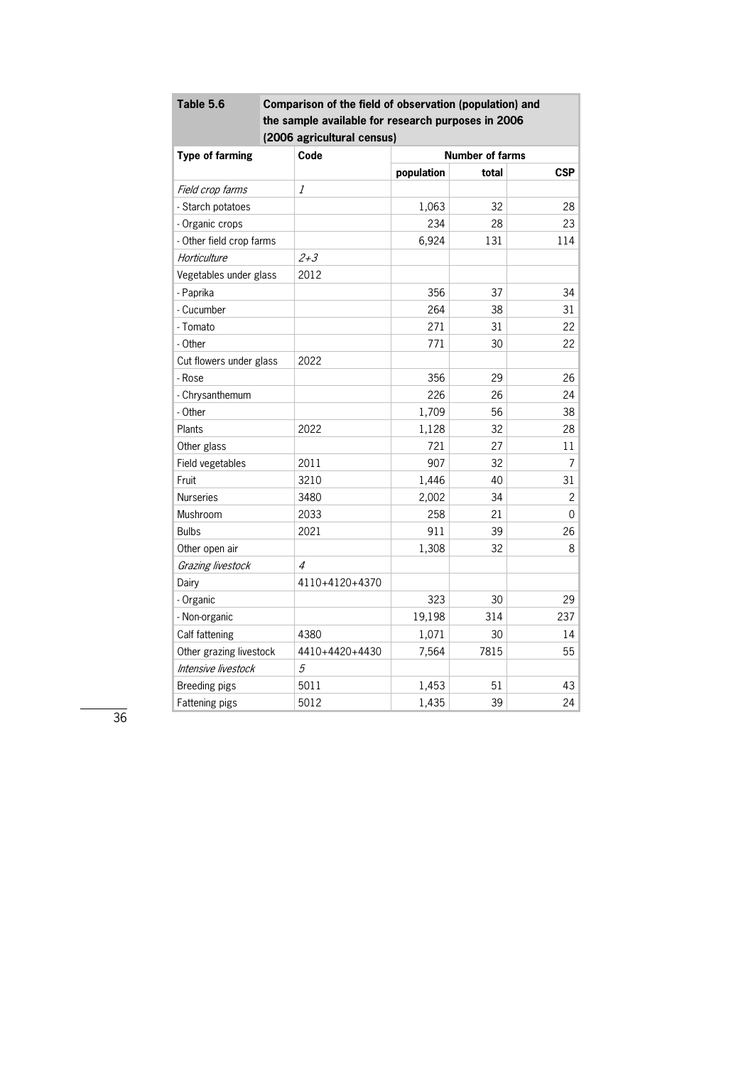**Table 5.6 Comparison of the field of observation (population) and the sample available for research purposes in 2006 (2006 agricultural census)**

| Type of farming | Code | Number of farms | | |
|---|---|---|---|---|
| | | population | total | CSP |
| *Field crop farms* | *1* | | | |
| - Starch potatoes | | 1,063 | 32 | 28 |
| - Organic crops | | 234 | 28 | 23 |
| - Other field crop farms | | 6,924 | 131 | 114 |
| *Horticulture* | *2+3* | | | |
| Vegetables under glass | 2012 | | | |
| - Paprika | | 356 | 37 | 34 |
| - Cucumber | | 264 | 38 | 31 |
| - Tomato | | 271 | 31 | 22 |
| - Other | | 771 | 30 | 22 |
| Cut flowers under glass | 2022 | | | |
| - Rose | | 356 | 29 | 26 |
| - Chrysanthemum | | 226 | 26 | 24 |
| - Other | | 1,709 | 56 | 38 |
| Plants | 2022 | 1,128 | 32 | 28 |
| Other glass | | 721 | 27 | 11 |
| Field vegetables | 2011 | 907 | 32 | 7 |
| Fruit | 3210 | 1,446 | 40 | 31 |
| Nurseries | 3480 | 2,002 | 34 | 2 |
| Mushroom | 2033 | 258 | 21 | 0 |
| Bulbs | 2021 | 911 | 39 | 26 |
| Other open air | | 1,308 | 32 | 8 |
| *Grazing livestock* | *4* | | | |
| Dairy | 4110+4120+4370 | | | |
| - Organic | | 323 | 30 | 29 |
| - Non-organic | | 19,198 | 314 | 237 |
| Calf fattening | 4380 | 1,071 | 30 | 14 |
| Other grazing livestock | 4410+4420+4430 | 7,564 | 7815 | 55 |
| *Intensive livestock* | *5* | | | |
| Breeding pigs | 5011 | 1,453 | 51 | 43 |
| Fattening pigs | 5012 | 1,435 | 39 | 24 |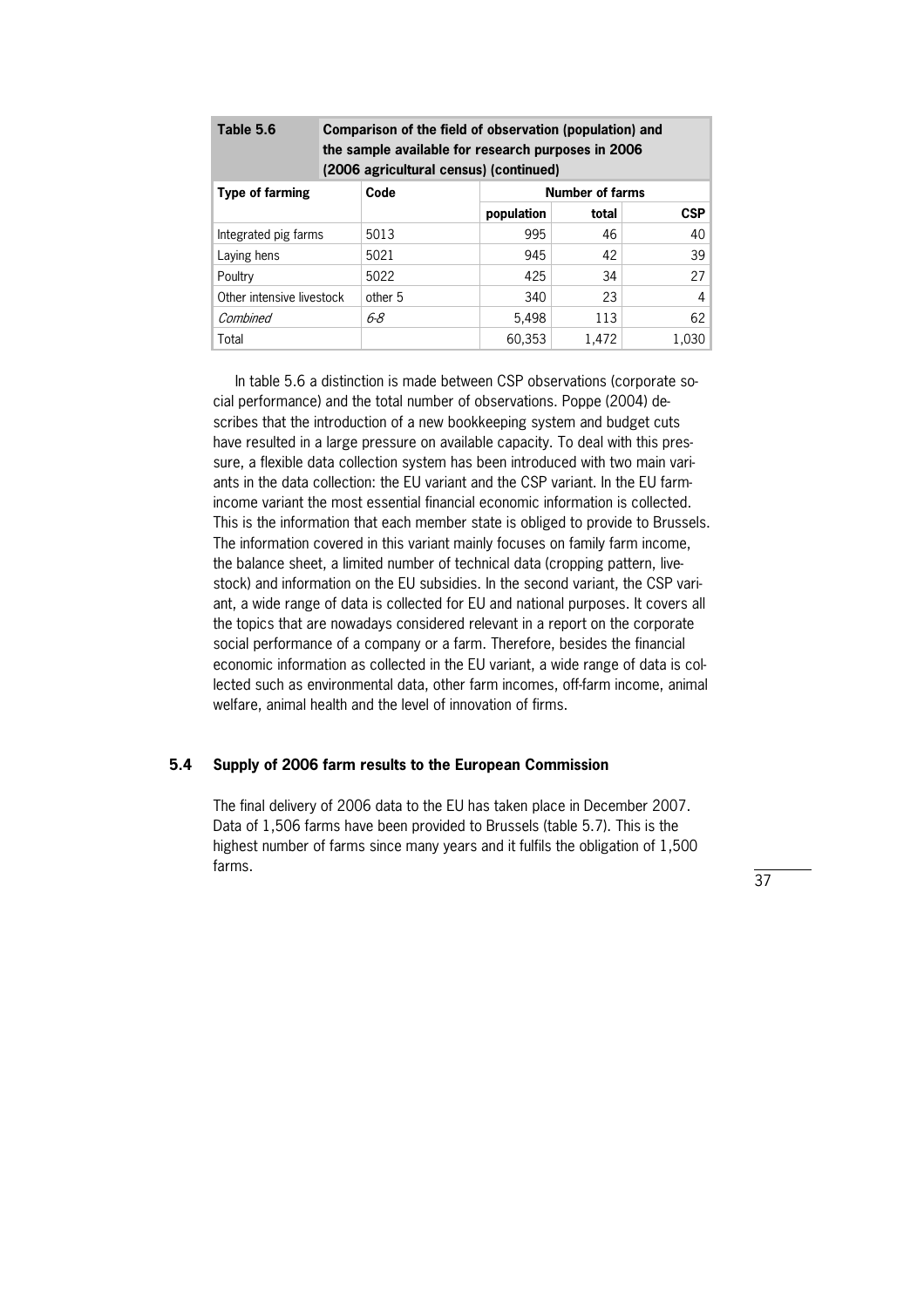| Table 5.6 | Comparison of the field of observation (population) and the sample available for research purposes in 2006 (2006 agricultural census) (continued) | | | |
|---|---|---|---|---|
| **Type of farming** | **Code** | **Number of farms** | | |
| | | **population** | **total** | **CSP** |
| Integrated pig farms | 5013 | 995 | 46 | 40 |
| Laying hens | 5021 | 945 | 42 | 39 |
| Poultry | 5022 | 425 | 34 | 27 |
| Other intensive livestock | other 5 | 340 | 23 | 4 |
| *Combined* | *6-8* | 5,498 | 113 | 62 |
| Total | | 60,353 | 1,472 | 1,030 |

In table 5.6 a distinction is made between CSP observations (corporate social performance) and the total number of observations. Poppe (2004) describes that the introduction of a new bookkeeping system and budget cuts have resulted in a large pressure on available capacity. To deal with this pressure, a flexible data collection system has been introduced with two main variants in the data collection: the EU variant and the CSP variant. In the EU farm-income variant the most essential financial economic information is collected. This is the information that each member state is obliged to provide to Brussels. The information covered in this variant mainly focuses on family farm income, the balance sheet, a limited number of technical data (cropping pattern, livestock) and information on the EU subsidies. In the second variant, the CSP variant, a wide range of data is collected for EU and national purposes. It covers all the topics that are nowadays considered relevant in a report on the corporate social performance of a company or a farm. Therefore, besides the financial economic information as collected in the EU variant, a wide range of data is collected such as environmental data, other farm incomes, off-farm income, animal welfare, animal health and the level of innovation of firms.

## 5.4 Supply of 2006 farm results to the European Commission

The final delivery of 2006 data to the EU has taken place in December 2007. Data of 1,506 farms have been provided to Brussels (table 5.7). This is the highest number of farms since many years and it fulfils the obligation of 1,500 farms.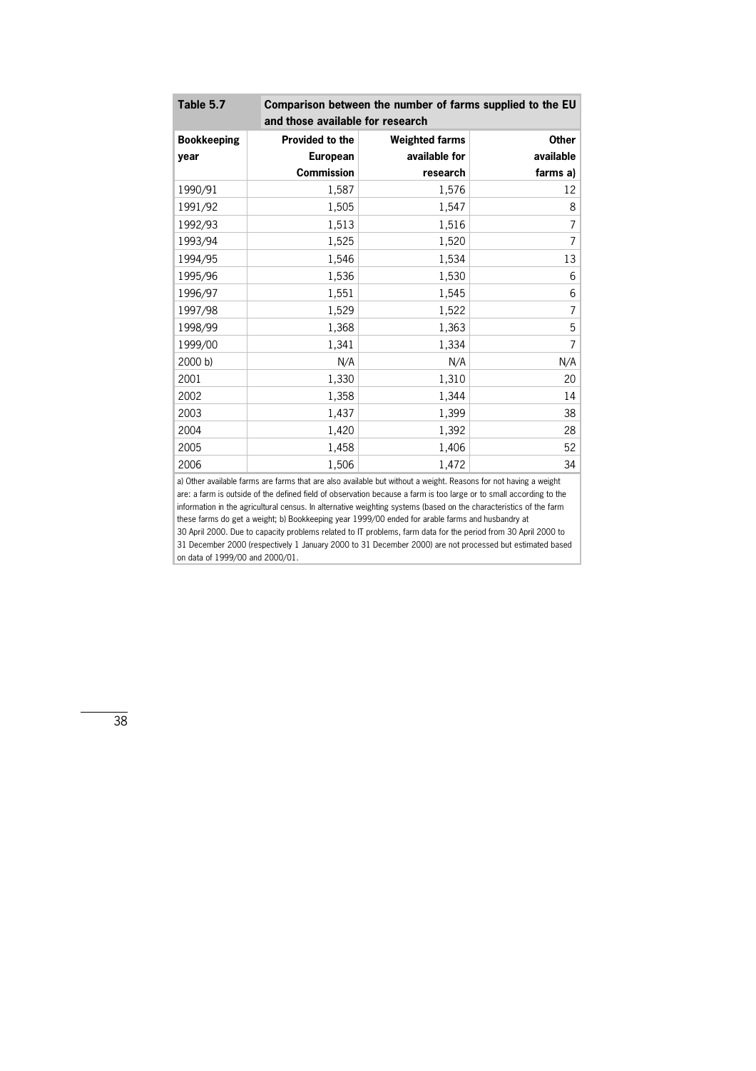**Table 5.7** **Comparison between the number of farms supplied to the EU and those available for research**

| Bookkeeping year | Provided to the European Commission | Weighted farms available for research | Other available farms a) |
|---|---:|---:|---:|
| 1990/91 | 1,587 | 1,576 | 12 |
| 1991/92 | 1,505 | 1,547 | 8 |
| 1992/93 | 1,513 | 1,516 | 7 |
| 1993/94 | 1,525 | 1,520 | 7 |
| 1994/95 | 1,546 | 1,534 | 13 |
| 1995/96 | 1,536 | 1,530 | 6 |
| 1996/97 | 1,551 | 1,545 | 6 |
| 1997/98 | 1,529 | 1,522 | 7 |
| 1998/99 | 1,368 | 1,363 | 5 |
| 1999/00 | 1,341 | 1,334 | 7 |
| 2000 b) | N/A | N/A | N/A |
| 2001 | 1,330 | 1,310 | 20 |
| 2002 | 1,358 | 1,344 | 14 |
| 2003 | 1,437 | 1,399 | 38 |
| 2004 | 1,420 | 1,392 | 28 |
| 2005 | 1,458 | 1,406 | 52 |
| 2006 | 1,506 | 1,472 | 34 |

a) Other available farms are farms that are also available but without a weight. Reasons for not having a weight are: a farm is outside of the defined field of observation because a farm is too large or to small according to the information in the agricultural census. In alternative weighting systems (based on the characteristics of the farm these farms do get a weight; b) Bookkeeping year 1999/00 ended for arable farms and husbandry at 30 April 2000. Due to capacity problems related to IT problems, farm data for the period from 30 April 2000 to 31 December 2000 (respectively 1 January 2000 to 31 December 2000) are not processed but estimated based on data of 1999/00 and 2000/01.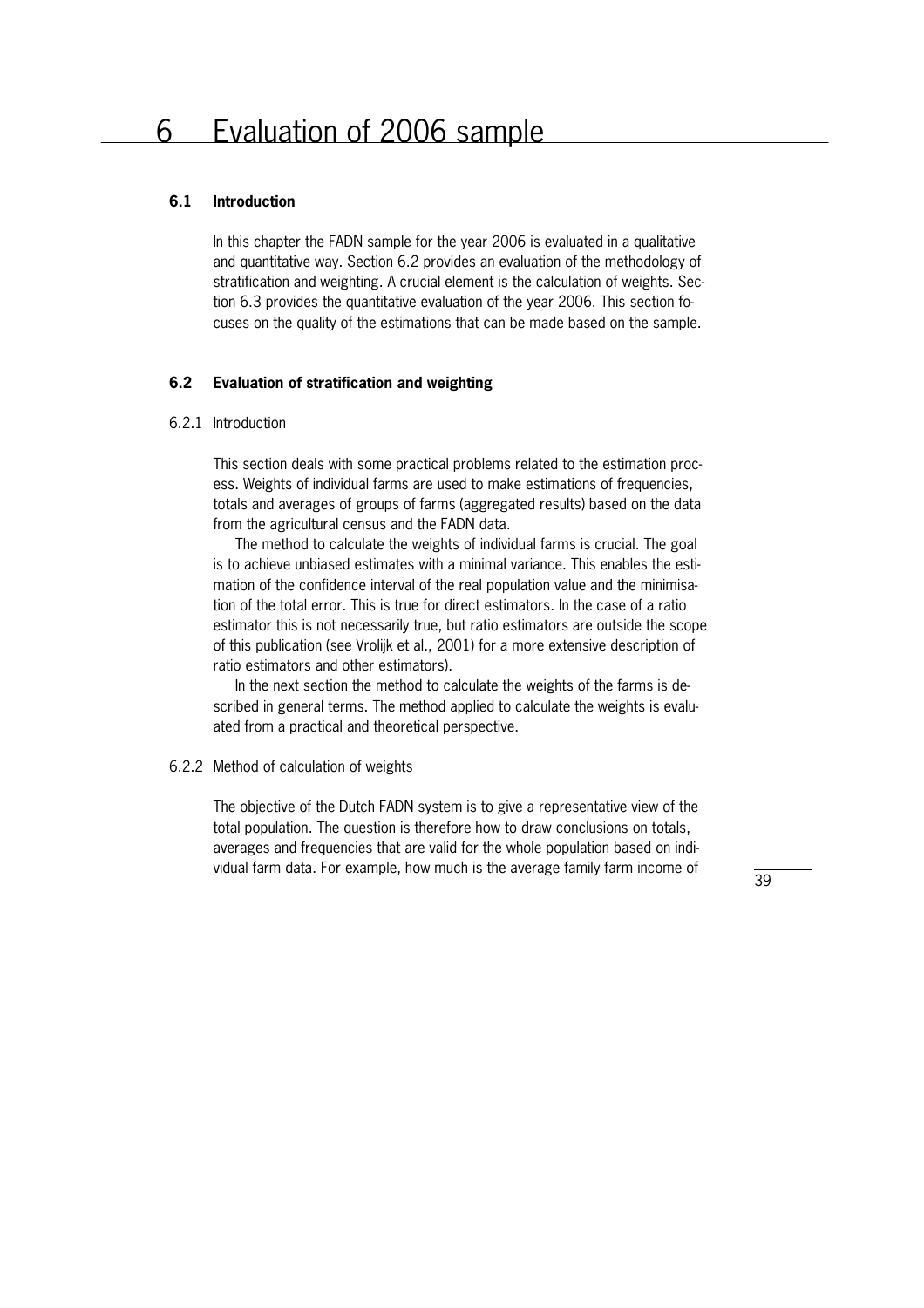# 6 Evaluation of 2006 sample

## 6.1 Introduction

In this chapter the FADN sample for the year 2006 is evaluated in a qualitative and quantitative way. Section 6.2 provides an evaluation of the methodology of stratification and weighting. A crucial element is the calculation of weights. Section 6.3 provides the quantitative evaluation of the year 2006. This section focuses on the quality of the estimations that can be made based on the sample.

## 6.2 Evaluation of stratification and weighting

### 6.2.1 Introduction

This section deals with some practical problems related to the estimation process. Weights of individual farms are used to make estimations of frequencies, totals and averages of groups of farms (aggregated results) based on the data from the agricultural census and the FADN data.

The method to calculate the weights of individual farms is crucial. The goal is to achieve unbiased estimates with a minimal variance. This enables the estimation of the confidence interval of the real population value and the minimisation of the total error. This is true for direct estimators. In the case of a ratio estimator this is not necessarily true, but ratio estimators are outside the scope of this publication (see Vrolijk et al., 2001) for a more extensive description of ratio estimators and other estimators).

In the next section the method to calculate the weights of the farms is described in general terms. The method applied to calculate the weights is evaluated from a practical and theoretical perspective.

### 6.2.2 Method of calculation of weights

The objective of the Dutch FADN system is to give a representative view of the total population. The question is therefore how to draw conclusions on totals, averages and frequencies that are valid for the whole population based on individual farm data. For example, how much is the average family farm income of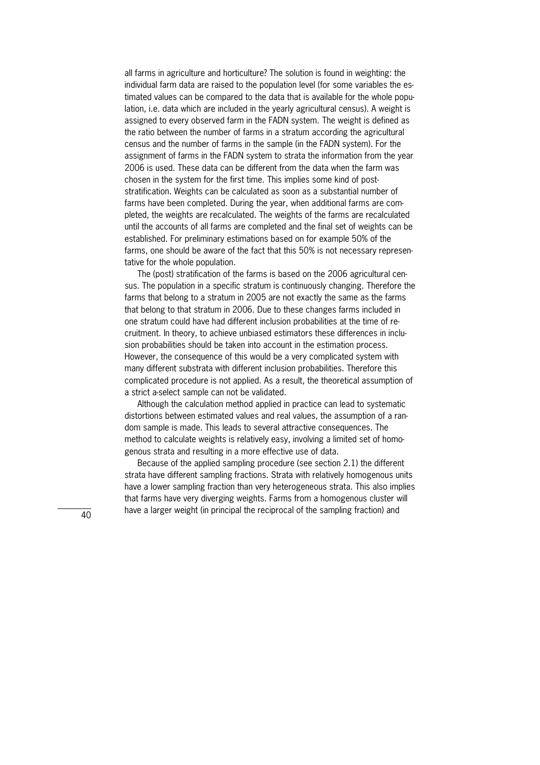all farms in agriculture and horticulture? The solution is found in weighting: the individual farm data are raised to the population level (for some variables the estimated values can be compared to the data that is available for the whole population, i.e. data which are included in the yearly agricultural census). A weight is assigned to every observed farm in the FADN system. The weight is defined as the ratio between the number of farms in a stratum according the agricultural census and the number of farms in the sample (in the FADN system). For the assignment of farms in the FADN system to strata the information from the year 2006 is used. These data can be different from the data when the farm was chosen in the system for the first time. This implies some kind of post-stratification. Weights can be calculated as soon as a substantial number of farms have been completed. During the year, when additional farms are completed, the weights are recalculated. The weights of the farms are recalculated until the accounts of all farms are completed and the final set of weights can be established. For preliminary estimations based on for example 50% of the farms, one should be aware of the fact that this 50% is not necessary representative for the whole population.

The (post) stratification of the farms is based on the 2006 agricultural census. The population in a specific stratum is continuously changing. Therefore the farms that belong to a stratum in 2005 are not exactly the same as the farms that belong to that stratum in 2006. Due to these changes farms included in one stratum could have had different inclusion probabilities at the time of recruitment. In theory, to achieve unbiased estimators these differences in inclusion probabilities should be taken into account in the estimation process. However, the consequence of this would be a very complicated system with many different substrata with different inclusion probabilities. Therefore this complicated procedure is not applied. As a result, the theoretical assumption of a strict a-select sample can not be validated.

Although the calculation method applied in practice can lead to systematic distortions between estimated values and real values, the assumption of a random sample is made. This leads to several attractive consequences. The method to calculate weights is relatively easy, involving a limited set of homogenous strata and resulting in a more effective use of data.

Because of the applied sampling procedure (see section 2.1) the different strata have different sampling fractions. Strata with relatively homogenous units have a lower sampling fraction than very heterogeneous strata. This also implies that farms have very diverging weights. Farms from a homogenous cluster will have a larger weight (in principal the reciprocal of the sampling fraction) and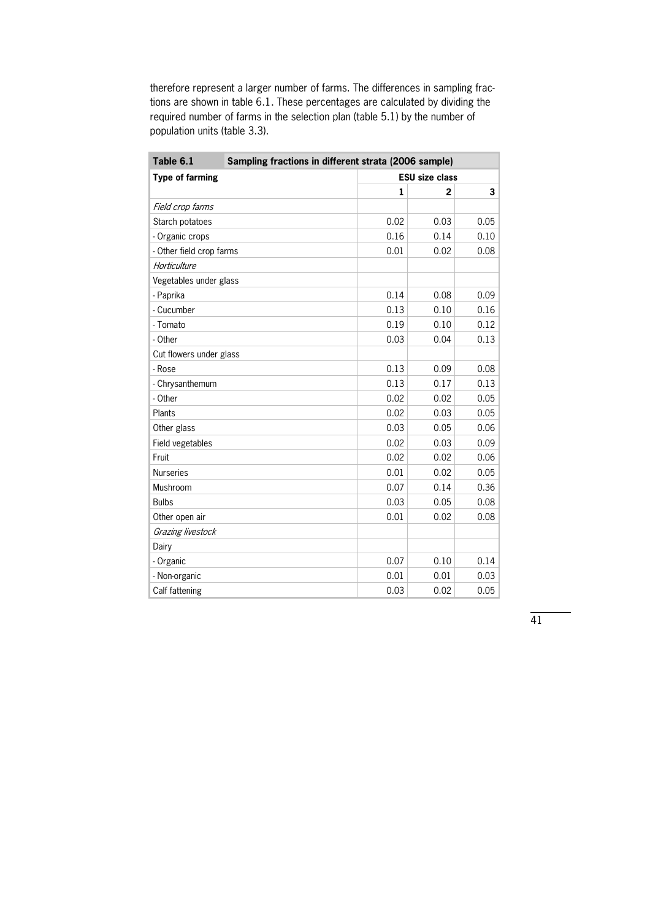therefore represent a larger number of farms. The differences in sampling fractions are shown in table 6.1. These percentages are calculated by dividing the required number of farms in the selection plan (table 5.1) by the number of population units (table 3.3).

**Table 6.1 Sampling fractions in different strata (2006 sample)**

| Type of farming | ESU size class | | |
|---|---|---|---|
| | **1** | **2** | **3** |
| *Field crop farms* | | | |
| Starch potatoes | 0.02 | 0.03 | 0.05 |
| - Organic crops | 0.16 | 0.14 | 0.10 |
| - Other field crop farms | 0.01 | 0.02 | 0.08 |
| *Horticulture* | | | |
| Vegetables under glass | | | |
| - Paprika | 0.14 | 0.08 | 0.09 |
| - Cucumber | 0.13 | 0.10 | 0.16 |
| - Tomato | 0.19 | 0.10 | 0.12 |
| - Other | 0.03 | 0.04 | 0.13 |
| Cut flowers under glass | | | |
| - Rose | 0.13 | 0.09 | 0.08 |
| - Chrysanthemum | 0.13 | 0.17 | 0.13 |
| - Other | 0.02 | 0.02 | 0.05 |
| Plants | 0.02 | 0.03 | 0.05 |
| Other glass | 0.03 | 0.05 | 0.06 |
| Field vegetables | 0.02 | 0.03 | 0.09 |
| Fruit | 0.02 | 0.02 | 0.06 |
| Nurseries | 0.01 | 0.02 | 0.05 |
| Mushroom | 0.07 | 0.14 | 0.36 |
| Bulbs | 0.03 | 0.05 | 0.08 |
| Other open air | 0.01 | 0.02 | 0.08 |
| *Grazing livestock* | | | |
| Dairy | | | |
| - Organic | 0.07 | 0.10 | 0.14 |
| - Non-organic | 0.01 | 0.01 | 0.03 |
| Calf fattening | 0.03 | 0.02 | 0.05 |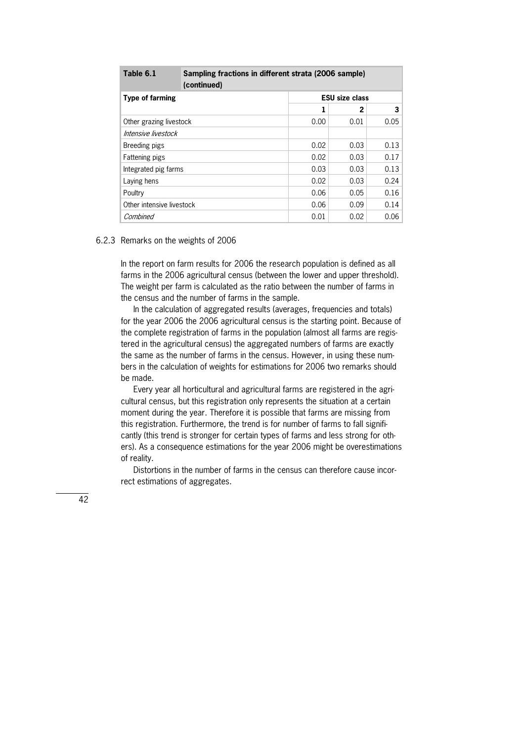| Table 6.1 | Sampling fractions in different strata (2006 sample) (continued) | | |
|---|---|---|---|
| **Type of farming** | **ESU size class** | | |
| | **1** | **2** | **3** |
| Other grazing livestock | 0.00 | 0.01 | 0.05 |
| *Intensive livestock* | | | |
| Breeding pigs | 0.02 | 0.03 | 0.13 |
| Fattening pigs | 0.02 | 0.03 | 0.17 |
| Integrated pig farms | 0.03 | 0.03 | 0.13 |
| Laying hens | 0.02 | 0.03 | 0.24 |
| Poultry | 0.06 | 0.05 | 0.16 |
| Other intensive livestock | 0.06 | 0.09 | 0.14 |
| *Combined* | 0.01 | 0.02 | 0.06 |

### 6.2.3 Remarks on the weights of 2006

In the report on farm results for 2006 the research population is defined as all farms in the 2006 agricultural census (between the lower and upper threshold). The weight per farm is calculated as the ratio between the number of farms in the census and the number of farms in the sample.

In the calculation of aggregated results (averages, frequencies and totals) for the year 2006 the 2006 agricultural census is the starting point. Because of the complete registration of farms in the population (almost all farms are registered in the agricultural census) the aggregated numbers of farms are exactly the same as the number of farms in the census. However, in using these numbers in the calculation of weights for estimations for 2006 two remarks should be made.

Every year all horticultural and agricultural farms are registered in the agricultural census, but this registration only represents the situation at a certain moment during the year. Therefore it is possible that farms are missing from this registration. Furthermore, the trend is for number of farms to fall significantly (this trend is stronger for certain types of farms and less strong for others). As a consequence estimations for the year 2006 might be overestimations of reality.

Distortions in the number of farms in the census can therefore cause incorrect estimations of aggregates.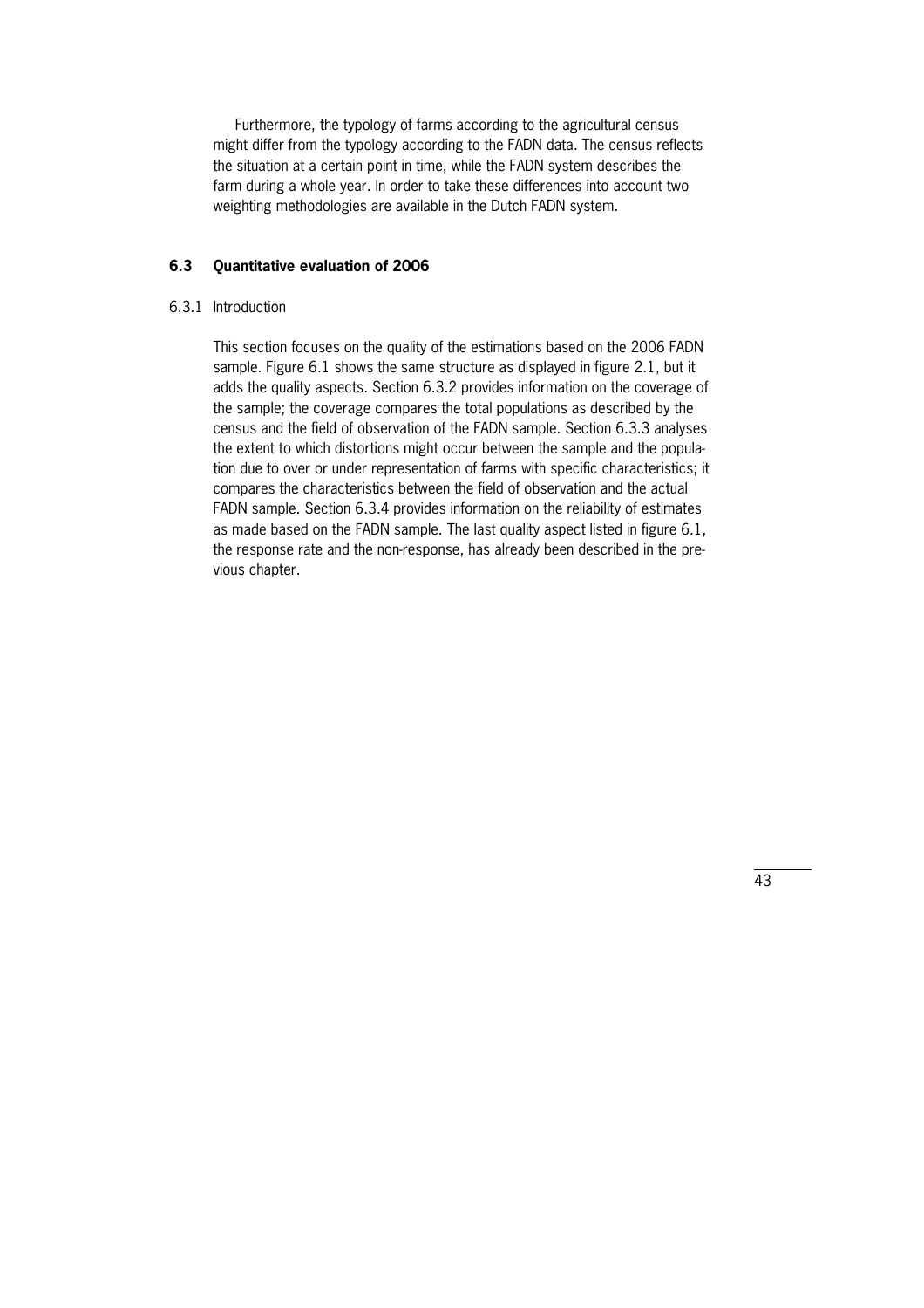Furthermore, the typology of farms according to the agricultural census might differ from the typology according to the FADN data. The census reflects the situation at a certain point in time, while the FADN system describes the farm during a whole year. In order to take these differences into account two weighting methodologies are available in the Dutch FADN system.

## 6.3 Quantitative evaluation of 2006

### 6.3.1 Introduction

This section focuses on the quality of the estimations based on the 2006 FADN sample. Figure 6.1 shows the same structure as displayed in figure 2.1, but it adds the quality aspects. Section 6.3.2 provides information on the coverage of the sample; the coverage compares the total populations as described by the census and the field of observation of the FADN sample. Section 6.3.3 analyses the extent to which distortions might occur between the sample and the population due to over or under representation of farms with specific characteristics; it compares the characteristics between the field of observation and the actual FADN sample. Section 6.3.4 provides information on the reliability of estimates as made based on the FADN sample. The last quality aspect listed in figure 6.1, the response rate and the non-response, has already been described in the previous chapter.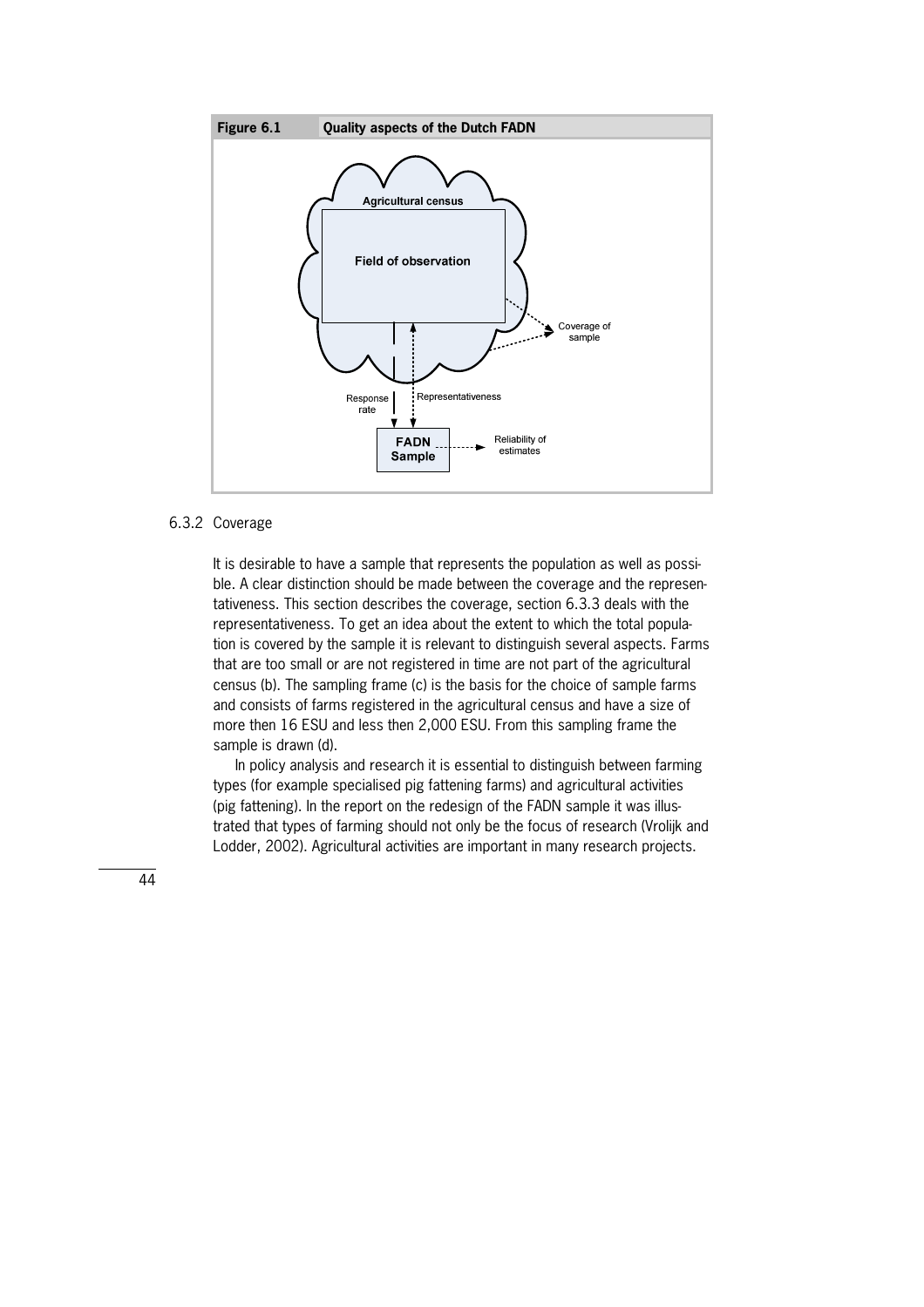**Figure 6.1** **Quality aspects of the Dutch FADN**

Agricultural census

Field of observation

Coverage of sample

Response rate

Representativeness

FADN Sample

Reliability of estimates

### 6.3.2 Coverage

It is desirable to have a sample that represents the population as well as possible. A clear distinction should be made between the coverage and the representativeness. This section describes the coverage, section 6.3.3 deals with the representativeness. To get an idea about the extent to which the total population is covered by the sample it is relevant to distinguish several aspects. Farms that are too small or are not registered in time are not part of the agricultural census (b). The sampling frame (c) is the basis for the choice of sample farms and consists of farms registered in the agricultural census and have a size of more then 16 ESU and less then 2,000 ESU. From this sampling frame the sample is drawn (d).

In policy analysis and research it is essential to distinguish between farming types (for example specialised pig fattening farms) and agricultural activities (pig fattening). In the report on the redesign of the FADN sample it was illustrated that types of farming should not only be the focus of research (Vrolijk and Lodder, 2002). Agricultural activities are important in many research projects.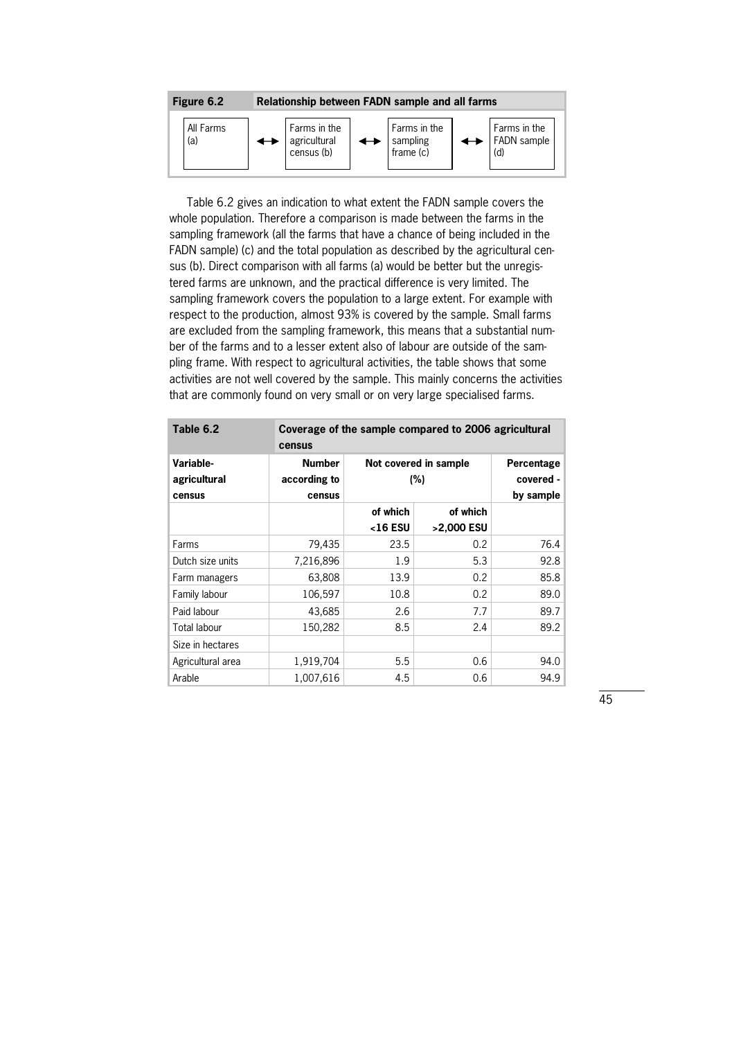**Figure 6.2** Relationship between FADN sample and all farms

All Farms (a) ↔ Farms in the agricultural census (b) ↔ Farms in the sampling frame (c) ↔ Farms in the FADN sample (d)

Table 6.2 gives an indication to what extent the FADN sample covers the whole population. Therefore a comparison is made between the farms in the sampling framework (all the farms that have a chance of being included in the FADN sample) (c) and the total population as described by the agricultural census (b). Direct comparison with all farms (a) would be better but the unregistered farms are unknown, and the practical difference is very limited. The sampling framework covers the population to a large extent. For example with respect to the production, almost 93% is covered by the sample. Small farms are excluded from the sampling framework, this means that a substantial number of the farms and to a lesser extent also of labour are outside of the sampling frame. With respect to agricultural activities, the table shows that some activities are not well covered by the sample. This mainly concerns the activities that are commonly found on very small or on very large specialised farms.

**Table 6.2** Coverage of the sample compared to 2006 agricultural census

| Variable-agricultural census | Number according to census | Not covered in sample (%) | | Percentage covered - by sample |
|---|---|---|---|---|
| | | of which <16 ESU | of which >2,000 ESU | |
| Farms | 79,435 | 23.5 | 0.2 | 76.4 |
| Dutch size units | 7,216,896 | 1.9 | 5.3 | 92.8 |
| Farm managers | 63,808 | 13.9 | 0.2 | 85.8 |
| Family labour | 106,597 | 10.8 | 0.2 | 89.0 |
| Paid labour | 43,685 | 2.6 | 7.7 | 89.7 |
| Total labour | 150,282 | 8.5 | 2.4 | 89.2 |
| Size in hectares | | | | |
| Agricultural area | 1,919,704 | 5.5 | 0.6 | 94.0 |
| Arable | 1,007,616 | 4.5 | 0.6 | 94.9 |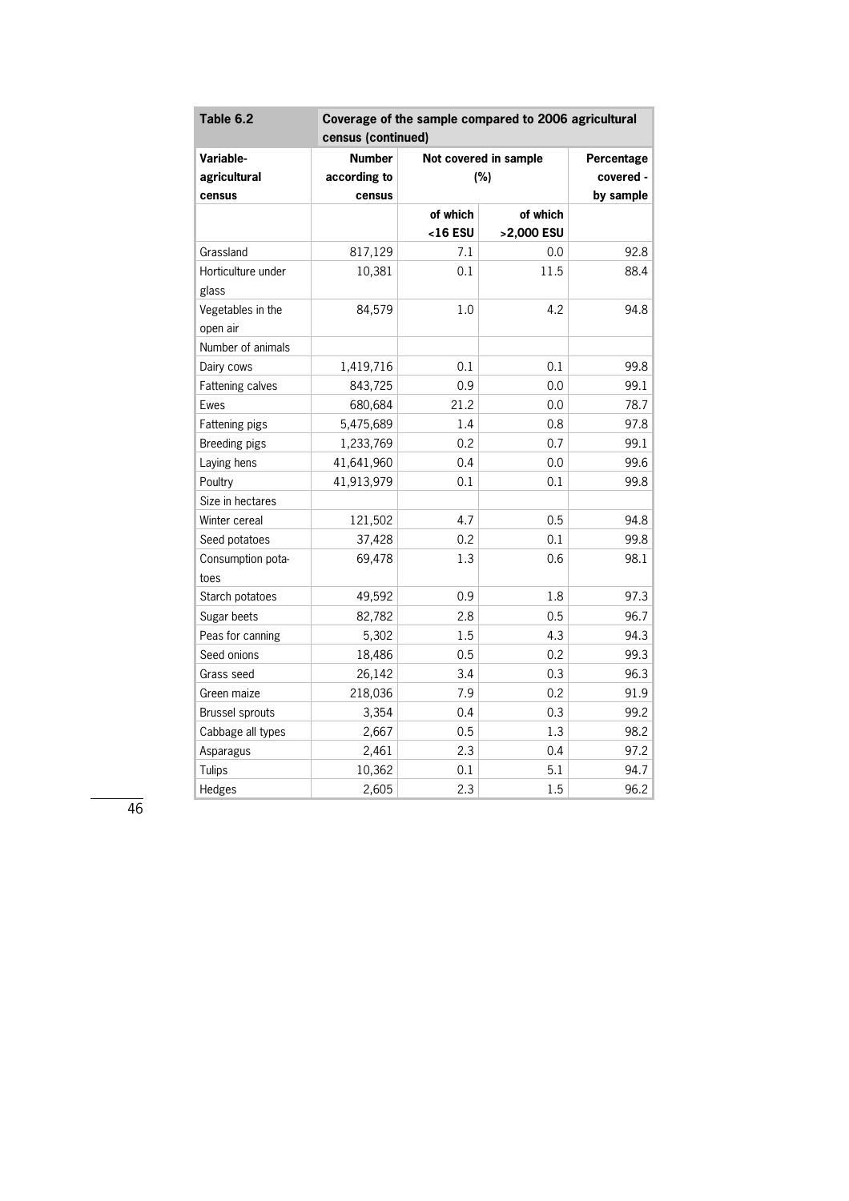| Table 6.2 | Coverage of the sample compared to 2006 agricultural census (continued) | | | |
|---|---|---|---|---|
| Variable-agricultural census | Number according to census | Not covered in sample (%) | | Percentage covered - by sample |
| | | of which <16 ESU | of which >2,000 ESU | |
| Grassland | 817,129 | 7.1 | 0.0 | 92.8 |
| Horticulture under glass | 10,381 | 0.1 | 11.5 | 88.4 |
| Vegetables in the open air | 84,579 | 1.0 | 4.2 | 94.8 |
| Number of animals | | | | |
| Dairy cows | 1,419,716 | 0.1 | 0.1 | 99.8 |
| Fattening calves | 843,725 | 0.9 | 0.0 | 99.1 |
| Ewes | 680,684 | 21.2 | 0.0 | 78.7 |
| Fattening pigs | 5,475,689 | 1.4 | 0.8 | 97.8 |
| Breeding pigs | 1,233,769 | 0.2 | 0.7 | 99.1 |
| Laying hens | 41,641,960 | 0.4 | 0.0 | 99.6 |
| Poultry | 41,913,979 | 0.1 | 0.1 | 99.8 |
| Size in hectares | | | | |
| Winter cereal | 121,502 | 4.7 | 0.5 | 94.8 |
| Seed potatoes | 37,428 | 0.2 | 0.1 | 99.8 |
| Consumption potatoes | 69,478 | 1.3 | 0.6 | 98.1 |
| Starch potatoes | 49,592 | 0.9 | 1.8 | 97.3 |
| Sugar beets | 82,782 | 2.8 | 0.5 | 96.7 |
| Peas for canning | 5,302 | 1.5 | 4.3 | 94.3 |
| Seed onions | 18,486 | 0.5 | 0.2 | 99.3 |
| Grass seed | 26,142 | 3.4 | 0.3 | 96.3 |
| Green maize | 218,036 | 7.9 | 0.2 | 91.9 |
| Brussel sprouts | 3,354 | 0.4 | 0.3 | 99.2 |
| Cabbage all types | 2,667 | 0.5 | 1.3 | 98.2 |
| Asparagus | 2,461 | 2.3 | 0.4 | 97.2 |
| Tulips | 10,362 | 0.1 | 5.1 | 94.7 |
| Hedges | 2,605 | 2.3 | 1.5 | 96.2 |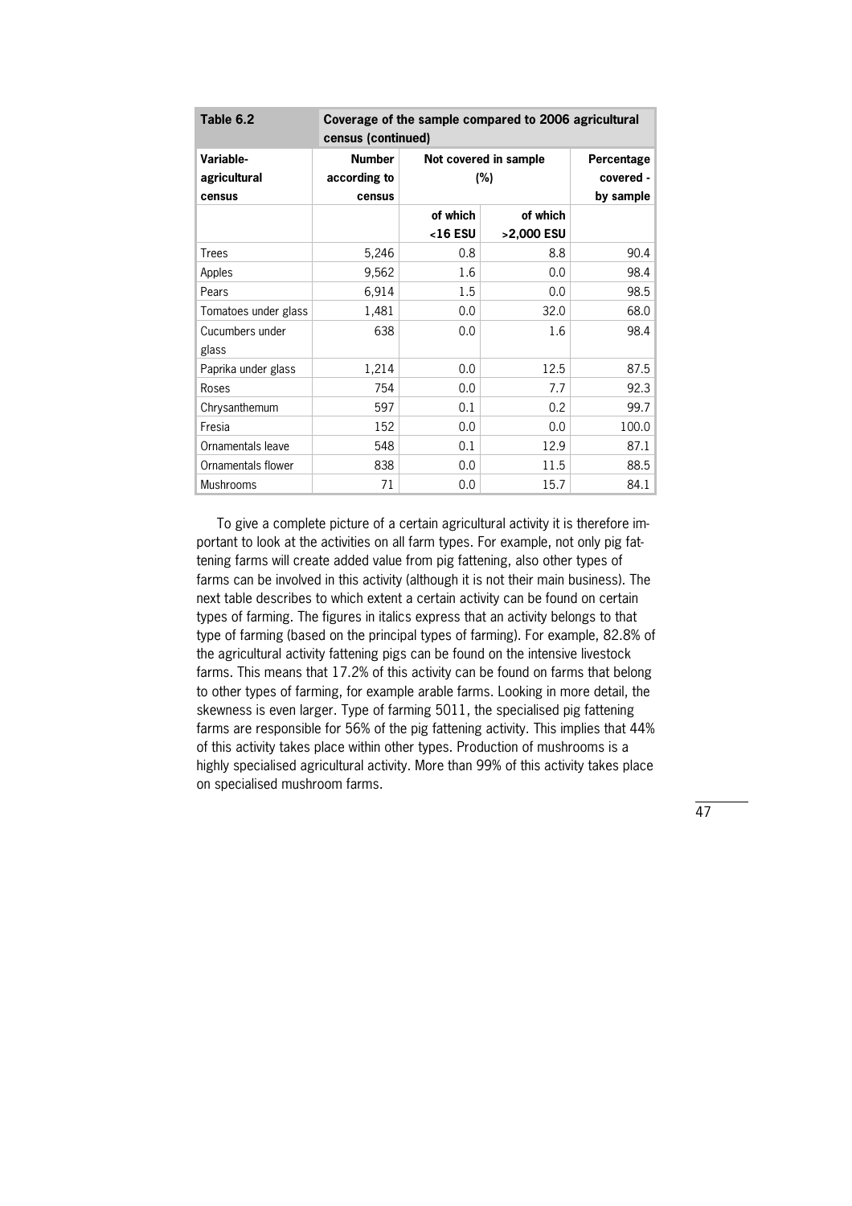| Table 6.2 | Coverage of the sample compared to 2006 agricultural census (continued) | | | |
|---|---|---|---|---|
| **Variable-agricultural census** | **Number according to census** | **Not covered in sample (%)** | | **Percentage covered - by sample** |
| | | **of which <16 ESU** | **of which >2,000 ESU** | |
| Trees | 5,246 | 0.8 | 8.8 | 90.4 |
| Apples | 9,562 | 1.6 | 0.0 | 98.4 |
| Pears | 6,914 | 1.5 | 0.0 | 98.5 |
| Tomatoes under glass | 1,481 | 0.0 | 32.0 | 68.0 |
| Cucumbers under glass | 638 | 0.0 | 1.6 | 98.4 |
| Paprika under glass | 1,214 | 0.0 | 12.5 | 87.5 |
| Roses | 754 | 0.0 | 7.7 | 92.3 |
| Chrysanthemum | 597 | 0.1 | 0.2 | 99.7 |
| Fresia | 152 | 0.0 | 0.0 | 100.0 |
| Ornamentals leave | 548 | 0.1 | 12.9 | 87.1 |
| Ornamentals flower | 838 | 0.0 | 11.5 | 88.5 |
| Mushrooms | 71 | 0.0 | 15.7 | 84.1 |

To give a complete picture of a certain agricultural activity it is therefore important to look at the activities on all farm types. For example, not only pig fattening farms will create added value from pig fattening, also other types of farms can be involved in this activity (although it is not their main business). The next table describes to which extent a certain activity can be found on certain types of farming. The figures in italics express that an activity belongs to that type of farming (based on the principal types of farming). For example, 82.8% of the agricultural activity fattening pigs can be found on the intensive livestock farms. This means that 17.2% of this activity can be found on farms that belong to other types of farming, for example arable farms. Looking in more detail, the skewness is even larger. Type of farming 5011, the specialised pig fattening farms are responsible for 56% of the pig fattening activity. This implies that 44% of this activity takes place within other types. Production of mushrooms is a highly specialised agricultural activity. More than 99% of this activity takes place on specialised mushroom farms.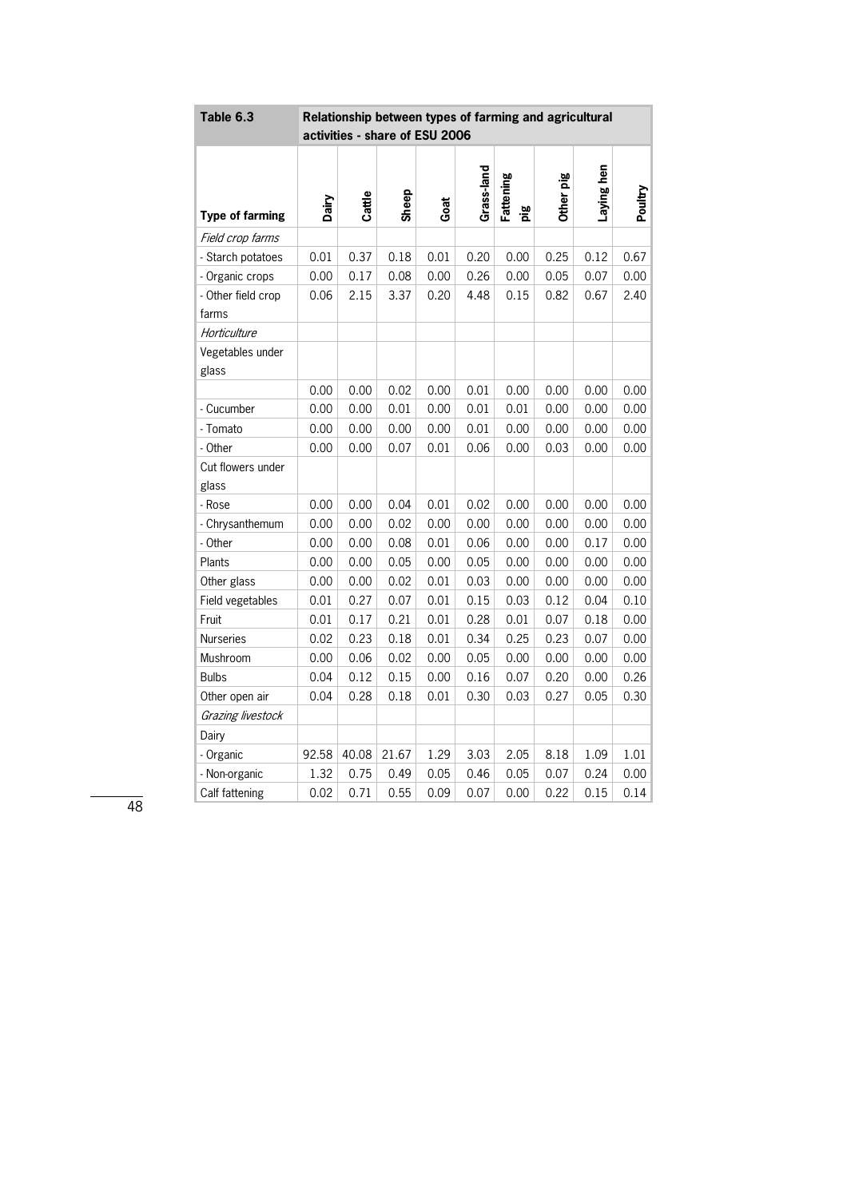| Table 6.3 | Relationship between types of farming and agricultural activities - share of ESU 2006 | | | | | | | | |
|---|---|---|---|---|---|---|---|---|---|
| **Type of farming** | **Dairy** | **Cattle** | **Sheep** | **Goat** | **Grass-land** | **Fattening pig** | **Other pig** | **Laying hen** | **Poultry** |
| *Field crop farms* | | | | | | | | | |
| - Starch potatoes | 0.01 | 0.37 | 0.18 | 0.01 | 0.20 | 0.00 | 0.25 | 0.12 | 0.67 |
| - Organic crops | 0.00 | 0.17 | 0.08 | 0.00 | 0.26 | 0.00 | 0.05 | 0.07 | 0.00 |
| - Other field crop farms | 0.06 | 2.15 | 3.37 | 0.20 | 4.48 | 0.15 | 0.82 | 0.67 | 2.40 |
| *Horticulture* | | | | | | | | | |
| Vegetables under glass | | | | | | | | | |
| | 0.00 | 0.00 | 0.02 | 0.00 | 0.01 | 0.00 | 0.00 | 0.00 | 0.00 |
| - Cucumber | 0.00 | 0.00 | 0.01 | 0.00 | 0.01 | 0.01 | 0.00 | 0.00 | 0.00 |
| - Tomato | 0.00 | 0.00 | 0.00 | 0.00 | 0.01 | 0.00 | 0.00 | 0.00 | 0.00 |
| - Other | 0.00 | 0.00 | 0.07 | 0.01 | 0.06 | 0.00 | 0.03 | 0.00 | 0.00 |
| Cut flowers under glass | | | | | | | | | |
| - Rose | 0.00 | 0.00 | 0.04 | 0.01 | 0.02 | 0.00 | 0.00 | 0.00 | 0.00 |
| - Chrysanthemum | 0.00 | 0.00 | 0.02 | 0.00 | 0.00 | 0.00 | 0.00 | 0.00 | 0.00 |
| - Other | 0.00 | 0.00 | 0.08 | 0.01 | 0.06 | 0.00 | 0.00 | 0.17 | 0.00 |
| Plants | 0.00 | 0.00 | 0.05 | 0.00 | 0.05 | 0.00 | 0.00 | 0.00 | 0.00 |
| Other glass | 0.00 | 0.00 | 0.02 | 0.01 | 0.03 | 0.00 | 0.00 | 0.00 | 0.00 |
| Field vegetables | 0.01 | 0.27 | 0.07 | 0.01 | 0.15 | 0.03 | 0.12 | 0.04 | 0.10 |
| Fruit | 0.01 | 0.17 | 0.21 | 0.01 | 0.28 | 0.01 | 0.07 | 0.18 | 0.00 |
| Nurseries | 0.02 | 0.23 | 0.18 | 0.01 | 0.34 | 0.25 | 0.23 | 0.07 | 0.00 |
| Mushroom | 0.00 | 0.06 | 0.02 | 0.00 | 0.05 | 0.00 | 0.00 | 0.00 | 0.00 |
| Bulbs | 0.04 | 0.12 | 0.15 | 0.00 | 0.16 | 0.07 | 0.20 | 0.00 | 0.26 |
| Other open air | 0.04 | 0.28 | 0.18 | 0.01 | 0.30 | 0.03 | 0.27 | 0.05 | 0.30 |
| *Grazing livestock* | | | | | | | | | |
| Dairy | | | | | | | | | |
| - Organic | 92.58 | 40.08 | 21.67 | 1.29 | 3.03 | 2.05 | 8.18 | 1.09 | 1.01 |
| - Non-organic | 1.32 | 0.75 | 0.49 | 0.05 | 0.46 | 0.05 | 0.07 | 0.24 | 0.00 |
| Calf fattening | 0.02 | 0.71 | 0.55 | 0.09 | 0.07 | 0.00 | 0.22 | 0.15 | 0.14 |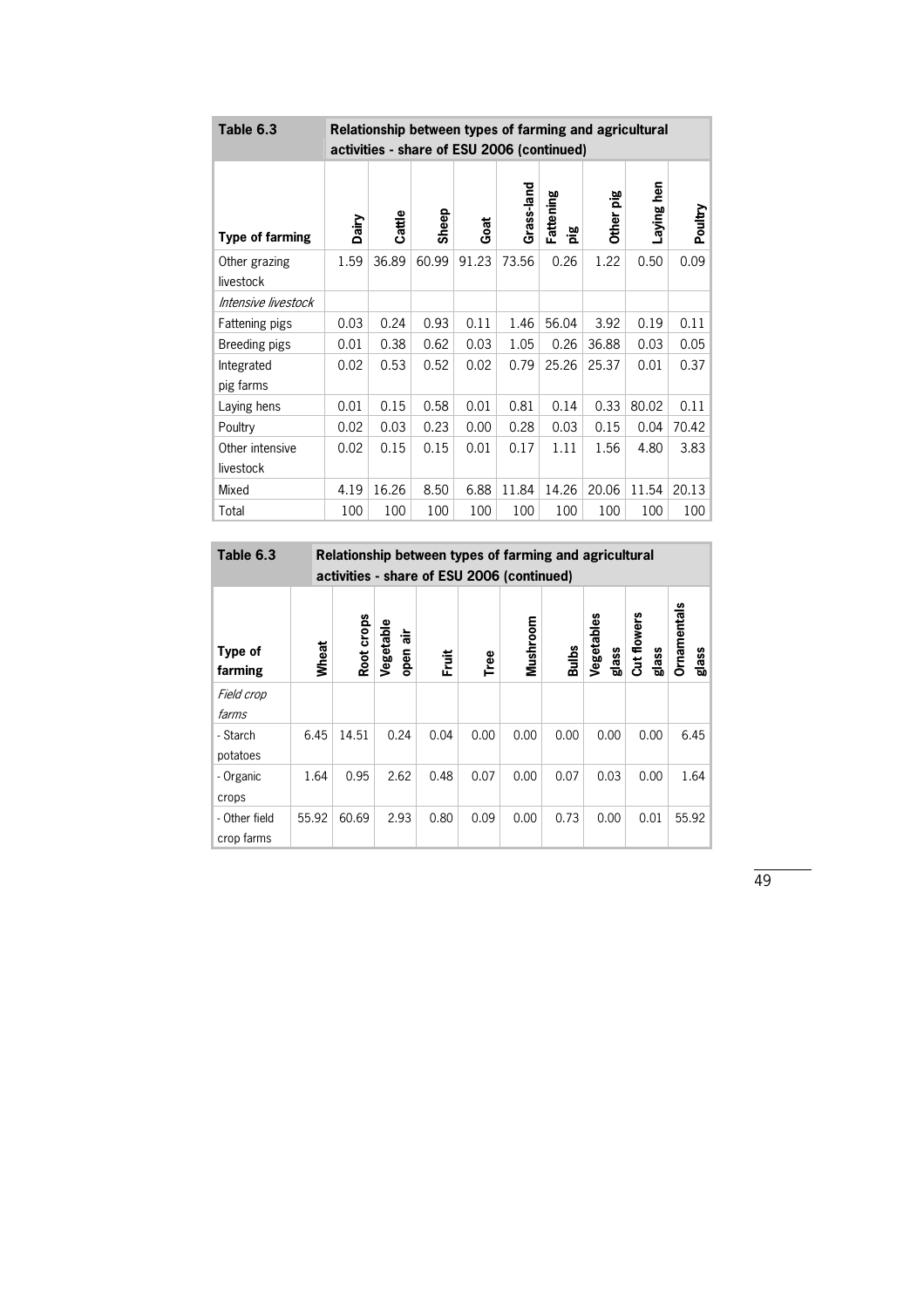| Table 6.3 | Relationship between types of farming and agricultural activities - share of ESU 2006 (continued) | | | | | | | | |
|---|---|---|---|---|---|---|---|---|---|
| **Type of farming** | **Dairy** | **Cattle** | **Sheep** | **Goat** | **Grass-land** | **Fattening pig** | **Other pig** | **Laying hen** | **Poultry** |
| Other grazing livestock | 1.59 | 36.89 | 60.99 | 91.23 | 73.56 | 0.26 | 1.22 | 0.50 | 0.09 |
| *Intensive livestock* | | | | | | | | | |
| Fattening pigs | 0.03 | 0.24 | 0.93 | 0.11 | 1.46 | 56.04 | 3.92 | 0.19 | 0.11 |
| Breeding pigs | 0.01 | 0.38 | 0.62 | 0.03 | 1.05 | 0.26 | 36.88 | 0.03 | 0.05 |
| Integrated pig farms | 0.02 | 0.53 | 0.52 | 0.02 | 0.79 | 25.26 | 25.37 | 0.01 | 0.37 |
| Laying hens | 0.01 | 0.15 | 0.58 | 0.01 | 0.81 | 0.14 | 0.33 | 80.02 | 0.11 |
| Poultry | 0.02 | 0.03 | 0.23 | 0.00 | 0.28 | 0.03 | 0.15 | 0.04 | 70.42 |
| Other intensive livestock | 0.02 | 0.15 | 0.15 | 0.01 | 0.17 | 1.11 | 1.56 | 4.80 | 3.83 |
| Mixed | 4.19 | 16.26 | 8.50 | 6.88 | 11.84 | 14.26 | 20.06 | 11.54 | 20.13 |
| Total | 100 | 100 | 100 | 100 | 100 | 100 | 100 | 100 | 100 |

| Table 6.3 | Relationship between types of farming and agricultural activities - share of ESU 2006 (continued) | | | | | | | | | |
|---|---|---|---|---|---|---|---|---|---|---|
| **Type of farming** | **Wheat** | **Root crops** | **Vegetable open air** | **Fruit** | **Tree** | **Mushroom** | **Bulbs** | **Vegetables glass** | **Cut flowers glass** | **Ornamentals glass** |
| *Field crop farms* | | | | | | | | | | |
| - Starch potatoes | 6.45 | 14.51 | 0.24 | 0.04 | 0.00 | 0.00 | 0.00 | 0.00 | 0.00 | 6.45 |
| - Organic crops | 1.64 | 0.95 | 2.62 | 0.48 | 0.07 | 0.00 | 0.07 | 0.03 | 0.00 | 1.64 |
| - Other field crop farms | 55.92 | 60.69 | 2.93 | 0.80 | 0.09 | 0.00 | 0.73 | 0.00 | 0.01 | 55.92 |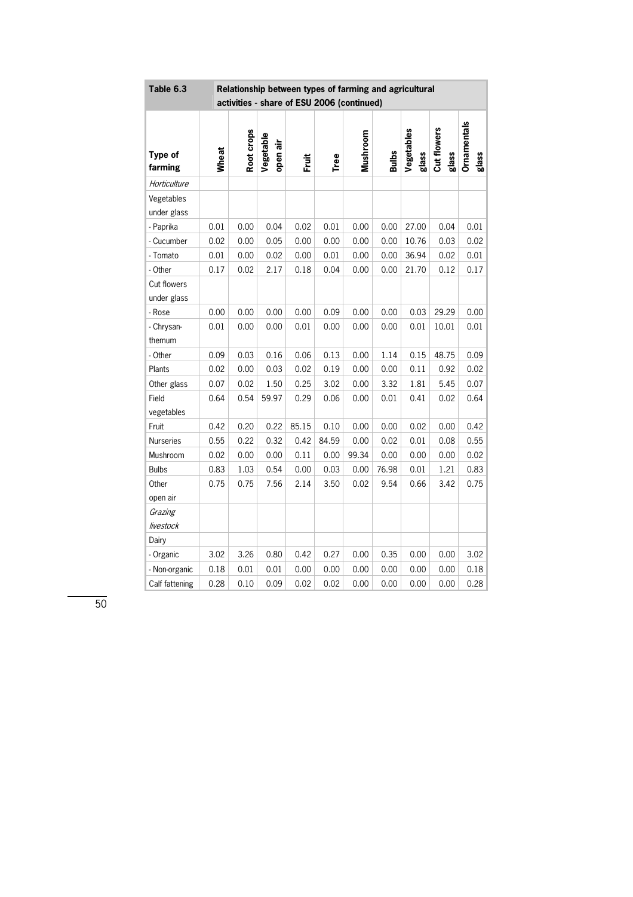| Table 6.3 | Relationship between types of farming and agricultural activities - share of ESU 2006 (continued) | | | | | | | | | |
|---|---|---|---|---|---|---|---|---|---|---|
| **Type of farming** | **Wheat** | **Root crops** | **Vegetable open air** | **Fruit** | **Tree** | **Mushroom** | **Bulbs** | **Vegetables glass** | **Cut flowers glass** | **Ornamentals glass** |
| *Horticulture* | | | | | | | | | | |
| Vegetables under glass | | | | | | | | | | |
| - Paprika | 0.01 | 0.00 | 0.04 | 0.02 | 0.01 | 0.00 | 0.00 | 27.00 | 0.04 | 0.01 |
| - Cucumber | 0.02 | 0.00 | 0.05 | 0.00 | 0.00 | 0.00 | 0.00 | 10.76 | 0.03 | 0.02 |
| - Tomato | 0.01 | 0.00 | 0.02 | 0.00 | 0.01 | 0.00 | 0.00 | 36.94 | 0.02 | 0.01 |
| - Other | 0.17 | 0.02 | 2.17 | 0.18 | 0.04 | 0.00 | 0.00 | 21.70 | 0.12 | 0.17 |
| Cut flowers under glass | | | | | | | | | | |
| - Rose | 0.00 | 0.00 | 0.00 | 0.00 | 0.09 | 0.00 | 0.00 | 0.03 | 29.29 | 0.00 |
| - Chrysan-themum | 0.01 | 0.00 | 0.00 | 0.01 | 0.00 | 0.00 | 0.00 | 0.01 | 10.01 | 0.01 |
| - Other | 0.09 | 0.03 | 0.16 | 0.06 | 0.13 | 0.00 | 1.14 | 0.15 | 48.75 | 0.09 |
| Plants | 0.02 | 0.00 | 0.03 | 0.02 | 0.19 | 0.00 | 0.00 | 0.11 | 0.92 | 0.02 |
| Other glass | 0.07 | 0.02 | 1.50 | 0.25 | 3.02 | 0.00 | 3.32 | 1.81 | 5.45 | 0.07 |
| Field vegetables | 0.64 | 0.54 | 59.97 | 0.29 | 0.06 | 0.00 | 0.01 | 0.41 | 0.02 | 0.64 |
| Fruit | 0.42 | 0.20 | 0.22 | 85.15 | 0.10 | 0.00 | 0.00 | 0.02 | 0.00 | 0.42 |
| Nurseries | 0.55 | 0.22 | 0.32 | 0.42 | 84.59 | 0.00 | 0.02 | 0.01 | 0.08 | 0.55 |
| Mushroom | 0.02 | 0.00 | 0.00 | 0.11 | 0.00 | 99.34 | 0.00 | 0.00 | 0.00 | 0.02 |
| Bulbs | 0.83 | 1.03 | 0.54 | 0.00 | 0.03 | 0.00 | 76.98 | 0.01 | 1.21 | 0.83 |
| Other open air | 0.75 | 0.75 | 7.56 | 2.14 | 3.50 | 0.02 | 9.54 | 0.66 | 3.42 | 0.75 |
| *Grazing livestock* | | | | | | | | | | |
| Dairy | | | | | | | | | | |
| - Organic | 3.02 | 3.26 | 0.80 | 0.42 | 0.27 | 0.00 | 0.35 | 0.00 | 0.00 | 3.02 |
| - Non-organic | 0.18 | 0.01 | 0.01 | 0.00 | 0.00 | 0.00 | 0.00 | 0.00 | 0.00 | 0.18 |
| Calf fattening | 0.28 | 0.10 | 0.09 | 0.02 | 0.02 | 0.00 | 0.00 | 0.00 | 0.00 | 0.28 |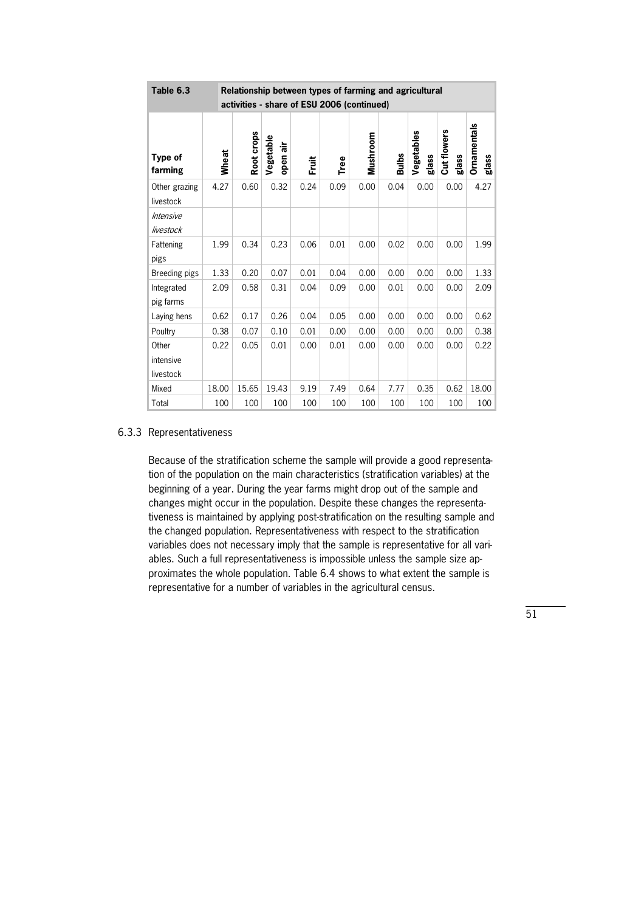| Table 6.3 | Relationship between types of farming and agricultural activities - share of ESU 2006 (continued) | | | | | | | | | |
|---|---|---|---|---|---|---|---|---|---|---|
| **Type of farming** | **Wheat** | **Root crops** | **Vegetable open air** | **Fruit** | **Tree** | **Mushroom** | **Bulbs** | **Vegetables glass** | **Cut flowers glass** | **Ornamentals glass** |
| Other grazing livestock | 4.27 | 0.60 | 0.32 | 0.24 | 0.09 | 0.00 | 0.04 | 0.00 | 0.00 | 4.27 |
| *Intensive livestock* | | | | | | | | | | |
| Fattening pigs | 1.99 | 0.34 | 0.23 | 0.06 | 0.01 | 0.00 | 0.02 | 0.00 | 0.00 | 1.99 |
| Breeding pigs | 1.33 | 0.20 | 0.07 | 0.01 | 0.04 | 0.00 | 0.00 | 0.00 | 0.00 | 1.33 |
| Integrated pig farms | 2.09 | 0.58 | 0.31 | 0.04 | 0.09 | 0.00 | 0.01 | 0.00 | 0.00 | 2.09 |
| Laying hens | 0.62 | 0.17 | 0.26 | 0.04 | 0.05 | 0.00 | 0.00 | 0.00 | 0.00 | 0.62 |
| Poultry | 0.38 | 0.07 | 0.10 | 0.01 | 0.00 | 0.00 | 0.00 | 0.00 | 0.00 | 0.38 |
| Other intensive livestock | 0.22 | 0.05 | 0.01 | 0.00 | 0.01 | 0.00 | 0.00 | 0.00 | 0.00 | 0.22 |
| Mixed | 18.00 | 15.65 | 19.43 | 9.19 | 7.49 | 0.64 | 7.77 | 0.35 | 0.62 | 18.00 |
| Total | 100 | 100 | 100 | 100 | 100 | 100 | 100 | 100 | 100 | 100 |

### 6.3.3 Representativeness

Because of the stratification scheme the sample will provide a good representation of the population on the main characteristics (stratification variables) at the beginning of a year. During the year farms might drop out of the sample and changes might occur in the population. Despite these changes the representativeness is maintained by applying post-stratification on the resulting sample and the changed population. Representativeness with respect to the stratification variables does not necessary imply that the sample is representative for all variables. Such a full representativeness is impossible unless the sample size approximates the whole population. Table 6.4 shows to what extent the sample is representative for a number of variables in the agricultural census.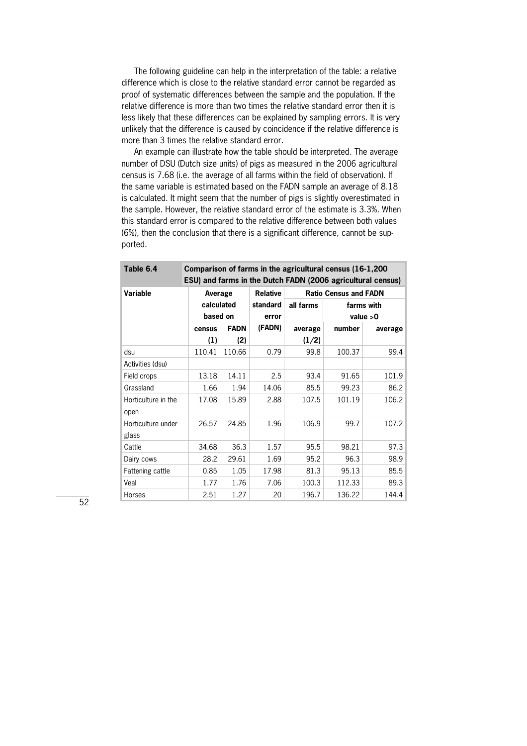The following guideline can help in the interpretation of the table: a relative difference which is close to the relative standard error cannot be regarded as proof of systematic differences between the sample and the population. If the relative difference is more than two times the relative standard error then it is less likely that these differences can be explained by sampling errors. It is very unlikely that the difference is caused by coincidence if the relative difference is more than 3 times the relative standard error.

An example can illustrate how the table should be interpreted. The average number of DSU (Dutch size units) of pigs as measured in the 2006 agricultural census is 7.68 (i.e. the average of all farms within the field of observation). If the same variable is estimated based on the FADN sample an average of 8.18 is calculated. It might seem that the number of pigs is slightly overestimated in the sample. However, the relative standard error of the estimate is 3.3%. When this standard error is compared to the relative difference between both values (6%), then the conclusion that there is a significant difference, cannot be supported.

**Table 6.4 Comparison of farms in the agricultural census (16-1,200 ESU) and farms in the Dutch FADN (2006 agricultural census)**

| Variable | Average calculated based on | | Relative standard error | Ratio Census and FADN | | |
|---|---|---|---|---|---|---|
| | | | | all farms | farms with value >0 | |
| | census (1) | FADN (2) | (FADN) | average (1/2) | number | average |
| dsu | 110.41 | 110.66 | 0.79 | 99.8 | 100.37 | 99.4 |
| Activities (dsu) | | | | | | |
| Field crops | 13.18 | 14.11 | 2.5 | 93.4 | 91.65 | 101.9 |
| Grassland | 1.66 | 1.94 | 14.06 | 85.5 | 99.23 | 86.2 |
| Horticulture in the open | 17.08 | 15.89 | 2.88 | 107.5 | 101.19 | 106.2 |
| Horticulture under glass | 26.57 | 24.85 | 1.96 | 106.9 | 99.7 | 107.2 |
| Cattle | 34.68 | 36.3 | 1.57 | 95.5 | 98.21 | 97.3 |
| Dairy cows | 28.2 | 29.61 | 1.69 | 95.2 | 96.3 | 98.9 |
| Fattening cattle | 0.85 | 1.05 | 17.98 | 81.3 | 95.13 | 85.5 |
| Veal | 1.77 | 1.76 | 7.06 | 100.3 | 112.33 | 89.3 |
| Horses | 2.51 | 1.27 | 20 | 196.7 | 136.22 | 144.4 |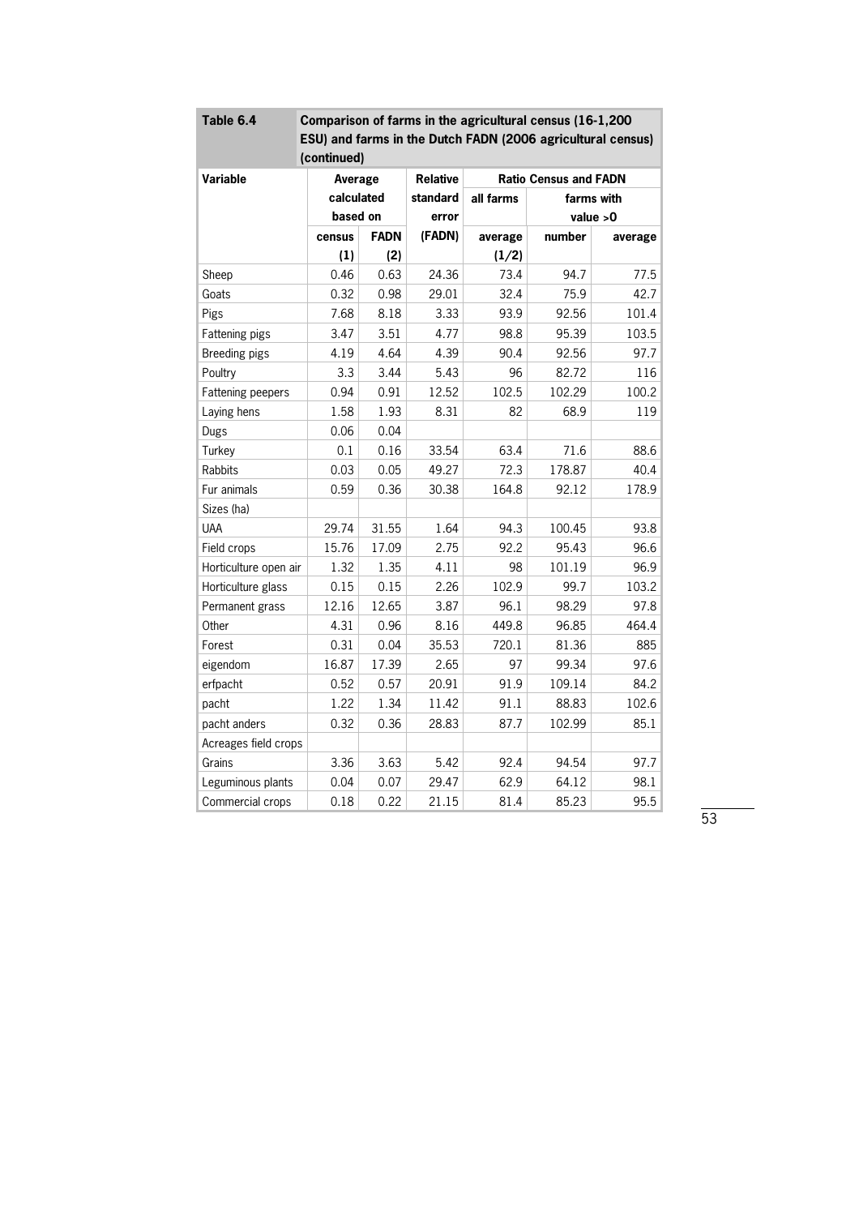**Table 6.4 Comparison of farms in the agricultural census (16-1,200 ESU) and farms in the Dutch FADN (2006 agricultural census) (continued)**

| Variable | Average calculated based on | | Relative standard error | Ratio Census and FADN | | |
|---|---|---|---|---|---|---|
| | | | | all farms | farms with value >0 | |
| | census (1) | FADN (2) | (FADN) | average (1/2) | number | average |
| Sheep | 0.46 | 0.63 | 24.36 | 73.4 | 94.7 | 77.5 |
| Goats | 0.32 | 0.98 | 29.01 | 32.4 | 75.9 | 42.7 |
| Pigs | 7.68 | 8.18 | 3.33 | 93.9 | 92.56 | 101.4 |
| Fattening pigs | 3.47 | 3.51 | 4.77 | 98.8 | 95.39 | 103.5 |
| Breeding pigs | 4.19 | 4.64 | 4.39 | 90.4 | 92.56 | 97.7 |
| Poultry | 3.3 | 3.44 | 5.43 | 96 | 82.72 | 116 |
| Fattening peepers | 0.94 | 0.91 | 12.52 | 102.5 | 102.29 | 100.2 |
| Laying hens | 1.58 | 1.93 | 8.31 | 82 | 68.9 | 119 |
| Dugs | 0.06 | 0.04 | | | | |
| Turkey | 0.1 | 0.16 | 33.54 | 63.4 | 71.6 | 88.6 |
| Rabbits | 0.03 | 0.05 | 49.27 | 72.3 | 178.87 | 40.4 |
| Fur animals | 0.59 | 0.36 | 30.38 | 164.8 | 92.12 | 178.9 |
| Sizes (ha) | | | | | | |
| UAA | 29.74 | 31.55 | 1.64 | 94.3 | 100.45 | 93.8 |
| Field crops | 15.76 | 17.09 | 2.75 | 92.2 | 95.43 | 96.6 |
| Horticulture open air | 1.32 | 1.35 | 4.11 | 98 | 101.19 | 96.9 |
| Horticulture glass | 0.15 | 0.15 | 2.26 | 102.9 | 99.7 | 103.2 |
| Permanent grass | 12.16 | 12.65 | 3.87 | 96.1 | 98.29 | 97.8 |
| Other | 4.31 | 0.96 | 8.16 | 449.8 | 96.85 | 464.4 |
| Forest | 0.31 | 0.04 | 35.53 | 720.1 | 81.36 | 885 |
| eigendom | 16.87 | 17.39 | 2.65 | 97 | 99.34 | 97.6 |
| erfpacht | 0.52 | 0.57 | 20.91 | 91.9 | 109.14 | 84.2 |
| pacht | 1.22 | 1.34 | 11.42 | 91.1 | 88.83 | 102.6 |
| pacht anders | 0.32 | 0.36 | 28.83 | 87.7 | 102.99 | 85.1 |
| Acreages field crops | | | | | | |
| Grains | 3.36 | 3.63 | 5.42 | 92.4 | 94.54 | 97.7 |
| Leguminous plants | 0.04 | 0.07 | 29.47 | 62.9 | 64.12 | 98.1 |
| Commercial crops | 0.18 | 0.22 | 21.15 | 81.4 | 85.23 | 95.5 |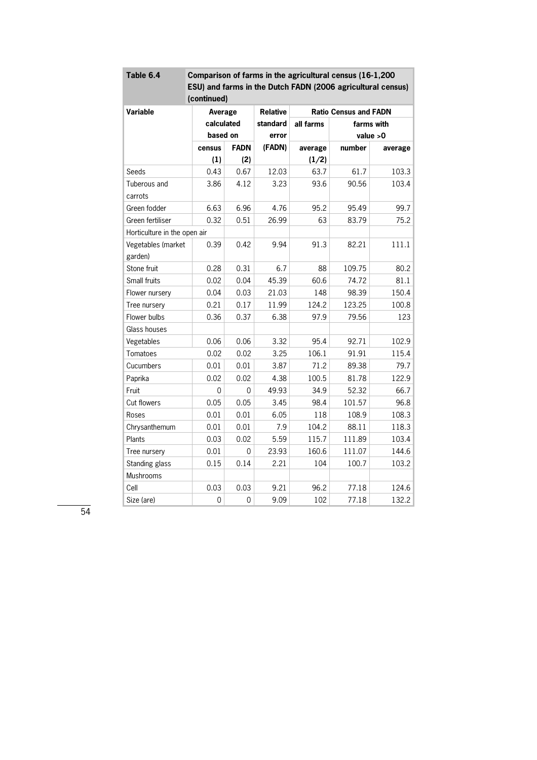| Table 6.4 | Comparison of farms in the agricultural census (16-1,200 ESU) and farms in the Dutch FADN (2006 agricultural census) (continued) | | | | | |
|---|---|---|---|---|---|---|
| Variable | Average calculated based on | | Relative standard error | Ratio Census and FADN | | |
| | | | | all farms | farms with value >0 | |
| | census (1) | FADN (2) | (FADN) | average (1/2) | number | average |
| Seeds | 0.43 | 0.67 | 12.03 | 63.7 | 61.7 | 103.3 |
| Tuberous and carrots | 3.86 | 4.12 | 3.23 | 93.6 | 90.56 | 103.4 |
| Green fodder | 6.63 | 6.96 | 4.76 | 95.2 | 95.49 | 99.7 |
| Green fertiliser | 0.32 | 0.51 | 26.99 | 63 | 83.79 | 75.2 |
| Horticulture in the open air | | | | | | |
| Vegetables (market garden) | 0.39 | 0.42 | 9.94 | 91.3 | 82.21 | 111.1 |
| Stone fruit | 0.28 | 0.31 | 6.7 | 88 | 109.75 | 80.2 |
| Small fruits | 0.02 | 0.04 | 45.39 | 60.6 | 74.72 | 81.1 |
| Flower nursery | 0.04 | 0.03 | 21.03 | 148 | 98.39 | 150.4 |
| Tree nursery | 0.21 | 0.17 | 11.99 | 124.2 | 123.25 | 100.8 |
| Flower bulbs | 0.36 | 0.37 | 6.38 | 97.9 | 79.56 | 123 |
| Glass houses | | | | | | |
| Vegetables | 0.06 | 0.06 | 3.32 | 95.4 | 92.71 | 102.9 |
| Tomatoes | 0.02 | 0.02 | 3.25 | 106.1 | 91.91 | 115.4 |
| Cucumbers | 0.01 | 0.01 | 3.87 | 71.2 | 89.38 | 79.7 |
| Paprika | 0.02 | 0.02 | 4.38 | 100.5 | 81.78 | 122.9 |
| Fruit | 0 | 0 | 49.93 | 34.9 | 52.32 | 66.7 |
| Cut flowers | 0.05 | 0.05 | 3.45 | 98.4 | 101.57 | 96.8 |
| Roses | 0.01 | 0.01 | 6.05 | 118 | 108.9 | 108.3 |
| Chrysanthemum | 0.01 | 0.01 | 7.9 | 104.2 | 88.11 | 118.3 |
| Plants | 0.03 | 0.02 | 5.59 | 115.7 | 111.89 | 103.4 |
| Tree nursery | 0.01 | 0 | 23.93 | 160.6 | 111.07 | 144.6 |
| Standing glass | 0.15 | 0.14 | 2.21 | 104 | 100.7 | 103.2 |
| Mushrooms | | | | | | |
| Cell | 0.03 | 0.03 | 9.21 | 96.2 | 77.18 | 124.6 |
| Size (are) | 0 | 0 | 9.09 | 102 | 77.18 | 132.2 |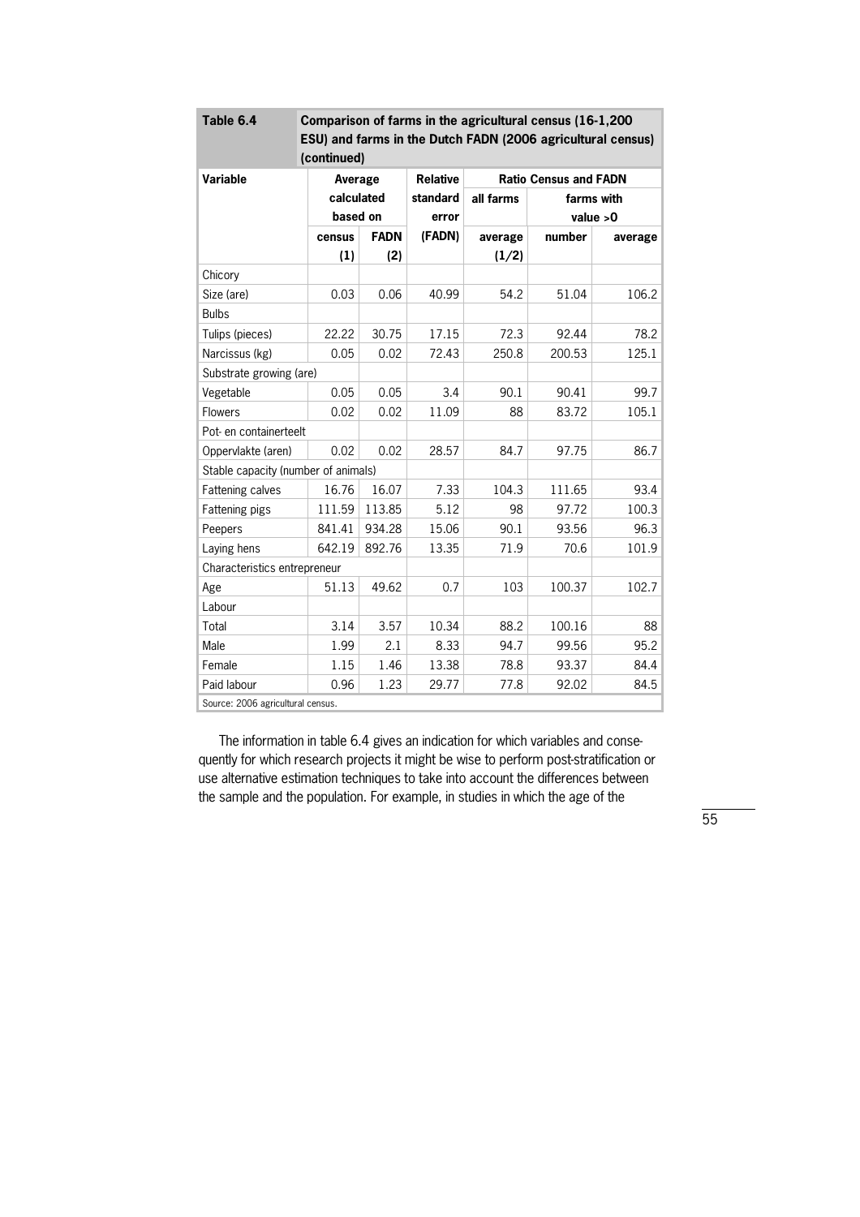| Table 6.4 | Comparison of farms in the agricultural census (16-1,200 ESU) and farms in the Dutch FADN (2006 agricultural census) (continued) | | | | | |
|---|---|---|---|---|---|---|
| **Variable** | **Average calculated based on** | | **Relative standard error** | **Ratio Census and FADN** | | |
| | | | | **all farms** | **farms with value >0** | |
| | **census (1)** | **FADN (2)** | **(FADN)** | **average (1/2)** | **number** | **average** |
| Chicory | | | | | | |
| Size (are) | 0.03 | 0.06 | 40.99 | 54.2 | 51.04 | 106.2 |
| Bulbs | | | | | | |
| Tulips (pieces) | 22.22 | 30.75 | 17.15 | 72.3 | 92.44 | 78.2 |
| Narcissus (kg) | 0.05 | 0.02 | 72.43 | 250.8 | 200.53 | 125.1 |
| Substrate growing (are) | | | | | | |
| Vegetable | 0.05 | 0.05 | 3.4 | 90.1 | 90.41 | 99.7 |
| Flowers | 0.02 | 0.02 | 11.09 | 88 | 83.72 | 105.1 |
| Pot- en containerteelt | | | | | | |
| Oppervlakte (aren) | 0.02 | 0.02 | 28.57 | 84.7 | 97.75 | 86.7 |
| Stable capacity (number of animals) | | | | | | |
| Fattening calves | 16.76 | 16.07 | 7.33 | 104.3 | 111.65 | 93.4 |
| Fattening pigs | 111.59 | 113.85 | 5.12 | 98 | 97.72 | 100.3 |
| Peepers | 841.41 | 934.28 | 15.06 | 90.1 | 93.56 | 96.3 |
| Laying hens | 642.19 | 892.76 | 13.35 | 71.9 | 70.6 | 101.9 |
| Characteristics entrepreneur | | | | | | |
| Age | 51.13 | 49.62 | 0.7 | 103 | 100.37 | 102.7 |
| Labour | | | | | | |
| Total | 3.14 | 3.57 | 10.34 | 88.2 | 100.16 | 88 |
| Male | 1.99 | 2.1 | 8.33 | 94.7 | 99.56 | 95.2 |
| Female | 1.15 | 1.46 | 13.38 | 78.8 | 93.37 | 84.4 |
| Paid labour | 0.96 | 1.23 | 29.77 | 77.8 | 92.02 | 84.5 |

Source: 2006 agricultural census.

The information in table 6.4 gives an indication for which variables and consequently for which research projects it might be wise to perform post-stratification or use alternative estimation techniques to take into account the differences between the sample and the population. For example, in studies in which the age of the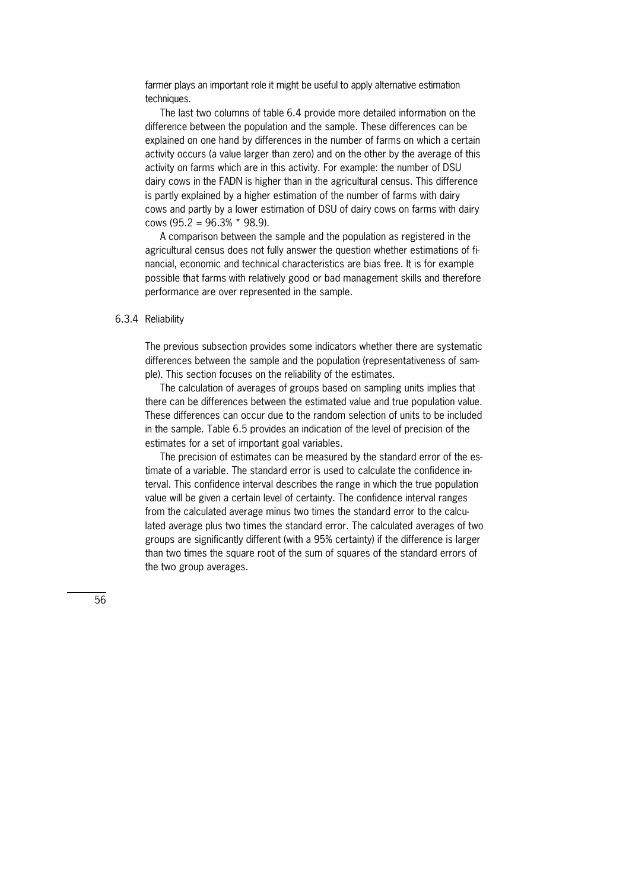farmer plays an important role it might be useful to apply alternative estimation techniques.

The last two columns of table 6.4 provide more detailed information on the difference between the population and the sample. These differences can be explained on one hand by differences in the number of farms on which a certain activity occurs (a value larger than zero) and on the other by the average of this activity on farms which are in this activity. For example: the number of DSU dairy cows in the FADN is higher than in the agricultural census. This difference is partly explained by a higher estimation of the number of farms with dairy cows and partly by a lower estimation of DSU of dairy cows on farms with dairy cows (95.2 = 96.3% * 98.9).

A comparison between the sample and the population as registered in the agricultural census does not fully answer the question whether estimations of financial, economic and technical characteristics are bias free. It is for example possible that farms with relatively good or bad management skills and therefore performance are over represented in the sample.

### 6.3.4 Reliability

The previous subsection provides some indicators whether there are systematic differences between the sample and the population (representativeness of sample). This section focuses on the reliability of the estimates.

The calculation of averages of groups based on sampling units implies that there can be differences between the estimated value and true population value. These differences can occur due to the random selection of units to be included in the sample. Table 6.5 provides an indication of the level of precision of the estimates for a set of important goal variables.

The precision of estimates can be measured by the standard error of the estimate of a variable. The standard error is used to calculate the confidence interval. This confidence interval describes the range in which the true population value will be given a certain level of certainty. The confidence interval ranges from the calculated average minus two times the standard error to the calculated average plus two times the standard error. The calculated averages of two groups are significantly different (with a 95% certainty) if the difference is larger than two times the square root of the sum of squares of the standard errors of the two group averages.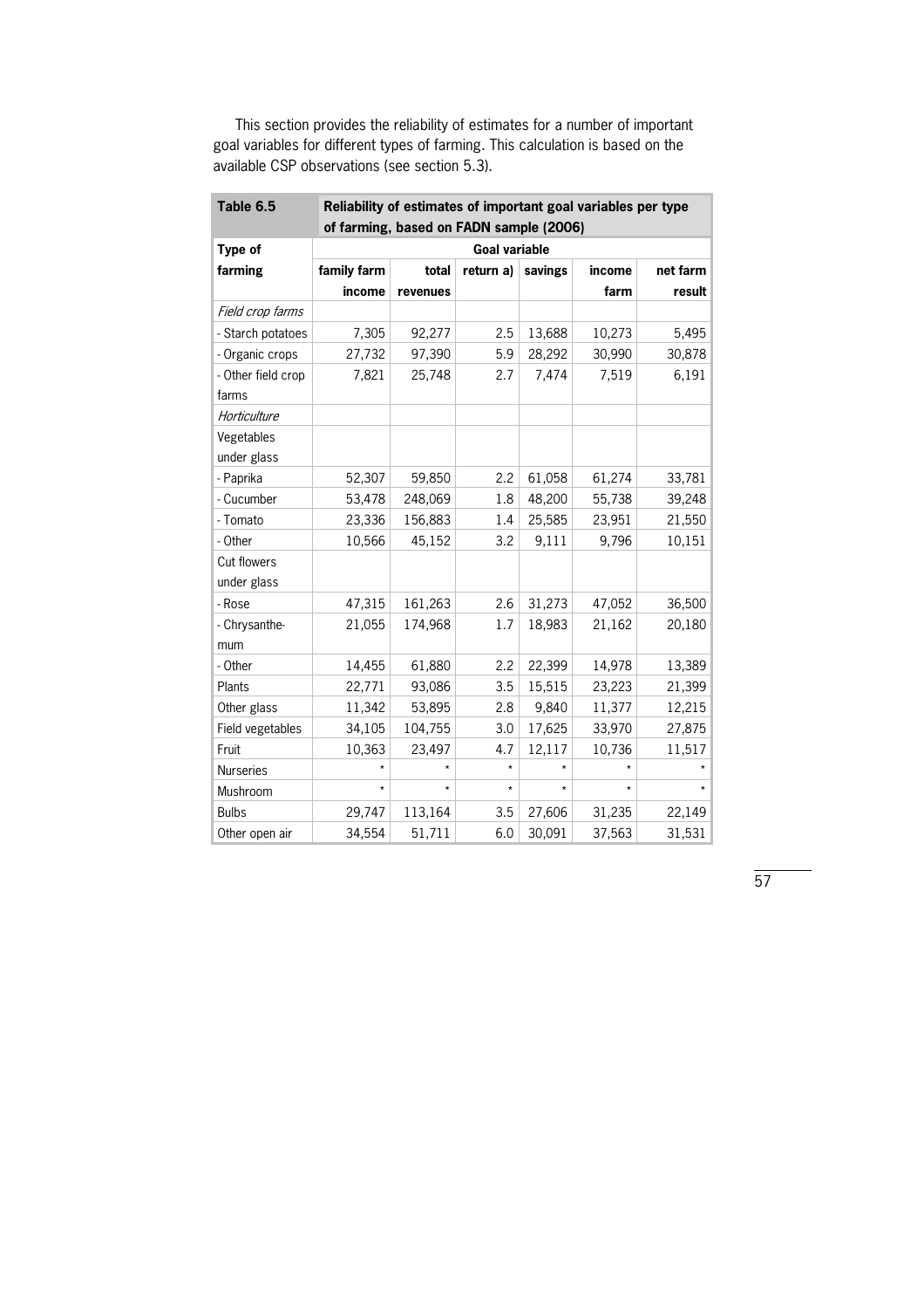This section provides the reliability of estimates for a number of important goal variables for different types of farming. This calculation is based on the available CSP observations (see section 5.3).

| **Table 6.5** | **Reliability of estimates of important goal variables per type of farming, based on FADN sample (2006)** | | | | | |
|---|---|---|---|---|---|---|
| **Type of farming** | **Goal variable** | | | | | |
| | **family farm income** | **total revenues** | **return a)** | **savings** | **income farm** | **net farm result** |
| *Field crop farms* | | | | | | |
| - Starch potatoes | 7,305 | 92,277 | 2.5 | 13,688 | 10,273 | 5,495 |
| - Organic crops | 27,732 | 97,390 | 5.9 | 28,292 | 30,990 | 30,878 |
| - Other field crop farms | 7,821 | 25,748 | 2.7 | 7,474 | 7,519 | 6,191 |
| *Horticulture* | | | | | | |
| Vegetables under glass | | | | | | |
| - Paprika | 52,307 | 59,850 | 2.2 | 61,058 | 61,274 | 33,781 |
| - Cucumber | 53,478 | 248,069 | 1.8 | 48,200 | 55,738 | 39,248 |
| - Tomato | 23,336 | 156,883 | 1.4 | 25,585 | 23,951 | 21,550 |
| - Other | 10,566 | 45,152 | 3.2 | 9,111 | 9,796 | 10,151 |
| Cut flowers under glass | | | | | | |
| - Rose | 47,315 | 161,263 | 2.6 | 31,273 | 47,052 | 36,500 |
| - Chrysanthe-mum | 21,055 | 174,968 | 1.7 | 18,983 | 21,162 | 20,180 |
| - Other | 14,455 | 61,880 | 2.2 | 22,399 | 14,978 | 13,389 |
| Plants | 22,771 | 93,086 | 3.5 | 15,515 | 23,223 | 21,399 |
| Other glass | 11,342 | 53,895 | 2.8 | 9,840 | 11,377 | 12,215 |
| Field vegetables | 34,105 | 104,755 | 3.0 | 17,625 | 33,970 | 27,875 |
| Fruit | 10,363 | 23,497 | 4.7 | 12,117 | 10,736 | 11,517 |
| Nurseries | * | * | * | * | * | * |
| Mushroom | * | * | * | * | * | * |
| Bulbs | 29,747 | 113,164 | 3.5 | 27,606 | 31,235 | 22,149 |
| Other open air | 34,554 | 51,711 | 6.0 | 30,091 | 37,563 | 31,531 |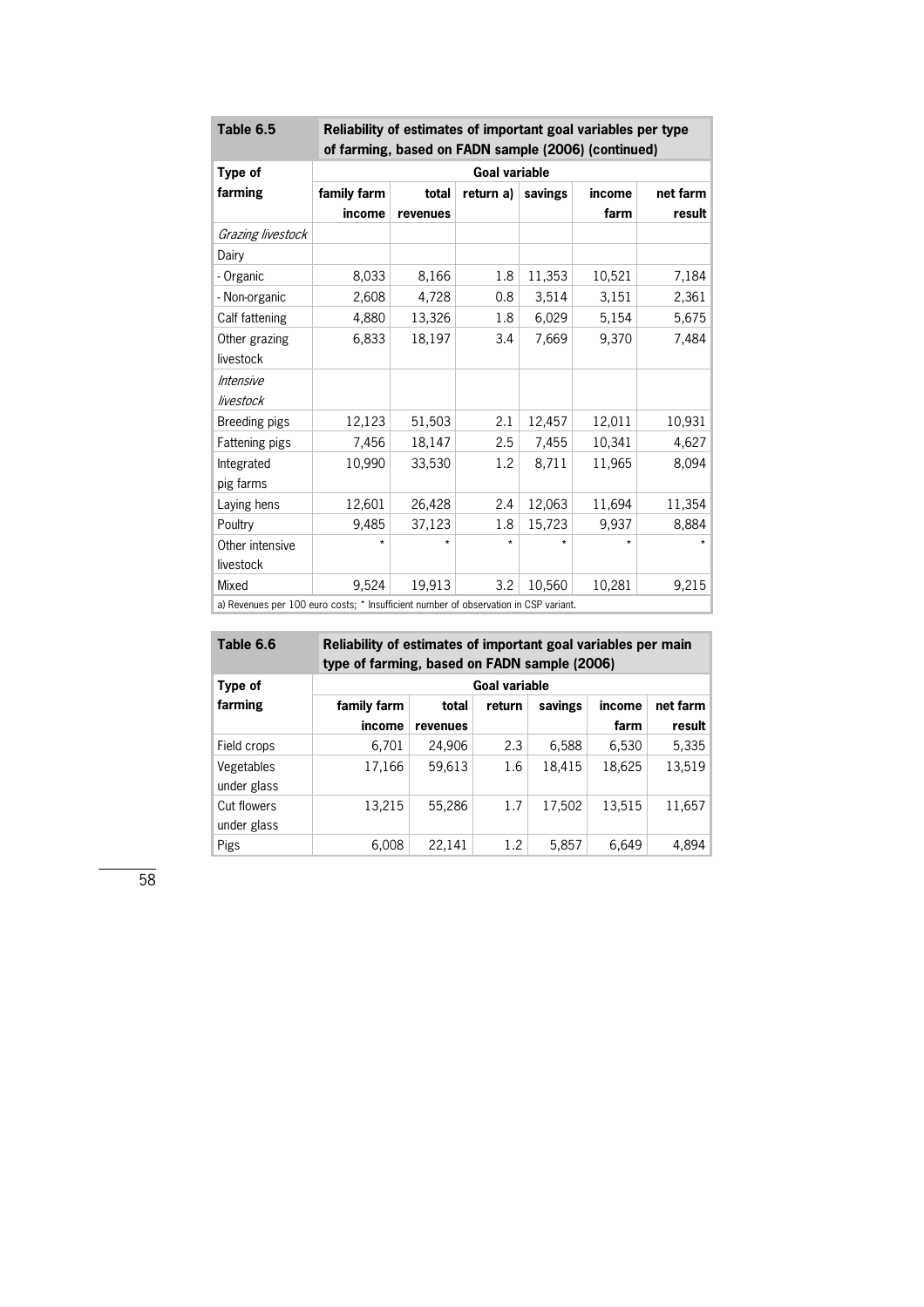| Table 6.5 | Reliability of estimates of important goal variables per type of farming, based on FADN sample (2006) (continued) | | | | | |
|---|---|---|---|---|---|---|
| Type of farming | Goal variable | | | | | |
| | family farm income | total revenues | return a) | savings | income farm | net farm result |
| *Grazing livestock* | | | | | | |
| Dairy | | | | | | |
| - Organic | 8,033 | 8,166 | 1.8 | 11,353 | 10,521 | 7,184 |
| - Non-organic | 2,608 | 4,728 | 0.8 | 3,514 | 3,151 | 2,361 |
| Calf fattening | 4,880 | 13,326 | 1.8 | 6,029 | 5,154 | 5,675 |
| Other grazing livestock | 6,833 | 18,197 | 3.4 | 7,669 | 9,370 | 7,484 |
| *Intensive livestock* | | | | | | |
| Breeding pigs | 12,123 | 51,503 | 2.1 | 12,457 | 12,011 | 10,931 |
| Fattening pigs | 7,456 | 18,147 | 2.5 | 7,455 | 10,341 | 4,627 |
| Integrated pig farms | 10,990 | 33,530 | 1.2 | 8,711 | 11,965 | 8,094 |
| Laying hens | 12,601 | 26,428 | 2.4 | 12,063 | 11,694 | 11,354 |
| Poultry | 9,485 | 37,123 | 1.8 | 15,723 | 9,937 | 8,884 |
| Other intensive livestock | * | * | * | * | * | * |
| Mixed | 9,524 | 19,913 | 3.2 | 10,560 | 10,281 | 9,215 |

a) Revenues per 100 euro costs; * Insufficient number of observation in CSP variant.

| Table 6.6 | Reliability of estimates of important goal variables per main type of farming, based on FADN sample (2006) | | | | | |
|---|---|---|---|---|---|---|
| Type of farming | Goal variable | | | | | |
| | family farm income | total revenues | return | savings | income farm | net farm result |
| Field crops | 6,701 | 24,906 | 2.3 | 6,588 | 6,530 | 5,335 |
| Vegetables under glass | 17,166 | 59,613 | 1.6 | 18,415 | 18,625 | 13,519 |
| Cut flowers under glass | 13,215 | 55,286 | 1.7 | 17,502 | 13,515 | 11,657 |
| Pigs | 6,008 | 22,141 | 1.2 | 5,857 | 6,649 | 4,894 |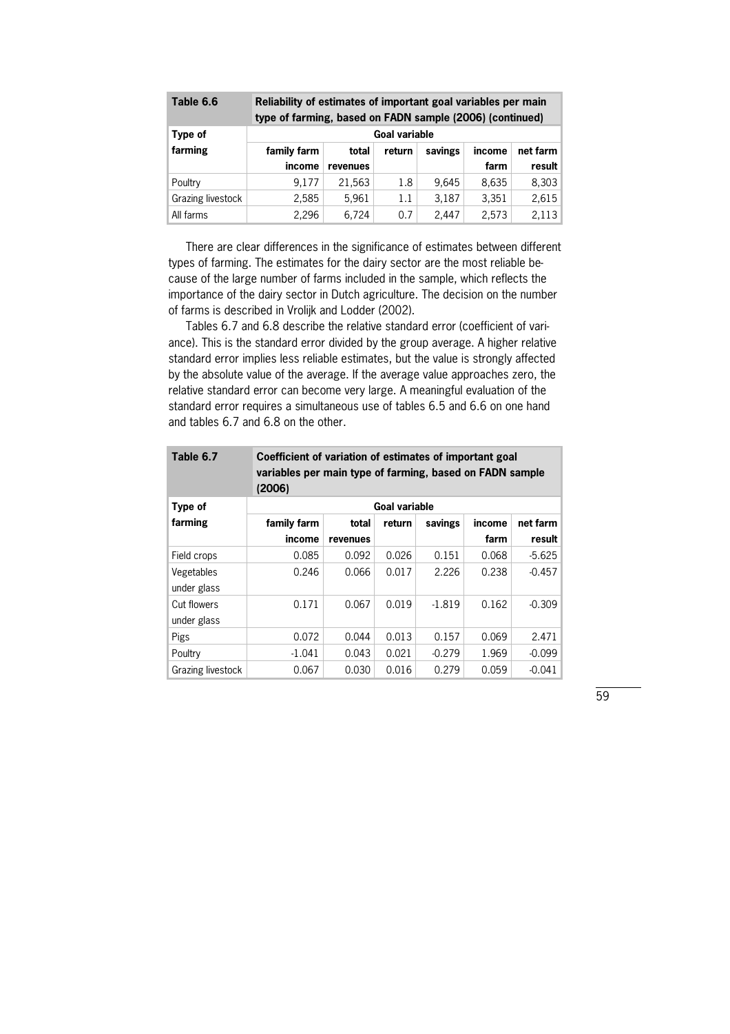**Table 6.6 Reliability of estimates of important goal variables per main type of farming, based on FADN sample (2006) (continued)**

| Type of farming | Goal variable | | | | | |
|---|---|---|---|---|---|---|
| | family farm income | total revenues | return | savings | income farm | net farm result |
| Poultry | 9,177 | 21,563 | 1.8 | 9,645 | 8,635 | 8,303 |
| Grazing livestock | 2,585 | 5,961 | 1.1 | 3,187 | 3,351 | 2,615 |
| All farms | 2,296 | 6,724 | 0.7 | 2,447 | 2,573 | 2,113 |

There are clear differences in the significance of estimates between different types of farming. The estimates for the dairy sector are the most reliable because of the large number of farms included in the sample, which reflects the importance of the dairy sector in Dutch agriculture. The decision on the number of farms is described in Vrolijk and Lodder (2002).

Tables 6.7 and 6.8 describe the relative standard error (coefficient of variance). This is the standard error divided by the group average. A higher relative standard error implies less reliable estimates, but the value is strongly affected by the absolute value of the average. If the average value approaches zero, the relative standard error can become very large. A meaningful evaluation of the standard error requires a simultaneous use of tables 6.5 and 6.6 on one hand and tables 6.7 and 6.8 on the other.

**Table 6.7 Coefficient of variation of estimates of important goal variables per main type of farming, based on FADN sample (2006)**

| Type of farming | Goal variable | | | | | |
|---|---|---|---|---|---|---|
| | family farm income | total revenues | return | savings | income farm | net farm result |
| Field crops | 0.085 | 0.092 | 0.026 | 0.151 | 0.068 | -5.625 |
| Vegetables under glass | 0.246 | 0.066 | 0.017 | 2.226 | 0.238 | -0.457 |
| Cut flowers under glass | 0.171 | 0.067 | 0.019 | -1.819 | 0.162 | -0.309 |
| Pigs | 0.072 | 0.044 | 0.013 | 0.157 | 0.069 | 2.471 |
| Poultry | -1.041 | 0.043 | 0.021 | -0.279 | 1.969 | -0.099 |
| Grazing livestock | 0.067 | 0.030 | 0.016 | 0.279 | 0.059 | -0.041 |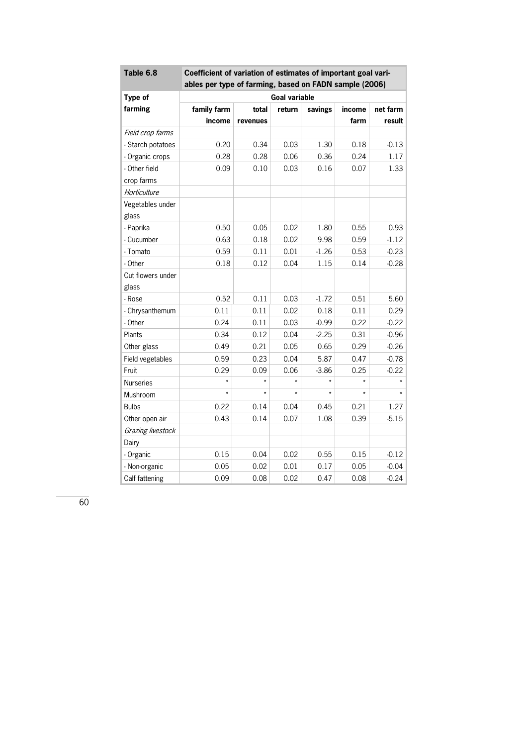**Table 6.8** **Coefficient of variation of estimates of important goal variables per type of farming, based on FADN sample (2006)**

| Type of farming | Goal variable | | | | | |
|---|---|---|---|---|---|---|
| | family farm income | total revenues | return | savings | income farm | net farm result |
| *Field crop farms* | | | | | | |
| - Starch potatoes | 0.20 | 0.34 | 0.03 | 1.30 | 0.18 | -0.13 |
| - Organic crops | 0.28 | 0.28 | 0.06 | 0.36 | 0.24 | 1.17 |
| - Other field crop farms | 0.09 | 0.10 | 0.03 | 0.16 | 0.07 | 1.33 |
| *Horticulture* | | | | | | |
| Vegetables under glass | | | | | | |
| - Paprika | 0.50 | 0.05 | 0.02 | 1.80 | 0.55 | 0.93 |
| - Cucumber | 0.63 | 0.18 | 0.02 | 9.98 | 0.59 | -1.12 |
| - Tomato | 0.59 | 0.11 | 0.01 | -1.26 | 0.53 | -0.23 |
| - Other | 0.18 | 0.12 | 0.04 | 1.15 | 0.14 | -0.28 |
| Cut flowers under glass | | | | | | |
| - Rose | 0.52 | 0.11 | 0.03 | -1.72 | 0.51 | 5.60 |
| - Chrysanthemum | 0.11 | 0.11 | 0.02 | 0.18 | 0.11 | 0.29 |
| - Other | 0.24 | 0.11 | 0.03 | -0.99 | 0.22 | -0.22 |
| Plants | 0.34 | 0.12 | 0.04 | -2.25 | 0.31 | -0.96 |
| Other glass | 0.49 | 0.21 | 0.05 | 0.65 | 0.29 | -0.26 |
| Field vegetables | 0.59 | 0.23 | 0.04 | 5.87 | 0.47 | -0.78 |
| Fruit | 0.29 | 0.09 | 0.06 | -3.86 | 0.25 | -0.22 |
| Nurseries | * | * | * | * | * | * |
| Mushroom | * | * | * | * | * | * |
| Bulbs | 0.22 | 0.14 | 0.04 | 0.45 | 0.21 | 1.27 |
| Other open air | 0.43 | 0.14 | 0.07 | 1.08 | 0.39 | -5.15 |
| *Grazing livestock* | | | | | | |
| Dairy | | | | | | |
| - Organic | 0.15 | 0.04 | 0.02 | 0.55 | 0.15 | -0.12 |
| - Non-organic | 0.05 | 0.02 | 0.01 | 0.17 | 0.05 | -0.04 |
| Calf fattening | 0.09 | 0.08 | 0.02 | 0.47 | 0.08 | -0.24 |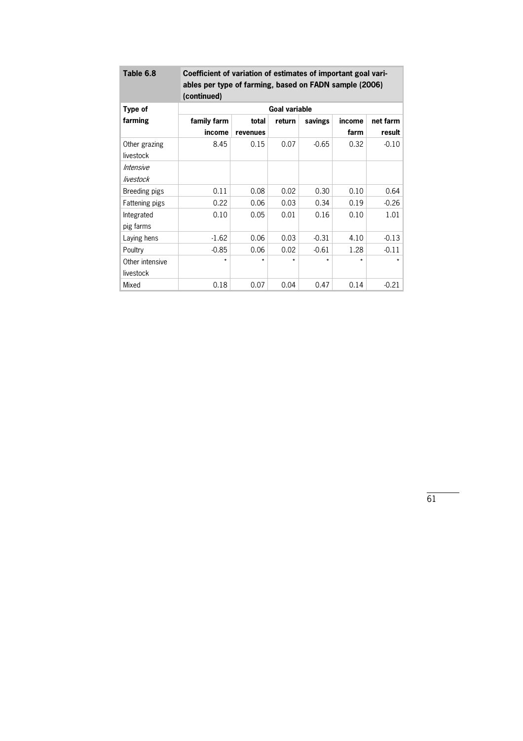**Table 6.8 Coefficient of variation of estimates of important goal variables per type of farming, based on FADN sample (2006) (continued)**

| Type of farming | Goal variable | | | | | |
|---|---|---|---|---|---|---|
| | family farm income | total revenues | return | savings | income farm | net farm result |
| Other grazing livestock | 8.45 | 0.15 | 0.07 | -0.65 | 0.32 | -0.10 |
| *Intensive livestock* | | | | | | |
| Breeding pigs | 0.11 | 0.08 | 0.02 | 0.30 | 0.10 | 0.64 |
| Fattening pigs | 0.22 | 0.06 | 0.03 | 0.34 | 0.19 | -0.26 |
| Integrated pig farms | 0.10 | 0.05 | 0.01 | 0.16 | 0.10 | 1.01 |
| Laying hens | -1.62 | 0.06 | 0.03 | -0.31 | 4.10 | -0.13 |
| Poultry | -0.85 | 0.06 | 0.02 | -0.61 | 1.28 | -0.11 |
| Other intensive livestock | * | * | * | * | * | * |
| Mixed | 0.18 | 0.07 | 0.04 | 0.47 | 0.14 | -0.21 |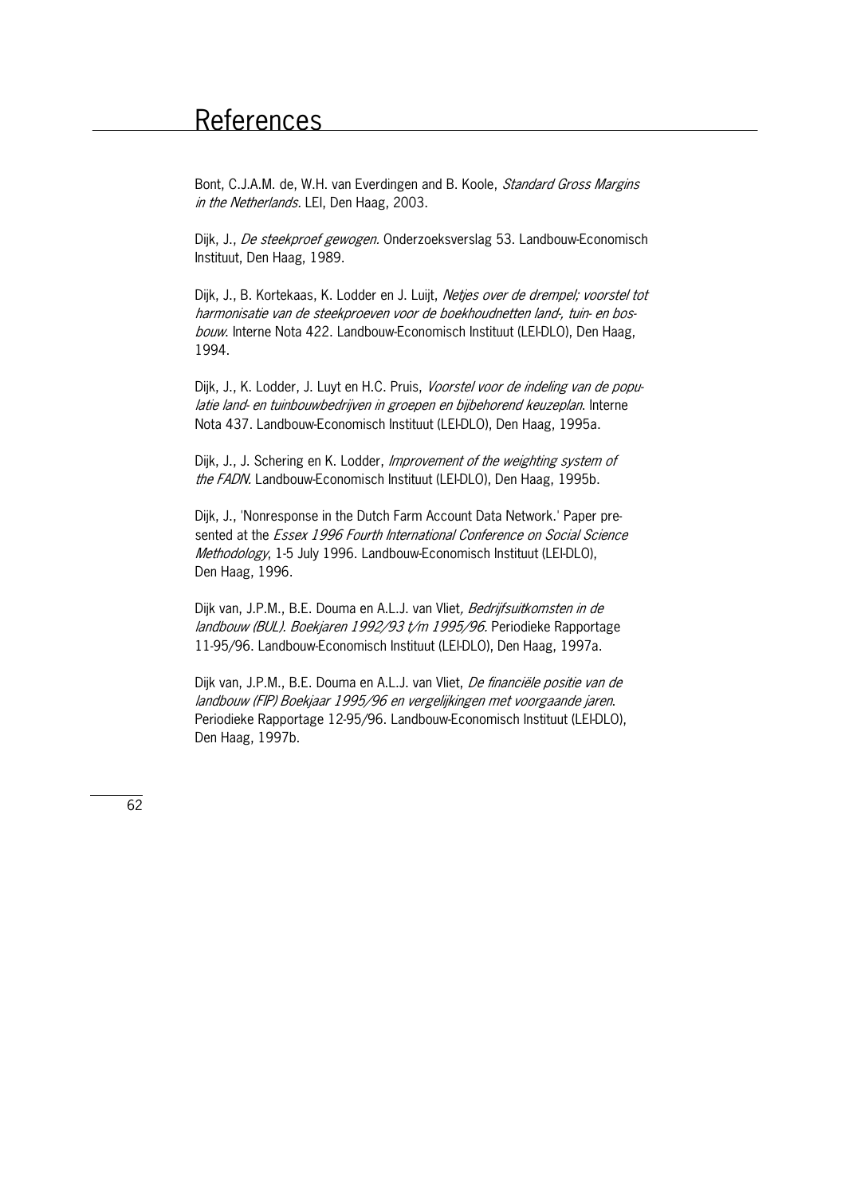# References

Bont, C.J.A.M. de, W.H. van Everdingen and B. Koole, *Standard Gross Margins in the Netherlands.* LEI, Den Haag, 2003.

Dijk, J., *De steekproef gewogen.* Onderzoeksverslag 53. Landbouw-Economisch Instituut, Den Haag, 1989.

Dijk, J., B. Kortekaas, K. Lodder en J. Luijt, *Netjes over de drempel; voorstel tot harmonisatie van de steekproeven voor de boekhoudnetten land-, tuin- en bosbouw.* Interne Nota 422. Landbouw-Economisch Instituut (LEI-DLO), Den Haag, 1994.

Dijk, J., K. Lodder, J. Luyt en H.C. Pruis, *Voorstel voor de indeling van de populatie land- en tuinbouwbedrijven in groepen en bijbehorend keuzeplan.* Interne Nota 437. Landbouw-Economisch Instituut (LEI-DLO), Den Haag, 1995a.

Dijk, J., J. Schering en K. Lodder, *Improvement of the weighting system of the FADN.* Landbouw-Economisch Instituut (LEI-DLO), Den Haag, 1995b.

Dijk, J., 'Nonresponse in the Dutch Farm Account Data Network.' Paper presented at the *Essex 1996 Fourth International Conference on Social Science Methodology*, 1-5 July 1996. Landbouw-Economisch Instituut (LEI-DLO), Den Haag, 1996.

Dijk van, J.P.M., B.E. Douma en A.L.J. van Vliet, *Bedrijfsuitkomsten in de landbouw (BUL). Boekjaren 1992/93 t/m 1995/96.* Periodieke Rapportage 11-95/96. Landbouw-Economisch Instituut (LEI-DLO), Den Haag, 1997a.

Dijk van, J.P.M., B.E. Douma en A.L.J. van Vliet, *De financiële positie van de landbouw (FIP) Boekjaar 1995/96 en vergelijkingen met voorgaande jaren.* Periodieke Rapportage 12-95/96. Landbouw-Economisch Instituut (LEI-DLO), Den Haag, 1997b.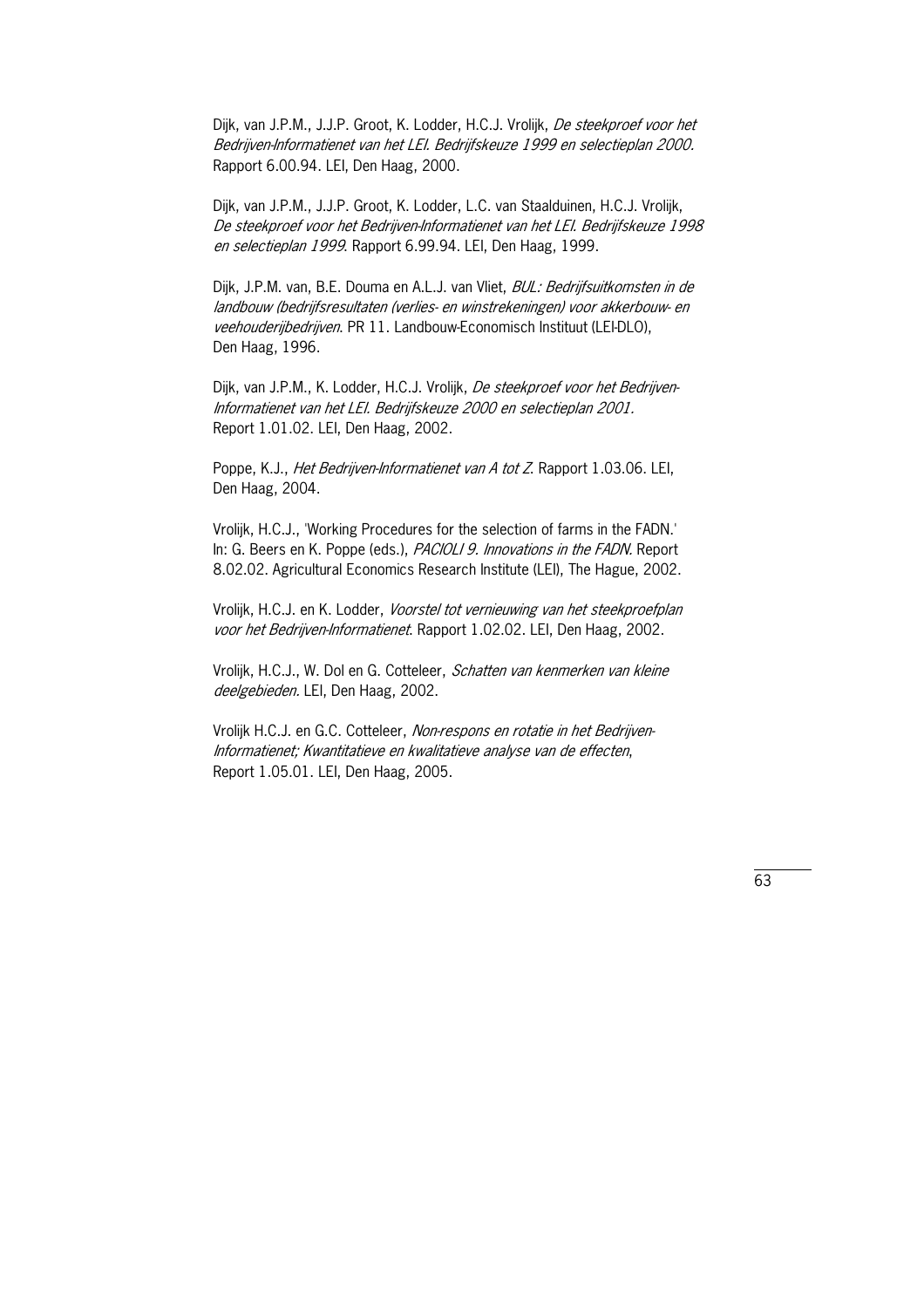Dijk, van J.P.M., J.J.P. Groot, K. Lodder, H.C.J. Vrolijk, *De steekproef voor het Bedrijven-Informatienet van het LEI. Bedrijfskeuze 1999 en selectieplan 2000.* Rapport 6.00.94. LEI, Den Haag, 2000.

Dijk, van J.P.M., J.J.P. Groot, K. Lodder, L.C. van Staalduinen, H.C.J. Vrolijk, *De steekproef voor het Bedrijven-Informatienet van het LEI. Bedrijfskeuze 1998 en selectieplan 1999*. Rapport 6.99.94. LEI, Den Haag, 1999.

Dijk, J.P.M. van, B.E. Douma en A.L.J. van Vliet, *BUL: Bedrijfsuitkomsten in de landbouw (bedrijfsresultaten (verlies- en winstrekeningen) voor akkerbouw- en veehouderijbedrijven*. PR 11. Landbouw-Economisch Instituut (LEI-DLO), Den Haag, 1996.

Dijk, van J.P.M., K. Lodder, H.C.J. Vrolijk, *De steekproef voor het Bedrijven-Informatienet van het LEI. Bedrijfskeuze 2000 en selectieplan 2001.* Report 1.01.02. LEI, Den Haag, 2002.

Poppe, K.J., *Het Bedrijven-Informatienet van A tot Z*. Rapport 1.03.06. LEI, Den Haag, 2004.

Vrolijk, H.C.J., 'Working Procedures for the selection of farms in the FADN.' In: G. Beers en K. Poppe (eds.), *PACIOLI 9. Innovations in the FADN*. Report 8.02.02. Agricultural Economics Research Institute (LEI), The Hague, 2002.

Vrolijk, H.C.J. en K. Lodder, *Voorstel tot vernieuwing van het steekproefplan voor het Bedrijven-Informatienet*. Rapport 1.02.02. LEI, Den Haag, 2002.

Vrolijk, H.C.J., W. Dol en G. Cotteleer, *Schatten van kenmerken van kleine deelgebieden*. LEI, Den Haag, 2002.

Vrolijk H.C.J. en G.C. Cotteleer, *Non-respons en rotatie in het Bedrijven-Informatienet; Kwantitatieve en kwalitatieve analyse van de effecten*, Report 1.05.01. LEI, Den Haag, 2005.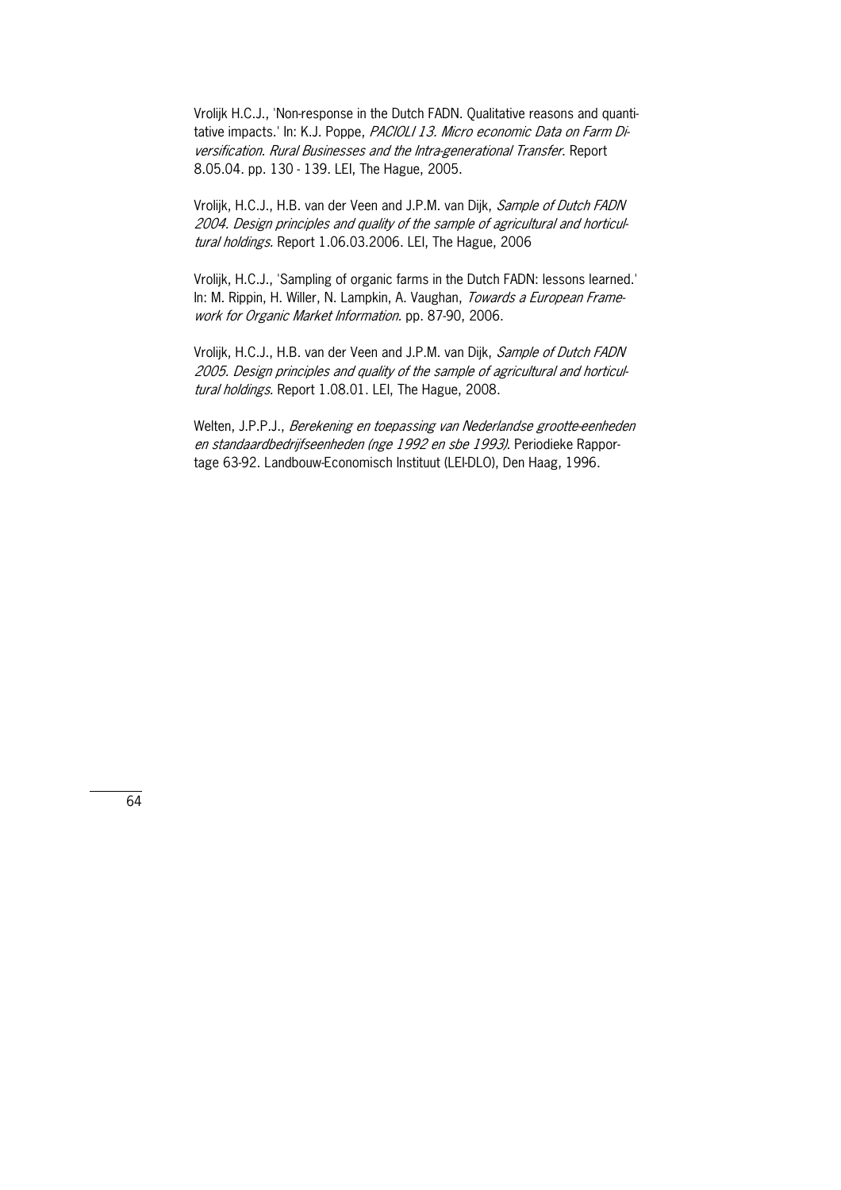Vrolijk H.C.J., 'Non-response in the Dutch FADN. Qualitative reasons and quantitative impacts.' In: K.J. Poppe, *PACIOLI 13. Micro economic Data on Farm Diversification. Rural Businesses and the Intra-generational Transfer*. Report 8.05.04. pp. 130 - 139. LEI, The Hague, 2005.

Vrolijk, H.C.J., H.B. van der Veen and J.P.M. van Dijk, *Sample of Dutch FADN 2004. Design principles and quality of the sample of agricultural and horticultural holdings.* Report 1.06.03.2006. LEI, The Hague, 2006

Vrolijk, H.C.J., 'Sampling of organic farms in the Dutch FADN: lessons learned.' In: M. Rippin, H. Willer, N. Lampkin, A. Vaughan, *Towards a European Framework for Organic Market Information.* pp. 87-90, 2006.

Vrolijk, H.C.J., H.B. van der Veen and J.P.M. van Dijk, *Sample of Dutch FADN 2005. Design principles and quality of the sample of agricultural and horticultural holdings.* Report 1.08.01. LEI, The Hague, 2008.

Welten, J.P.P.J., *Berekening en toepassing van Nederlandse grootte-eenheden en standaardbedrijfseenheden (nge 1992 en sbe 1993)*. Periodieke Rapportage 63-92. Landbouw-Economisch Instituut (LEI-DLO), Den Haag, 1996.